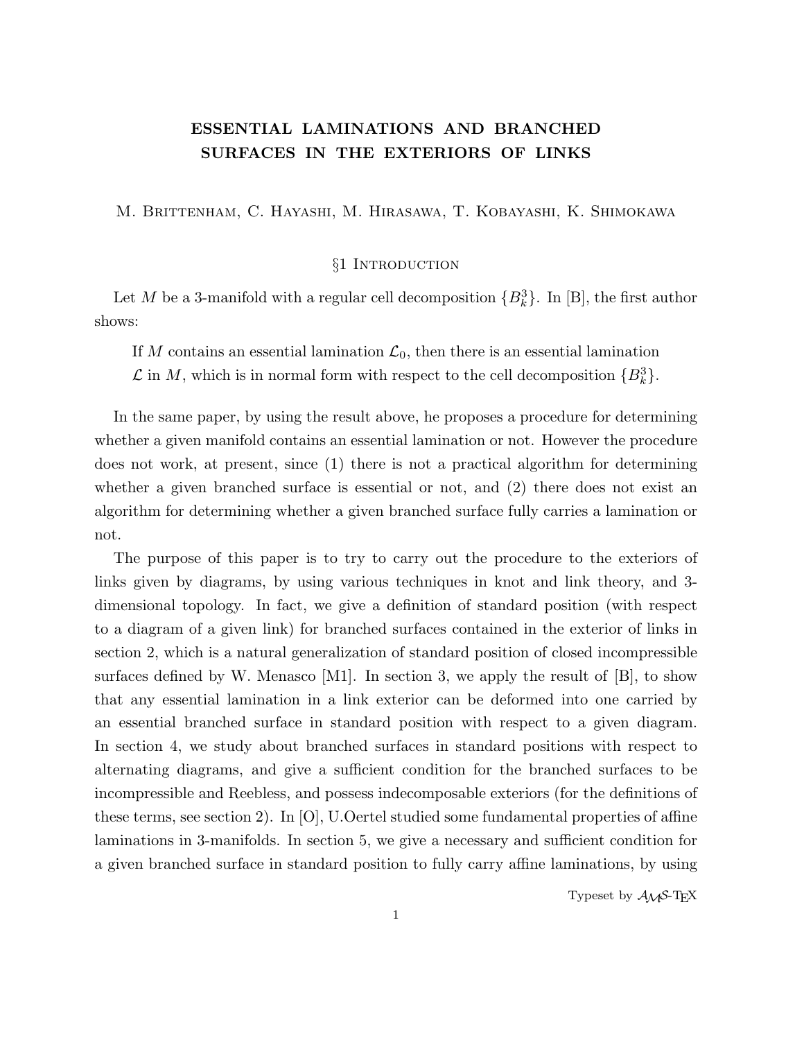# ESSENTIAL LAMINATIONS AND BRANCHED SURFACES IN THE EXTERIORS OF LINKS

M. Brittenham, C. Hayashi, M. Hirasawa, T. Kobayashi, K. Shimokawa

## §1 Introduction

Let $M$ be a 3-manifold with a regular cell decomposition $\{B^3_k\}$. In [B], the first author shows:

> If $M$ contains an essential lamination $\mathcal{L}_0$, then there is an essential lamination $\mathcal{L}$ in $M$, which is in normal form with respect to the cell decomposition $\{B^3_k\}$.

In the same paper, by using the result above, he proposes a procedure for determining whether a given manifold contains an essential lamination or not. However the procedure does not work, at present, since (1) there is not a practical algorithm for determining whether a given branched surface is essential or not, and (2) there does not exist an algorithm for determining whether a given branched surface fully carries a lamination or not.

The purpose of this paper is to try to carry out the procedure to the exteriors of links given by diagrams, by using various techniques in knot and link theory, and 3-dimensional topology. In fact, we give a definition of standard position (with respect to a diagram of a given link) for branched surfaces contained in the exterior of links in section 2, which is a natural generalization of standard position of closed incompressible surfaces defined by W. Menasco [M1]. In section 3, we apply the result of [B], to show that any essential lamination in a link exterior can be deformed into one carried by an essential branched surface in standard position with respect to a given diagram. In section 4, we study about branched surfaces in standard positions with respect to alternating diagrams, and give a sufficient condition for the branched surfaces to be incompressible and Reebless, and possess indecomposable exteriors (for the definitions of these terms, see section 2). In [O], U.Oertel studied some fundamental properties of affine laminations in 3-manifolds. In section 5, we give a necessary and sufficient condition for a given branched surface in standard position to fully carry affine laminations, by using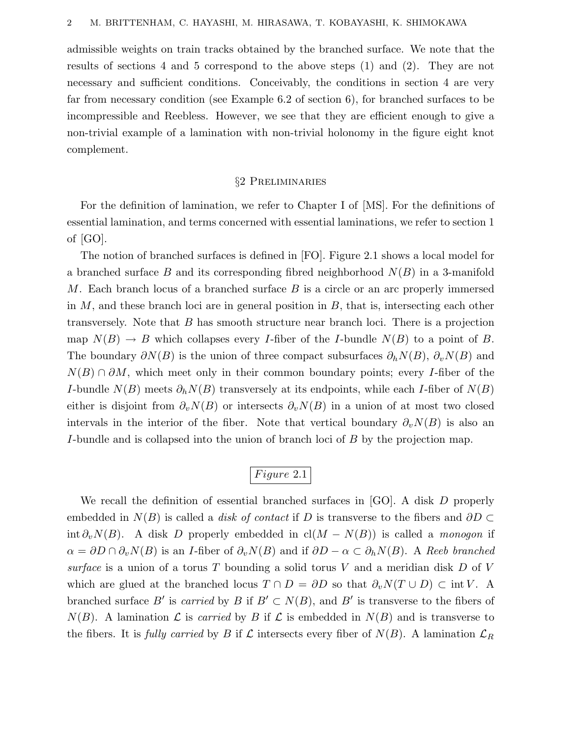admissible weights on train tracks obtained by the branched surface. We note that the results of sections 4 and 5 correspond to the above steps (1) and (2). They are not necessary and sufficient conditions. Conceivably, the conditions in section 4 are very far from necessary condition (see Example 6.2 of section 6), for branched surfaces to be incompressible and Reebless. However, we see that they are efficient enough to give a non-trivial example of a lamination with non-trivial holonomy in the figure eight knot complement.

## §2 Preliminaries

For the definition of lamination, we refer to Chapter I of [MS]. For the definitions of essential lamination, and terms concerned with essential laminations, we refer to section 1 of [GO].

The notion of branched surfaces is defined in [FO]. Figure 2.1 shows a local model for a branched surface $B$ and its corresponding fibred neighborhood $N(B)$ in a 3-manifold $M$. Each branch locus of a branched surface $B$ is a circle or an arc properly immersed in $M$, and these branch loci are in general position in $B$, that is, intersecting each other transversely. Note that $B$ has smooth structure near branch loci. There is a projection map $N(B) \to B$ which collapses every $I$-fiber of the $I$-bundle $N(B)$ to a point of $B$. The boundary $\partial N(B)$ is the union of three compact subsurfaces $\partial_h N(B)$, $\partial_v N(B)$ and $N(B) \cap \partial M$, which meet only in their common boundary points; every $I$-fiber of the $I$-bundle $N(B)$ meets $\partial_h N(B)$ transversely at its endpoints, while each $I$-fiber of $N(B)$ either is disjoint from $\partial_v N(B)$ or intersects $\partial_v N(B)$ in a union of at most two closed intervals in the interior of the fiber. Note that vertical boundary $\partial_v N(B)$ is also an $I$-bundle and is collapsed into the union of branch loci of $B$ by the projection map.

*Figure* 2.1

We recall the definition of essential branched surfaces in [GO]. A disk $D$ properly embedded in $N(B)$ is called a *disk of contact* if $D$ is transverse to the fibers and $\partial D \subset \operatorname{int} \partial_v N(B)$. A disk $D$ properly embedded in $\operatorname{cl}(M - N(B))$ is called a *monogon* if $\alpha = \partial D \cap \partial_v N(B)$ is an $I$-fiber of $\partial_v N(B)$ and if $\partial D - \alpha \subset \partial_h N(B)$. A *Reeb branched surface* is a union of a torus $T$ bounding a solid torus $V$ and a meridian disk $D$ of $V$ which are glued at the branched locus $T \cap D = \partial D$ so that $\partial_v N(T \cup D) \subset \operatorname{int} V$. A branched surface $B'$ is *carried* by $B$ if $B' \subset N(B)$, and $B'$ is transverse to the fibers of $N(B)$. A lamination $\mathcal{L}$ is *carried* by $B$ if $\mathcal{L}$ is embedded in $N(B)$ and is transverse to the fibers. It is *fully carried* by $B$ if $\mathcal{L}$ intersects every fiber of $N(B)$. A lamination $\mathcal{L}_R$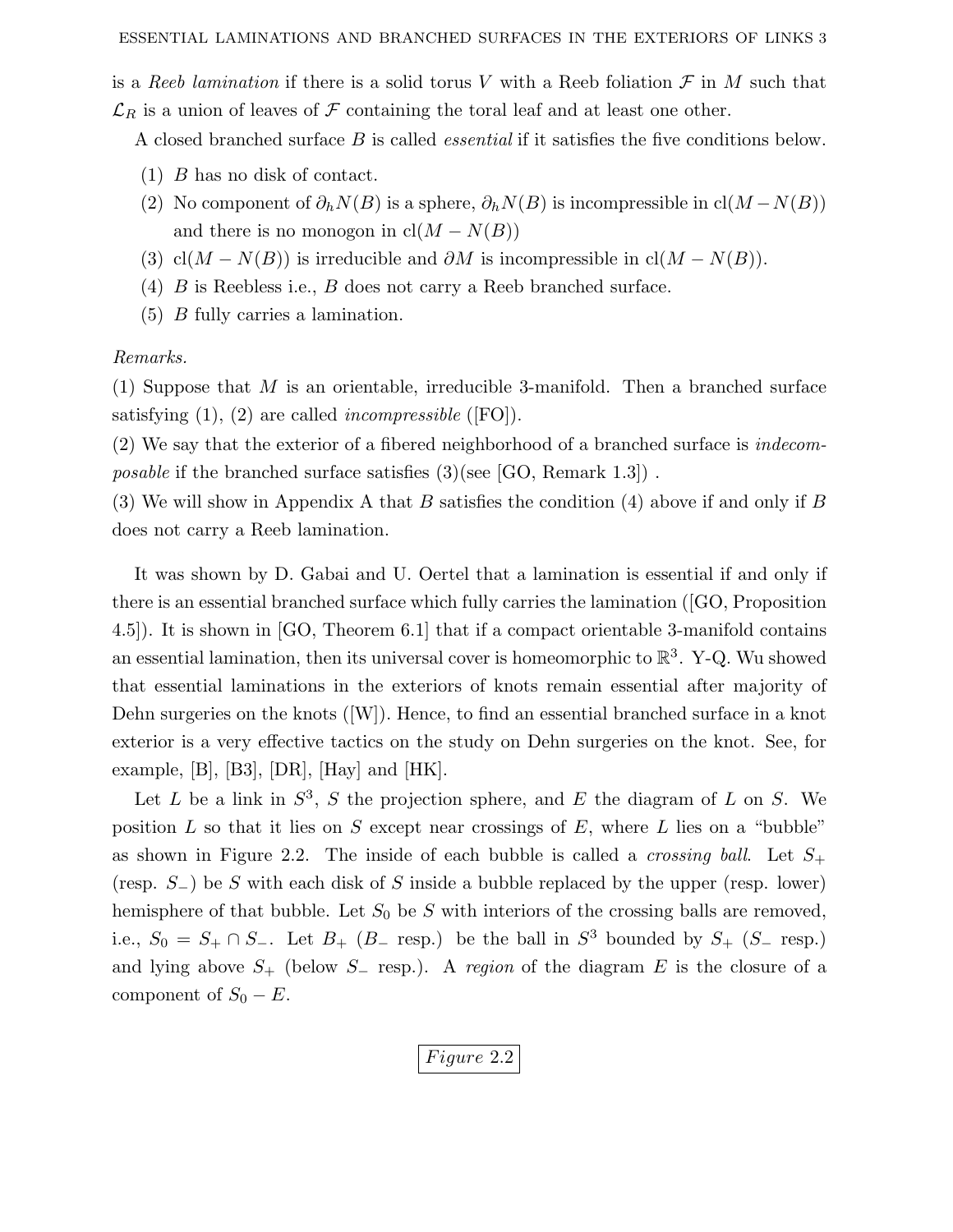is a *Reeb lamination* if there is a solid torus $V$ with a Reeb foliation $\mathcal{F}$ in $M$ such that $\mathcal{L}_R$ is a union of leaves of $\mathcal{F}$ containing the toral leaf and at least one other.

A closed branched surface $B$ is called *essential* if it satisfies the five conditions below.

1. $B$ has no disk of contact.
2. No component of $\partial_h N(B)$ is a sphere, $\partial_h N(B)$ is incompressible in $\mathrm{cl}(M - N(B))$ and there is no monogon in $\mathrm{cl}(M - N(B))$
3. $\mathrm{cl}(M - N(B))$ is irreducible and $\partial M$ is incompressible in $\mathrm{cl}(M - N(B))$.
4. $B$ is Reebless i.e., $B$ does not carry a Reeb branched surface.
5. $B$ fully carries a lamination.

*Remarks.*

(1) Suppose that $M$ is an orientable, irreducible 3-manifold. Then a branched surface satisfying (1), (2) are called *incompressible* ([FO]).

(2) We say that the exterior of a fibered neighborhood of a branched surface is *indecomposable* if the branched surface satisfies (3)(see [GO, Remark 1.3]) .

(3) We will show in Appendix A that $B$ satisfies the condition (4) above if and only if $B$ does not carry a Reeb lamination.

It was shown by D. Gabai and U. Oertel that a lamination is essential if and only if there is an essential branched surface which fully carries the lamination ([GO, Proposition 4.5]). It is shown in [GO, Theorem 6.1] that if a compact orientable 3-manifold contains an essential lamination, then its universal cover is homeomorphic to $\mathbb{R}^3$. Y-Q. Wu showed that essential laminations in the exteriors of knots remain essential after majority of Dehn surgeries on the knots ([W]). Hence, to find an essential branched surface in a knot exterior is a very effective tactics on the study on Dehn surgeries on the knot. See, for example, [B], [B3], [DR], [Hay] and [HK].

Let $L$ be a link in $S^3$, $S$ the projection sphere, and $E$ the diagram of $L$ on $S$. We position $L$ so that it lies on $S$ except near crossings of $E$, where $L$ lies on a "bubble" as shown in Figure 2.2. The inside of each bubble is called a *crossing ball*. Let $S_+$ (resp. $S_-$) be $S$ with each disk of $S$ inside a bubble replaced by the upper (resp. lower) hemisphere of that bubble. Let $S_0$ be $S$ with interiors of the crossing balls are removed, i.e., $S_0 = S_+ \cap S_-$. Let $B_+$ ($B_-$ resp.) be the ball in $S^3$ bounded by $S_+$ ($S_-$ resp.) and lying above $S_+$ (below $S_-$ resp.). A *region* of the diagram $E$ is the closure of a component of $S_0 - E$.

*Figure* 2.2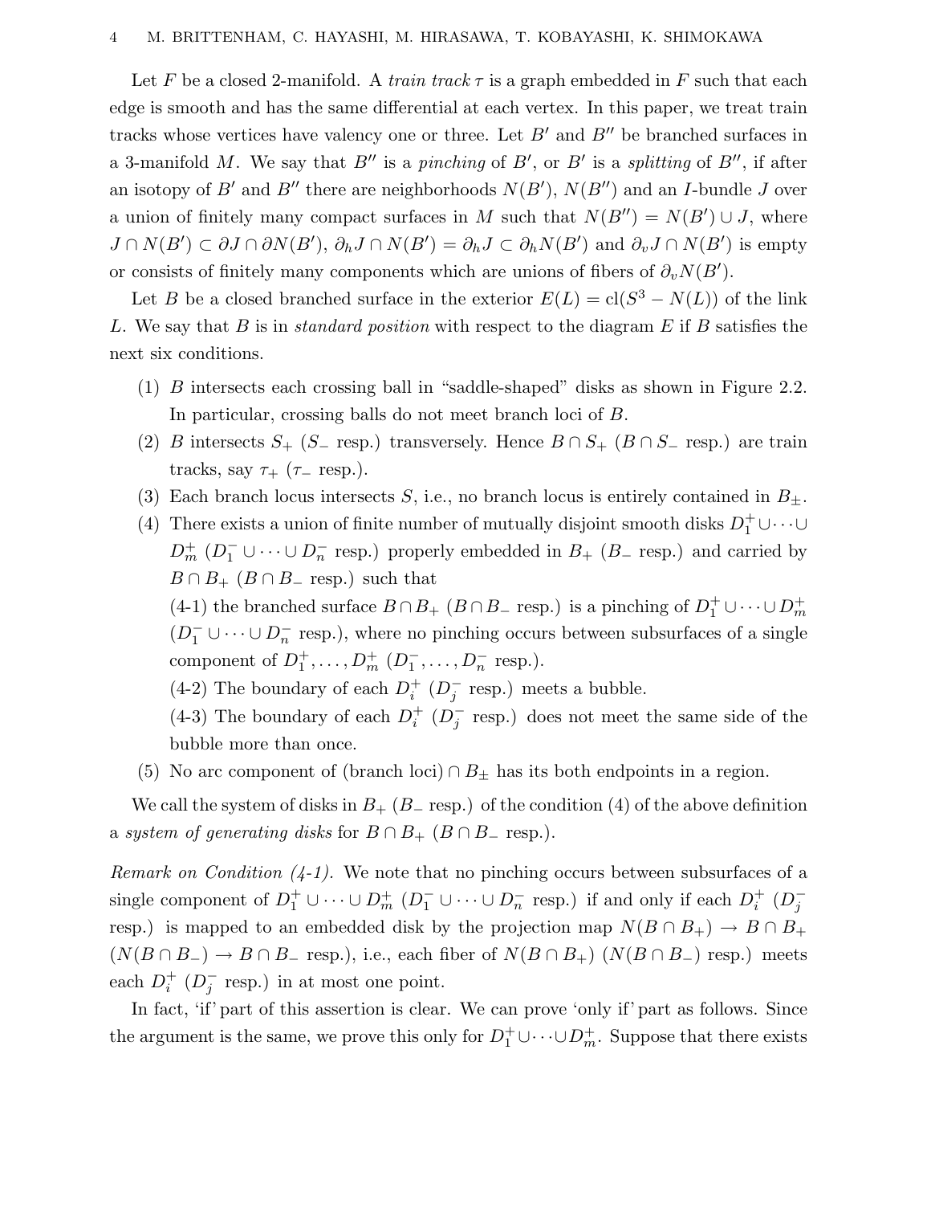Let $F$ be a closed 2-manifold. A *train track* $\tau$ is a graph embedded in $F$ such that each edge is smooth and has the same differential at each vertex. In this paper, we treat train tracks whose vertices have valency one or three. Let $B'$ and $B''$ be branched surfaces in a 3-manifold $M$. We say that $B''$ is a *pinching* of $B'$, or $B'$ is a *splitting* of $B''$, if after an isotopy of $B'$ and $B''$ there are neighborhoods $N(B')$, $N(B'')$ and an $I$-bundle $J$ over a union of finitely many compact surfaces in $M$ such that $N(B'') = N(B') \cup J$, where $J \cap N(B') \subset \partial J \cap \partial N(B')$, $\partial_h J \cap N(B') = \partial_h J \subset \partial_h N(B')$ and $\partial_v J \cap N(B')$ is empty or consists of finitely many components which are unions of fibers of $\partial_v N(B')$.

Let $B$ be a closed branched surface in the exterior $E(L) = \mathrm{cl}(S^3 - N(L))$ of the link $L$. We say that $B$ is in *standard position* with respect to the diagram $E$ if $B$ satisfies the next six conditions.

1. $B$ intersects each crossing ball in "saddle-shaped" disks as shown in Figure 2.2. In particular, crossing balls do not meet branch loci of $B$.
2. $B$ intersects $S_+$ ($S_-$ resp.) transversely. Hence $B \cap S_+$ ($B \cap S_-$ resp.) are train tracks, say $\tau_+$ ($\tau_-$ resp.).
3. Each branch locus intersects $S$, i.e., no branch locus is entirely contained in $B_\pm$.
4. There exists a union of finite number of mutually disjoint smooth disks $D_1^+ \cup \cdots \cup D_m^+$ ($D_1^- \cup \cdots \cup D_n^-$ resp.) properly embedded in $B_+$ ($B_-$ resp.) and carried by $B \cap B_+$ ($B \cap B_-$ resp.) such that

   (4-1) the branched surface $B \cap B_+$ ($B \cap B_-$ resp.) is a pinching of $D_1^+ \cup \cdots \cup D_m^+$ ($D_1^- \cup \cdots \cup D_n^-$ resp.), where no pinching occurs between subsurfaces of a single component of $D_1^+, \ldots, D_m^+$ ($D_1^-, \ldots, D_n^-$ resp.).

   (4-2) The boundary of each $D_i^+$ ($D_j^-$ resp.) meets a bubble.

   (4-3) The boundary of each $D_i^+$ ($D_j^-$ resp.) does not meet the same side of the bubble more than once.
5. No arc component of (branch loci) $\cap B_\pm$ has its both endpoints in a region.

We call the system of disks in $B_+$ ($B_-$ resp.) of the condition (4) of the above definition a *system of generating disks* for $B \cap B_+$ ($B \cap B_-$ resp.).

*Remark on Condition (4-1).* We note that no pinching occurs between subsurfaces of a single component of $D_1^+ \cup \cdots \cup D_m^+$ ($D_1^- \cup \cdots \cup D_n^-$ resp.) if and only if each $D_i^+$ ($D_j^-$ resp.) is mapped to an embedded disk by the projection map $N(B \cap B_+) \to B \cap B_+$ ($N(B \cap B_-) \to B \cap B_-$ resp.), i.e., each fiber of $N(B \cap B_+)$ ($N(B \cap B_-)$ resp.) meets each $D_i^+$ ($D_j^-$ resp.) in at most one point.

In fact, 'if' part of this assertion is clear. We can prove 'only if' part as follows. Since the argument is the same, we prove this only for $D_1^+ \cup \cdots \cup D_m^+$. Suppose that there exists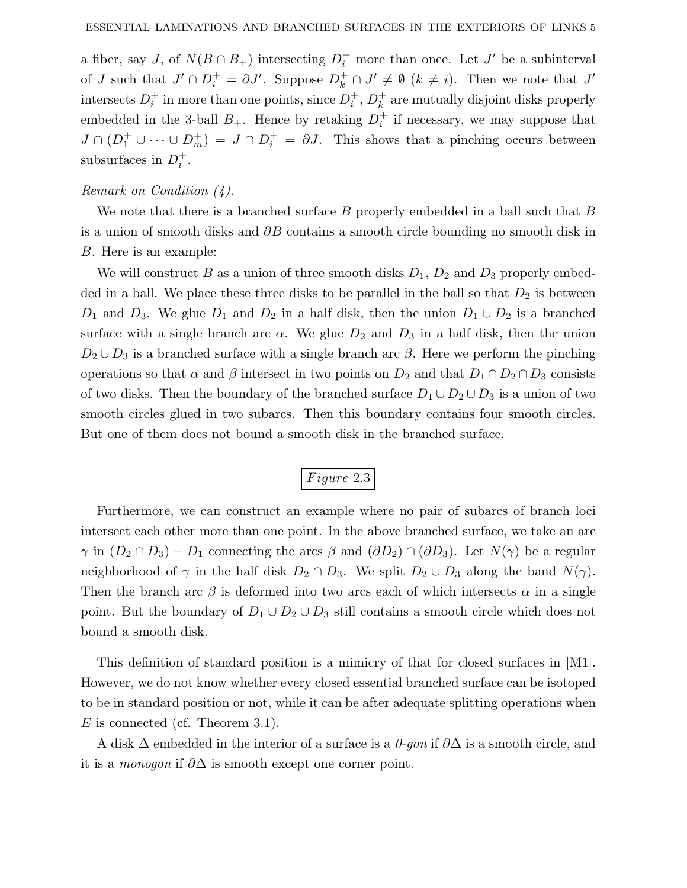a fiber, say $J$, of $N(B \cap B_+)$ intersecting $D_i^+$ more than once. Let $J'$ be a subinterval of $J$ such that $J' \cap D_i^+ = \partial J'$. Suppose $D_k^+ \cap J' \neq \emptyset$ $(k \neq i)$. Then we note that $J'$ intersects $D_i^+$ in more than one points, since $D_i^+$, $D_k^+$ are mutually disjoint disks properly embedded in the 3-ball $B_+$. Hence by retaking $D_i^+$ if necessary, we may suppose that $J \cap (D_1^+ \cup \cdots \cup D_m^+) = J \cap D_i^+ = \partial J$. This shows that a pinching occurs between subsurfaces in $D_i^+$.

*Remark on Condition (4).*

We note that there is a branched surface $B$ properly embedded in a ball such that $B$ is a union of smooth disks and $\partial B$ contains a smooth circle bounding no smooth disk in $B$. Here is an example:

We will construct $B$ as a union of three smooth disks $D_1$, $D_2$ and $D_3$ properly embedded in a ball. We place these three disks to be parallel in the ball so that $D_2$ is between $D_1$ and $D_3$. We glue $D_1$ and $D_2$ in a half disk, then the union $D_1 \cup D_2$ is a branched surface with a single branch arc $\alpha$. We glue $D_2$ and $D_3$ in a half disk, then the union $D_2 \cup D_3$ is a branched surface with a single branch arc $\beta$. Here we perform the pinching operations so that $\alpha$ and $\beta$ intersect in two points on $D_2$ and that $D_1 \cap D_2 \cap D_3$ consists of two disks. Then the boundary of the branched surface $D_1 \cup D_2 \cup D_3$ is a union of two smooth circles glued in two subarcs. Then this boundary contains four smooth circles. But one of them does not bound a smooth disk in the branched surface.

*Figure* 2.3

Furthermore, we can construct an example where no pair of subarcs of branch loci intersect each other more than one point. In the above branched surface, we take an arc $\gamma$ in $(D_2 \cap D_3) - D_1$ connecting the arcs $\beta$ and $(\partial D_2) \cap (\partial D_3)$. Let $N(\gamma)$ be a regular neighborhood of $\gamma$ in the half disk $D_2 \cap D_3$. We split $D_2 \cup D_3$ along the band $N(\gamma)$. Then the branch arc $\beta$ is deformed into two arcs each of which intersects $\alpha$ in a single point. But the boundary of $D_1 \cup D_2 \cup D_3$ still contains a smooth circle which does not bound a smooth disk.

This definition of standard position is a mimicry of that for closed surfaces in [M1]. However, we do not know whether every closed essential branched surface can be isotoped to be in standard position or not, while it can be after adequate splitting operations when $E$ is connected (cf. Theorem 3.1).

A disk $\Delta$ embedded in the interior of a surface is a *0-gon* if $\partial\Delta$ is a smooth circle, and it is a *monogon* if $\partial\Delta$ is smooth except one corner point.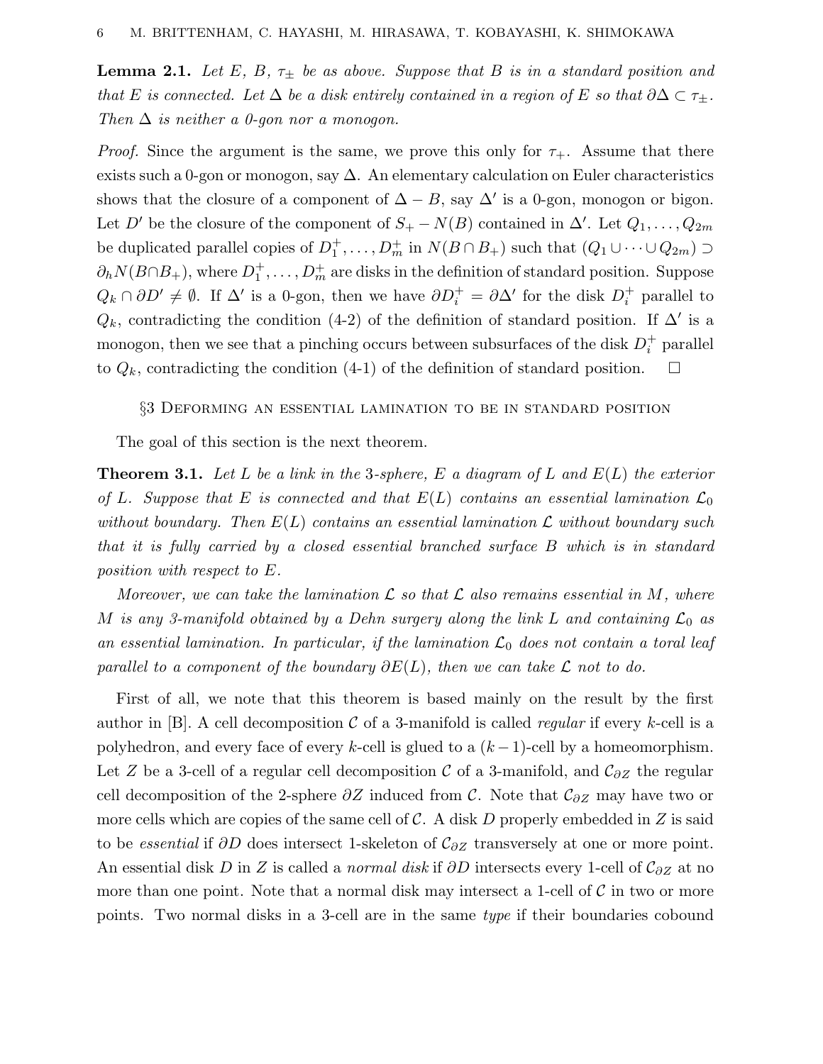**Lemma 2.1.** *Let $E$, $B$, $\tau_\pm$ be as above. Suppose that $B$ is in a standard position and that $E$ is connected. Let $\Delta$ be a disk entirely contained in a region of $E$ so that $\partial\Delta \subset \tau_\pm$. Then $\Delta$ is neither a 0-gon nor a monogon.*

*Proof.* Since the argument is the same, we prove this only for $\tau_+$. Assume that there exists such a 0-gon or monogon, say $\Delta$. An elementary calculation on Euler characteristics shows that the closure of a component of $\Delta - B$, say $\Delta'$ is a 0-gon, monogon or bigon. Let $D'$ be the closure of the component of $S_+ - N(B)$ contained in $\Delta'$. Let $Q_1, \ldots, Q_{2m}$ be duplicated parallel copies of $D_1^+, \ldots, D_m^+$ in $N(B \cap B_+)$ such that $(Q_1 \cup \cdots \cup Q_{2m}) \supset \partial_h N(B \cap B_+)$, where $D_1^+, \ldots, D_m^+$ are disks in the definition of standard position. Suppose $Q_k \cap \partial D' \neq \emptyset$. If $\Delta'$ is a 0-gon, then we have $\partial D_i^+ = \partial\Delta'$ for the disk $D_i^+$ parallel to $Q_k$, contradicting the condition (4-2) of the definition of standard position. If $\Delta'$ is a monogon, then we see that a pinching occurs between subsurfaces of the disk $D_i^+$ parallel to $Q_k$, contradicting the condition (4-1) of the definition of standard position. $\square$

## §3 Deforming an essential lamination to be in standard position

The goal of this section is the next theorem.

**Theorem 3.1.** *Let $L$ be a link in the 3-sphere, $E$ a diagram of $L$ and $E(L)$ the exterior of $L$. Suppose that $E$ is connected and that $E(L)$ contains an essential lamination $\mathcal{L}_0$ without boundary. Then $E(L)$ contains an essential lamination $\mathcal{L}$ without boundary such that it is fully carried by a closed essential branched surface $B$ which is in standard position with respect to $E$.*

*Moreover, we can take the lamination $\mathcal{L}$ so that $\mathcal{L}$ also remains essential in $M$, where $M$ is any 3-manifold obtained by a Dehn surgery along the link $L$ and containing $\mathcal{L}_0$ as an essential lamination. In particular, if the lamination $\mathcal{L}_0$ does not contain a toral leaf parallel to a component of the boundary $\partial E(L)$, then we can take $\mathcal{L}$ not to do.*

First of all, we note that this theorem is based mainly on the result by the first author in [B]. A cell decomposition $\mathcal{C}$ of a 3-manifold is called *regular* if every $k$-cell is a polyhedron, and every face of every $k$-cell is glued to a $(k-1)$-cell by a homeomorphism. Let $Z$ be a 3-cell of a regular cell decomposition $\mathcal{C}$ of a 3-manifold, and $\mathcal{C}_{\partial Z}$ the regular cell decomposition of the 2-sphere $\partial Z$ induced from $\mathcal{C}$. Note that $\mathcal{C}_{\partial Z}$ may have two or more cells which are copies of the same cell of $\mathcal{C}$. A disk $D$ properly embedded in $Z$ is said to be *essential* if $\partial D$ does intersect 1-skeleton of $\mathcal{C}_{\partial Z}$ transversely at one or more point. An essential disk $D$ in $Z$ is called a *normal disk* if $\partial D$ intersects every 1-cell of $\mathcal{C}_{\partial Z}$ at no more than one point. Note that a normal disk may intersect a 1-cell of $\mathcal{C}$ in two or more points. Two normal disks in a 3-cell are in the same *type* if their boundaries cobound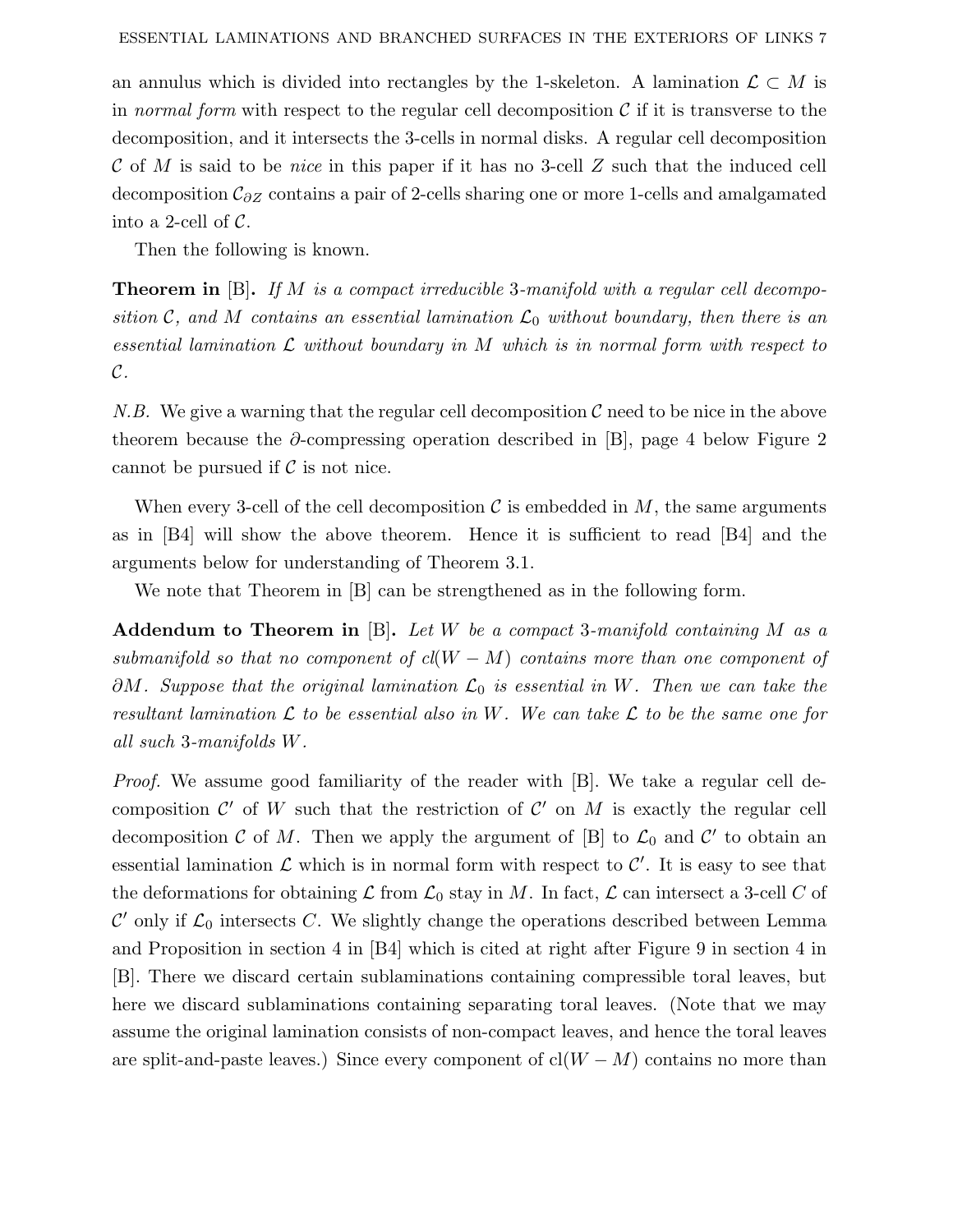an annulus which is divided into rectangles by the 1-skeleton. A lamination $\mathcal{L} \subset M$ is in *normal form* with respect to the regular cell decomposition $\mathcal{C}$ if it is transverse to the decomposition, and it intersects the 3-cells in normal disks. A regular cell decomposition $\mathcal{C}$ of $M$ is said to be *nice* in this paper if it has no 3-cell $Z$ such that the induced cell decomposition $\mathcal{C}_{\partial Z}$ contains a pair of 2-cells sharing one or more 1-cells and amalgamated into a 2-cell of $\mathcal{C}$.

Then the following is known.

**Theorem in** [B]**.** *If $M$ is a compact irreducible 3-manifold with a regular cell decomposition $\mathcal{C}$, and $M$ contains an essential lamination $\mathcal{L}_0$ without boundary, then there is an essential lamination $\mathcal{L}$ without boundary in $M$ which is in normal form with respect to $\mathcal{C}$.*

*N.B.* We give a warning that the regular cell decomposition $\mathcal{C}$ need to be nice in the above theorem because the $\partial$-compressing operation described in [B], page 4 below Figure 2 cannot be pursued if $\mathcal{C}$ is not nice.

When every 3-cell of the cell decomposition $\mathcal{C}$ is embedded in $M$, the same arguments as in [B4] will show the above theorem. Hence it is sufficient to read [B4] and the arguments below for understanding of Theorem 3.1.

We note that Theorem in [B] can be strengthened as in the following form.

**Addendum to Theorem in** [B]**.** *Let $W$ be a compact 3-manifold containing $M$ as a submanifold so that no component of cl$(W - M)$ contains more than one component of $\partial M$. Suppose that the original lamination $\mathcal{L}_0$ is essential in $W$. Then we can take the resultant lamination $\mathcal{L}$ to be essential also in $W$. We can take $\mathcal{L}$ to be the same one for all such 3-manifolds $W$.*

*Proof.* We assume good familiarity of the reader with [B]. We take a regular cell decomposition $\mathcal{C}'$ of $W$ such that the restriction of $\mathcal{C}'$ on $M$ is exactly the regular cell decomposition $\mathcal{C}$ of $M$. Then we apply the argument of [B] to $\mathcal{L}_0$ and $\mathcal{C}'$ to obtain an essential lamination $\mathcal{L}$ which is in normal form with respect to $\mathcal{C}'$. It is easy to see that the deformations for obtaining $\mathcal{L}$ from $\mathcal{L}_0$ stay in $M$. In fact, $\mathcal{L}$ can intersect a 3-cell $C$ of $\mathcal{C}'$ only if $\mathcal{L}_0$ intersects $C$. We slightly change the operations described between Lemma and Proposition in section 4 in [B4] which is cited at right after Figure 9 in section 4 in [B]. There we discard certain sublaminations containing compressible toral leaves, but here we discard sublaminations containing separating toral leaves. (Note that we may assume the original lamination consists of non-compact leaves, and hence the toral leaves are split-and-paste leaves.) Since every component of cl$(W - M)$ contains no more than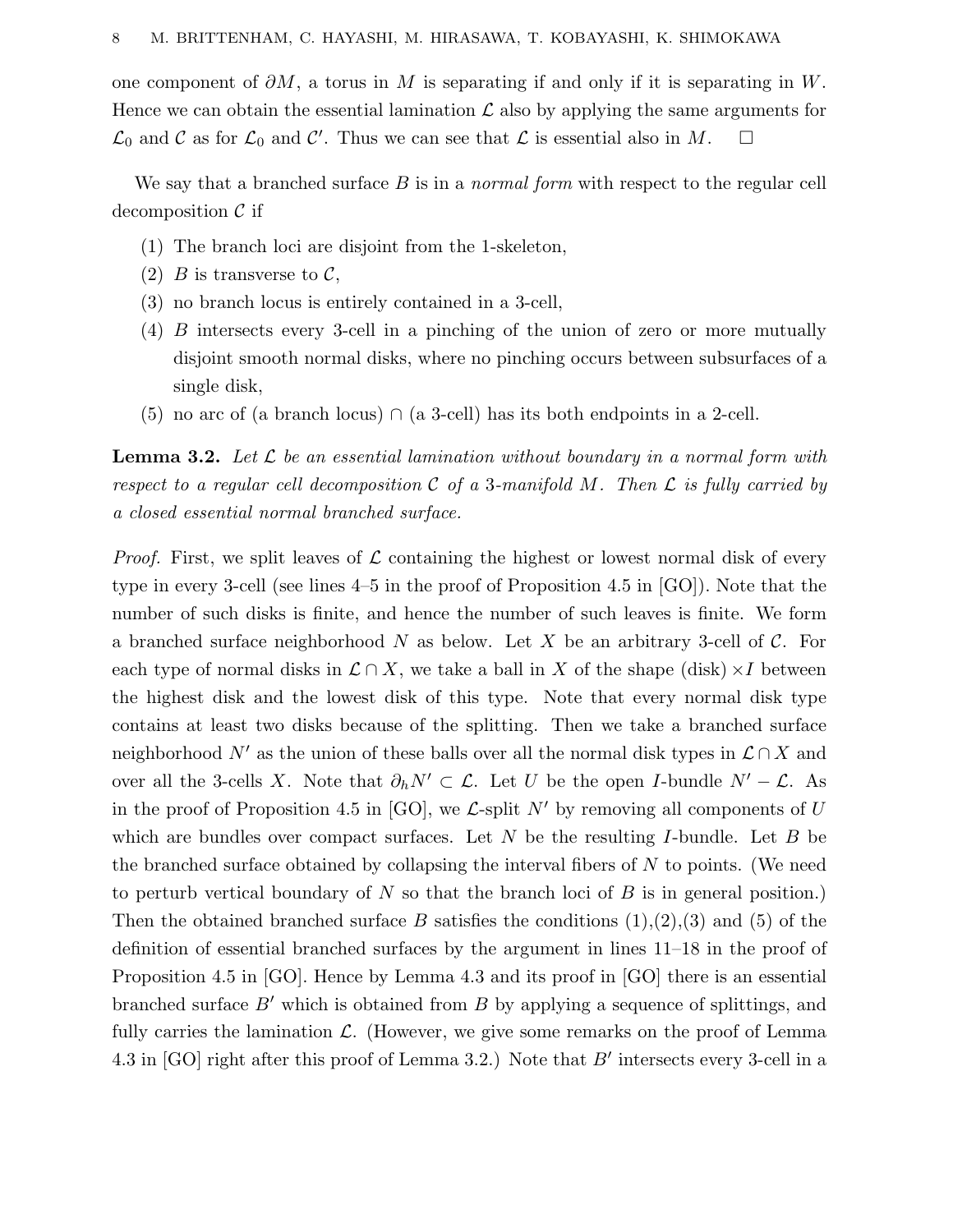one component of $\partial M$, a torus in $M$ is separating if and only if it is separating in $W$. Hence we can obtain the essential lamination $\mathcal{L}$ also by applying the same arguments for $\mathcal{L}_0$ and $\mathcal{C}$ as for $\mathcal{L}_0$ and $\mathcal{C}'$. Thus we can see that $\mathcal{L}$ is essential also in $M$. $\square$

We say that a branched surface $B$ is in a *normal form* with respect to the regular cell decomposition $\mathcal{C}$ if

1. The branch loci are disjoint from the 1-skeleton,
2. $B$ is transverse to $\mathcal{C}$,
3. no branch locus is entirely contained in a 3-cell,
4. $B$ intersects every 3-cell in a pinching of the union of zero or more mutually disjoint smooth normal disks, where no pinching occurs between subsurfaces of a single disk,
5. no arc of (a branch locus) $\cap$ (a 3-cell) has its both endpoints in a 2-cell.

**Lemma 3.2.** *Let $\mathcal{L}$ be an essential lamination without boundary in a normal form with respect to a regular cell decomposition $\mathcal{C}$ of a 3-manifold $M$. Then $\mathcal{L}$ is fully carried by a closed essential normal branched surface.*

*Proof.* First, we split leaves of $\mathcal{L}$ containing the highest or lowest normal disk of every type in every 3-cell (see lines 4–5 in the proof of Proposition 4.5 in [GO]). Note that the number of such disks is finite, and hence the number of such leaves is finite. We form a branched surface neighborhood $N$ as below. Let $X$ be an arbitrary 3-cell of $\mathcal{C}$. For each type of normal disks in $\mathcal{L} \cap X$, we take a ball in $X$ of the shape (disk) $\times I$ between the highest disk and the lowest disk of this type. Note that every normal disk type contains at least two disks because of the splitting. Then we take a branched surface neighborhood $N'$ as the union of these balls over all the normal disk types in $\mathcal{L} \cap X$ and over all the 3-cells $X$. Note that $\partial_h N' \subset \mathcal{L}$. Let $U$ be the open $I$-bundle $N' - \mathcal{L}$. As in the proof of Proposition 4.5 in [GO], we $\mathcal{L}$-split $N'$ by removing all components of $U$ which are bundles over compact surfaces. Let $N$ be the resulting $I$-bundle. Let $B$ be the branched surface obtained by collapsing the interval fibers of $N$ to points. (We need to perturb vertical boundary of $N$ so that the branch loci of $B$ is in general position.) Then the obtained branched surface $B$ satisfies the conditions (1),(2),(3) and (5) of the definition of essential branched surfaces by the argument in lines 11–18 in the proof of Proposition 4.5 in [GO]. Hence by Lemma 4.3 and its proof in [GO] there is an essential branched surface $B'$ which is obtained from $B$ by applying a sequence of splittings, and fully carries the lamination $\mathcal{L}$. (However, we give some remarks on the proof of Lemma 4.3 in [GO] right after this proof of Lemma 3.2.) Note that $B'$ intersects every 3-cell in a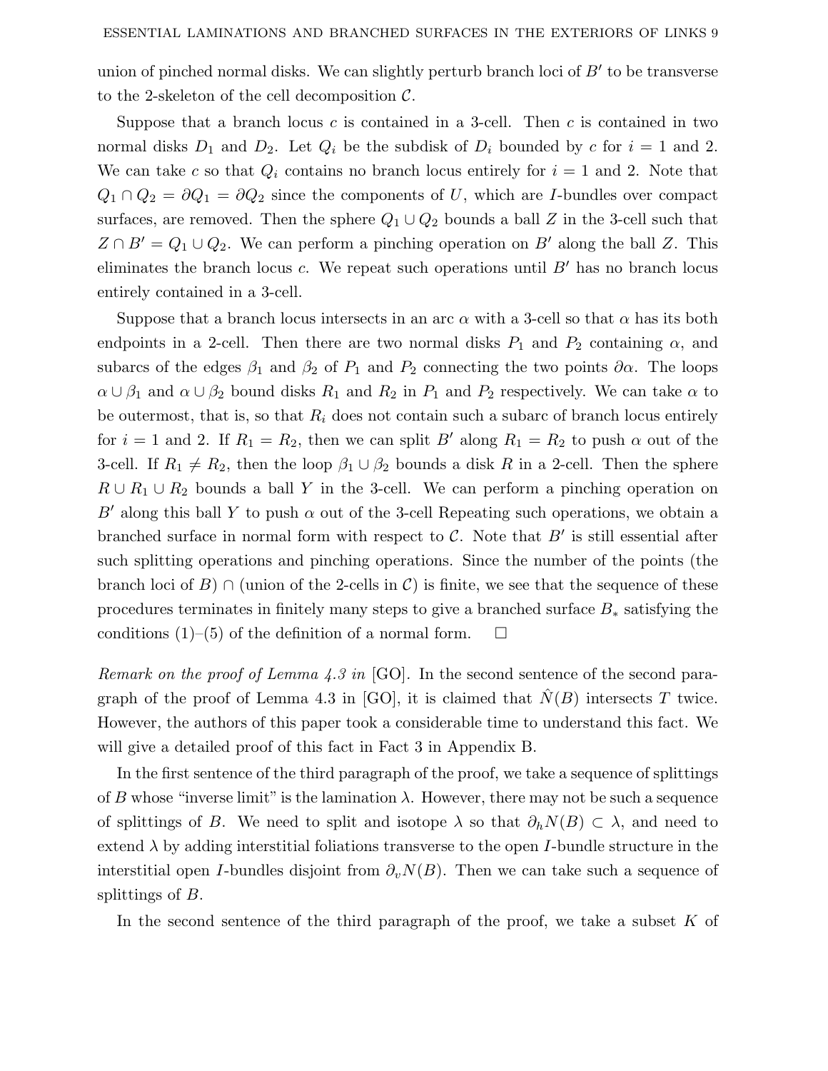union of pinched normal disks. We can slightly perturb branch loci of $B'$ to be transverse to the 2-skeleton of the cell decomposition $\mathcal{C}$.

Suppose that a branch locus $c$ is contained in a 3-cell. Then $c$ is contained in two normal disks $D_1$ and $D_2$. Let $Q_i$ be the subdisk of $D_i$ bounded by $c$ for $i = 1$ and 2. We can take $c$ so that $Q_i$ contains no branch locus entirely for $i = 1$ and 2. Note that $Q_1 \cap Q_2 = \partial Q_1 = \partial Q_2$ since the components of $U$, which are $I$-bundles over compact surfaces, are removed. Then the sphere $Q_1 \cup Q_2$ bounds a ball $Z$ in the 3-cell such that $Z \cap B' = Q_1 \cup Q_2$. We can perform a pinching operation on $B'$ along the ball $Z$. This eliminates the branch locus $c$. We repeat such operations until $B'$ has no branch locus entirely contained in a 3-cell.

Suppose that a branch locus intersects in an arc $\alpha$ with a 3-cell so that $\alpha$ has its both endpoints in a 2-cell. Then there are two normal disks $P_1$ and $P_2$ containing $\alpha$, and subarcs of the edges $\beta_1$ and $\beta_2$ of $P_1$ and $P_2$ connecting the two points $\partial\alpha$. The loops $\alpha \cup \beta_1$ and $\alpha \cup \beta_2$ bound disks $R_1$ and $R_2$ in $P_1$ and $P_2$ respectively. We can take $\alpha$ to be outermost, that is, so that $R_i$ does not contain such a subarc of branch locus entirely for $i = 1$ and 2. If $R_1 = R_2$, then we can split $B'$ along $R_1 = R_2$ to push $\alpha$ out of the 3-cell. If $R_1 \neq R_2$, then the loop $\beta_1 \cup \beta_2$ bounds a disk $R$ in a 2-cell. Then the sphere $R \cup R_1 \cup R_2$ bounds a ball $Y$ in the 3-cell. We can perform a pinching operation on $B'$ along this ball $Y$ to push $\alpha$ out of the 3-cell Repeating such operations, we obtain a branched surface in normal form with respect to $\mathcal{C}$. Note that $B'$ is still essential after such splitting operations and pinching operations. Since the number of the points (the branch loci of $B$) $\cap$ (union of the 2-cells in $\mathcal{C}$) is finite, we see that the sequence of these procedures terminates in finitely many steps to give a branched surface $B_*$ satisfying the conditions (1)–(5) of the definition of a normal form. $\square$

*Remark on the proof of Lemma 4.3 in* [GO]. In the second sentence of the second paragraph of the proof of Lemma 4.3 in [GO], it is claimed that $\hat{N}(B)$ intersects $T$ twice. However, the authors of this paper took a considerable time to understand this fact. We will give a detailed proof of this fact in Fact 3 in Appendix B.

In the first sentence of the third paragraph of the proof, we take a sequence of splittings of $B$ whose "inverse limit" is the lamination $\lambda$. However, there may not be such a sequence of splittings of $B$. We need to split and isotope $\lambda$ so that $\partial_h N(B) \subset \lambda$, and need to extend $\lambda$ by adding interstitial foliations transverse to the open $I$-bundle structure in the interstitial open $I$-bundles disjoint from $\partial_v N(B)$. Then we can take such a sequence of splittings of $B$.

In the second sentence of the third paragraph of the proof, we take a subset $K$ of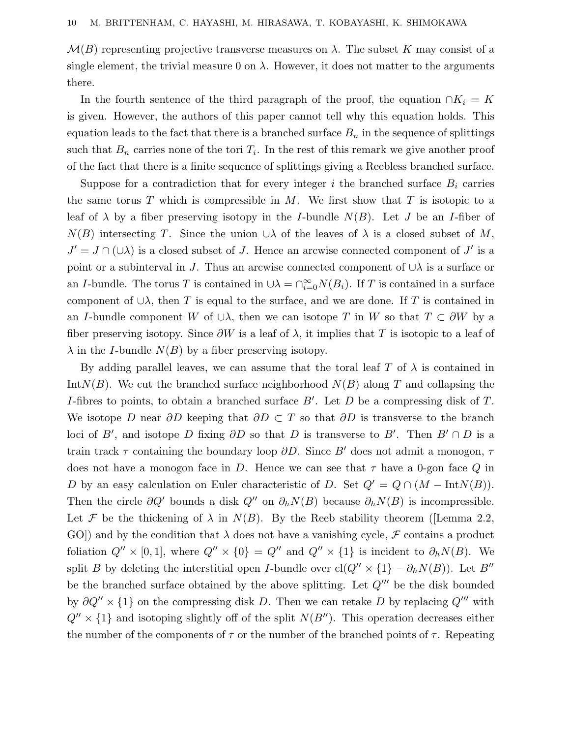$\mathcal{M}(B)$ representing projective transverse measures on $\lambda$. The subset $K$ may consist of a single element, the trivial measure 0 on $\lambda$. However, it does not matter to the arguments there.

In the fourth sentence of the third paragraph of the proof, the equation $\cap K_i = K$ is given. However, the authors of this paper cannot tell why this equation holds. This equation leads to the fact that there is a branched surface $B_n$ in the sequence of splittings such that $B_n$ carries none of the tori $T_i$. In the rest of this remark we give another proof of the fact that there is a finite sequence of splittings giving a Reebless branched surface.

Suppose for a contradiction that for every integer $i$ the branched surface $B_i$ carries the same torus $T$ which is compressible in $M$. We first show that $T$ is isotopic to a leaf of $\lambda$ by a fiber preserving isotopy in the $I$-bundle $N(B)$. Let $J$ be an $I$-fiber of $N(B)$ intersecting $T$. Since the union $\cup\lambda$ of the leaves of $\lambda$ is a closed subset of $M$, $J' = J \cap (\cup\lambda)$ is a closed subset of $J$. Hence an arcwise connected component of $J'$ is a point or a subinterval in $J$. Thus an arcwise connected component of $\cup\lambda$ is a surface or an $I$-bundle. The torus $T$ is contained in $\cup\lambda = \cap_{i=0}^{\infty} N(B_i)$. If $T$ is contained in a surface component of $\cup\lambda$, then $T$ is equal to the surface, and we are done. If $T$ is contained in an $I$-bundle component $W$ of $\cup\lambda$, then we can isotope $T$ in $W$ so that $T \subset \partial W$ by a fiber preserving isotopy. Since $\partial W$ is a leaf of $\lambda$, it implies that $T$ is isotopic to a leaf of $\lambda$ in the $I$-bundle $N(B)$ by a fiber preserving isotopy.

By adding parallel leaves, we can assume that the toral leaf $T$ of $\lambda$ is contained in $\mathrm{Int}N(B)$. We cut the branched surface neighborhood $N(B)$ along $T$ and collapsing the $I$-fibres to points, to obtain a branched surface $B'$. Let $D$ be a compressing disk of $T$. We isotope $D$ near $\partial D$ keeping that $\partial D \subset T$ so that $\partial D$ is transverse to the branch loci of $B'$, and isotope $D$ fixing $\partial D$ so that $D$ is transverse to $B'$. Then $B' \cap D$ is a train track $\tau$ containing the boundary loop $\partial D$. Since $B'$ does not admit a monogon, $\tau$ does not have a monogon face in $D$. Hence we can see that $\tau$ have a 0-gon face $Q$ in $D$ by an easy calculation on Euler characteristic of $D$. Set $Q' = Q \cap (M - \mathrm{Int}N(B))$. Then the circle $\partial Q'$ bounds a disk $Q''$ on $\partial_h N(B)$ because $\partial_h N(B)$ is incompressible. Let $\mathcal{F}$ be the thickening of $\lambda$ in $N(B)$. By the Reeb stability theorem ([Lemma 2.2, GO]) and by the condition that $\lambda$ does not have a vanishing cycle, $\mathcal{F}$ contains a product foliation $Q'' \times [0,1]$, where $Q'' \times \{0\} = Q''$ and $Q'' \times \{1\}$ is incident to $\partial_h N(B)$. We split $B$ by deleting the interstitial open $I$-bundle over $\mathrm{cl}(Q'' \times \{1\} - \partial_h N(B))$. Let $B''$ be the branched surface obtained by the above splitting. Let $Q'''$ be the disk bounded by $\partial Q'' \times \{1\}$ on the compressing disk $D$. Then we can retake $D$ by replacing $Q'''$ with $Q'' \times \{1\}$ and isotoping slightly off of the split $N(B'')$. This operation decreases either the number of the components of $\tau$ or the number of the branched points of $\tau$. Repeating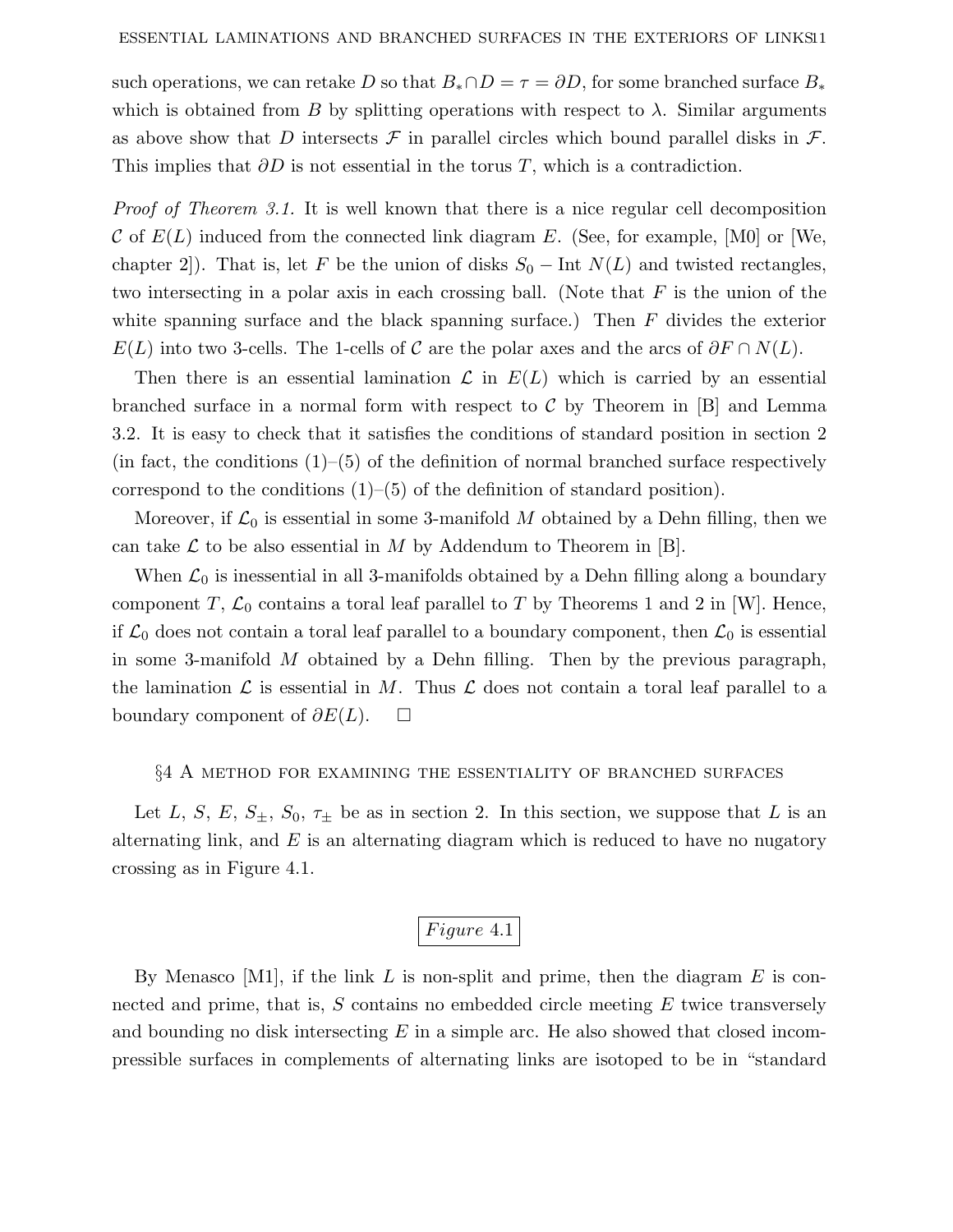such operations, we can retake $D$ so that $B_* \cap D = \tau = \partial D$, for some branched surface $B_*$ which is obtained from $B$ by splitting operations with respect to $\lambda$. Similar arguments as above show that $D$ intersects $\mathcal{F}$ in parallel circles which bound parallel disks in $\mathcal{F}$. This implies that $\partial D$ is not essential in the torus $T$, which is a contradiction.

*Proof of Theorem 3.1.* It is well known that there is a nice regular cell decomposition $\mathcal{C}$ of $E(L)$ induced from the connected link diagram $E$. (See, for example, [M0] or [We, chapter 2]). That is, let $F$ be the union of disks $S_0 - \operatorname{Int} N(L)$ and twisted rectangles, two intersecting in a polar axis in each crossing ball. (Note that $F$ is the union of the white spanning surface and the black spanning surface.) Then $F$ divides the exterior $E(L)$ into two 3-cells. The 1-cells of $\mathcal{C}$ are the polar axes and the arcs of $\partial F \cap N(L)$.

Then there is an essential lamination $\mathcal{L}$ in $E(L)$ which is carried by an essential branched surface in a normal form with respect to $\mathcal{C}$ by Theorem in [B] and Lemma 3.2. It is easy to check that it satisfies the conditions of standard position in section 2 (in fact, the conditions (1)–(5) of the definition of normal branched surface respectively correspond to the conditions (1)–(5) of the definition of standard position).

Moreover, if $\mathcal{L}_0$ is essential in some 3-manifold $M$ obtained by a Dehn filling, then we can take $\mathcal{L}$ to be also essential in $M$ by Addendum to Theorem in [B].

When $\mathcal{L}_0$ is inessential in all 3-manifolds obtained by a Dehn filling along a boundary component $T$, $\mathcal{L}_0$ contains a toral leaf parallel to $T$ by Theorems 1 and 2 in [W]. Hence, if $\mathcal{L}_0$ does not contain a toral leaf parallel to a boundary component, then $\mathcal{L}_0$ is essential in some 3-manifold $M$ obtained by a Dehn filling. Then by the previous paragraph, the lamination $\mathcal{L}$ is essential in $M$. Thus $\mathcal{L}$ does not contain a toral leaf parallel to a boundary component of $\partial E(L)$. □

## §4 A method for examining the essentiality of branched surfaces

Let $L$, $S$, $E$, $S_{\pm}$, $S_0$, $\tau_{\pm}$ be as in section 2. In this section, we suppose that $L$ is an alternating link, and $E$ is an alternating diagram which is reduced to have no nugatory crossing as in Figure 4.1.

*Figure* 4.1

By Menasco [M1], if the link $L$ is non-split and prime, then the diagram $E$ is connected and prime, that is, $S$ contains no embedded circle meeting $E$ twice transversely and bounding no disk intersecting $E$ in a simple arc. He also showed that closed incompressible surfaces in complements of alternating links are isotoped to be in "standard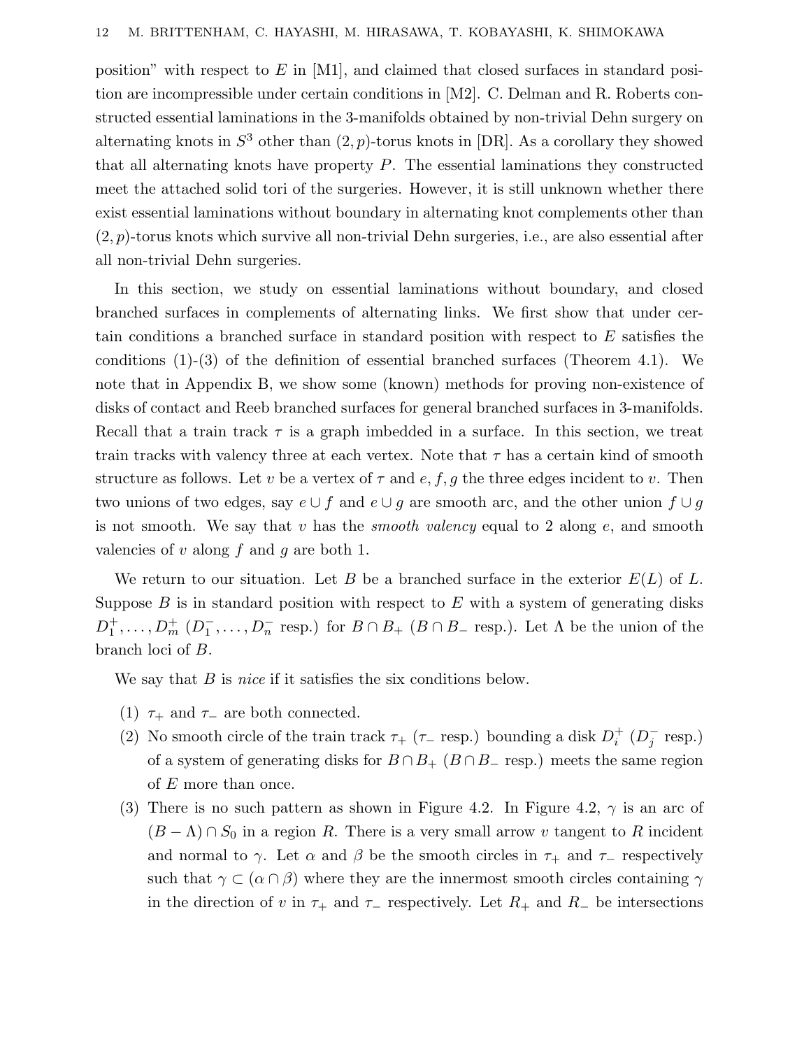position" with respect to $E$ in [M1], and claimed that closed surfaces in standard position are incompressible under certain conditions in [M2]. C. Delman and R. Roberts constructed essential laminations in the 3-manifolds obtained by non-trivial Dehn surgery on alternating knots in $S^3$ other than $(2,p)$-torus knots in [DR]. As a corollary they showed that all alternating knots have property $P$. The essential laminations they constructed meet the attached solid tori of the surgeries. However, it is still unknown whether there exist essential laminations without boundary in alternating knot complements other than $(2,p)$-torus knots which survive all non-trivial Dehn surgeries, i.e., are also essential after all non-trivial Dehn surgeries.

In this section, we study on essential laminations without boundary, and closed branched surfaces in complements of alternating links. We first show that under certain conditions a branched surface in standard position with respect to $E$ satisfies the conditions (1)-(3) of the definition of essential branched surfaces (Theorem 4.1). We note that in Appendix B, we show some (known) methods for proving non-existence of disks of contact and Reeb branched surfaces for general branched surfaces in 3-manifolds. Recall that a train track $\tau$ is a graph imbedded in a surface. In this section, we treat train tracks with valency three at each vertex. Note that $\tau$ has a certain kind of smooth structure as follows. Let $v$ be a vertex of $\tau$ and $e, f, g$ the three edges incident to $v$. Then two unions of two edges, say $e \cup f$ and $e \cup g$ are smooth arc, and the other union $f \cup g$ is not smooth. We say that $v$ has the *smooth valency* equal to 2 along $e$, and smooth valencies of $v$ along $f$ and $g$ are both 1.

We return to our situation. Let $B$ be a branched surface in the exterior $E(L)$ of $L$. Suppose $B$ is in standard position with respect to $E$ with a system of generating disks $D_1^+, \ldots, D_m^+$ ($D_1^-, \ldots, D_n^-$ resp.) for $B \cap B_+$ ($B \cap B_-$ resp.). Let $\Lambda$ be the union of the branch loci of $B$.

We say that $B$ is *nice* if it satisfies the six conditions below.

(1) $\tau_+$ and $\tau_-$ are both connected.
(2) No smooth circle of the train track $\tau_+$ ($\tau_-$ resp.) bounding a disk $D_i^+$ ($D_j^-$ resp.) of a system of generating disks for $B \cap B_+$ ($B \cap B_-$ resp.) meets the same region of $E$ more than once.
(3) There is no such pattern as shown in Figure 4.2. In Figure 4.2, $\gamma$ is an arc of $(B - \Lambda) \cap S_0$ in a region $R$. There is a very small arrow $v$ tangent to $R$ incident and normal to $\gamma$. Let $\alpha$ and $\beta$ be the smooth circles in $\tau_+$ and $\tau_-$ respectively such that $\gamma \subset (\alpha \cap \beta)$ where they are the innermost smooth circles containing $\gamma$ in the direction of $v$ in $\tau_+$ and $\tau_-$ respectively. Let $R_+$ and $R_-$ be intersections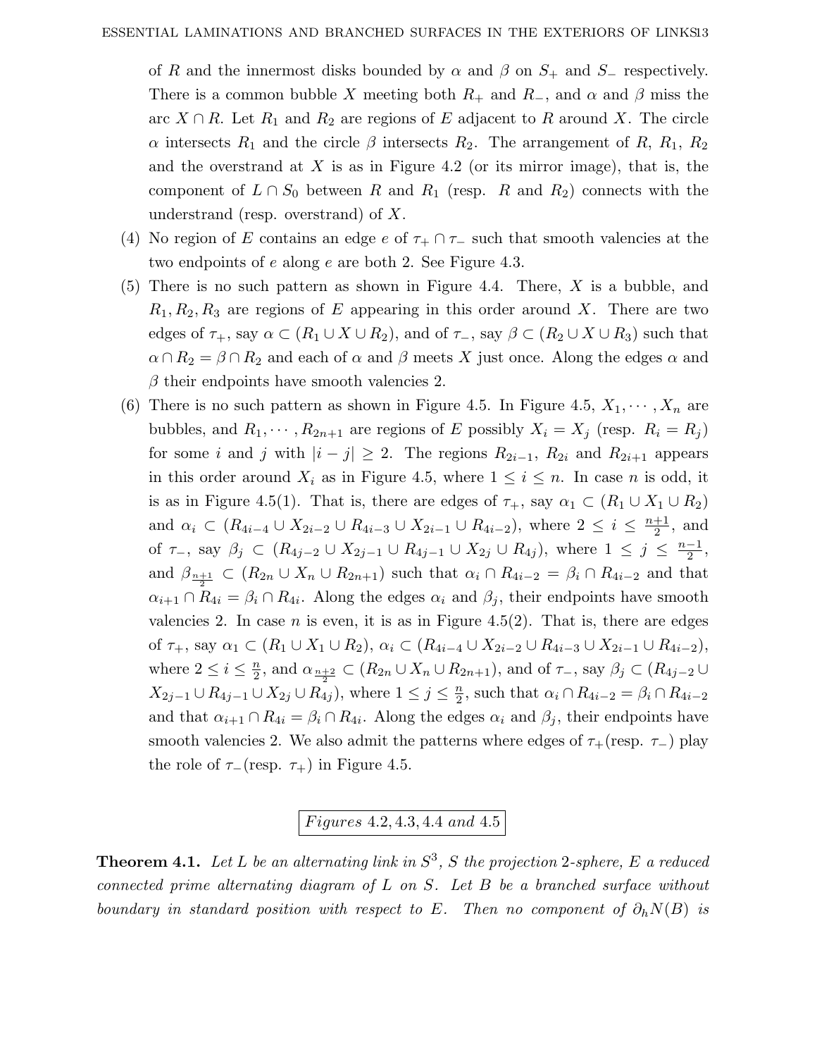of $R$ and the innermost disks bounded by $\alpha$ and $\beta$ on $S_+$ and $S_-$ respectively. There is a common bubble $X$ meeting both $R_+$ and $R_-$, and $\alpha$ and $\beta$ miss the arc $X \cap R$. Let $R_1$ and $R_2$ are regions of $E$ adjacent to $R$ around $X$. The circle $\alpha$ intersects $R_1$ and the circle $\beta$ intersects $R_2$. The arrangement of $R$, $R_1$, $R_2$ and the overstrand at $X$ is as in Figure 4.2 (or its mirror image), that is, the component of $L \cap S_0$ between $R$ and $R_1$ (resp. $R$ and $R_2$) connects with the understrand (resp. overstrand) of $X$.

(4) No region of $E$ contains an edge $e$ of $\tau_+ \cap \tau_-$ such that smooth valencies at the two endpoints of $e$ along $e$ are both 2. See Figure 4.3.

(5) There is no such pattern as shown in Figure 4.4. There, $X$ is a bubble, and $R_1, R_2, R_3$ are regions of $E$ appearing in this order around $X$. There are two edges of $\tau_+$, say $\alpha \subset (R_1 \cup X \cup R_2)$, and of $\tau_-$, say $\beta \subset (R_2 \cup X \cup R_3)$ such that $\alpha \cap R_2 = \beta \cap R_2$ and each of $\alpha$ and $\beta$ meets $X$ just once. Along the edges $\alpha$ and $\beta$ their endpoints have smooth valencies 2.

(6) There is no such pattern as shown in Figure 4.5. In Figure 4.5, $X_1, \cdots, X_n$ are bubbles, and $R_1, \cdots, R_{2n+1}$ are regions of $E$ possibly $X_i = X_j$ (resp. $R_i = R_j$) for some $i$ and $j$ with $|i - j| \geq 2$. The regions $R_{2i-1}$, $R_{2i}$ and $R_{2i+1}$ appears in this order around $X_i$ as in Figure 4.5, where $1 \leq i \leq n$. In case $n$ is odd, it is as in Figure 4.5(1). That is, there are edges of $\tau_+$, say $\alpha_1 \subset (R_1 \cup X_1 \cup R_2)$ and $\alpha_i \subset (R_{4i-4} \cup X_{2i-2} \cup R_{4i-3} \cup X_{2i-1} \cup R_{4i-2})$, where $2 \leq i \leq \frac{n+1}{2}$, and of $\tau_-$, say $\beta_j \subset (R_{4j-2} \cup X_{2j-1} \cup R_{4j-1} \cup X_{2j} \cup R_{4j})$, where $1 \leq j \leq \frac{n-1}{2}$, and $\beta_{\frac{n+1}{2}} \subset (R_{2n} \cup X_n \cup R_{2n+1})$ such that $\alpha_i \cap R_{4i-2} = \beta_i \cap R_{4i-2}$ and that $\alpha_{i+1} \cap R_{4i} = \beta_i \cap R_{4i}$. Along the edges $\alpha_i$ and $\beta_j$, their endpoints have smooth valencies 2. In case $n$ is even, it is as in Figure 4.5(2). That is, there are edges of $\tau_+$, say $\alpha_1 \subset (R_1 \cup X_1 \cup R_2)$, $\alpha_i \subset (R_{4i-4} \cup X_{2i-2} \cup R_{4i-3} \cup X_{2i-1} \cup R_{4i-2})$, where $2 \leq i \leq \frac{n}{2}$, and $\alpha_{\frac{n+2}{2}} \subset (R_{2n} \cup X_n \cup R_{2n+1})$, and of $\tau_-$, say $\beta_j \subset (R_{4j-2} \cup X_{2j-1} \cup R_{4j-1} \cup X_{2j} \cup R_{4j})$, where $1 \leq j \leq \frac{n}{2}$, such that $\alpha_i \cap R_{4i-2} = \beta_i \cap R_{4i-2}$ and that $\alpha_{i+1} \cap R_{4i} = \beta_i \cap R_{4i}$. Along the edges $\alpha_i$ and $\beta_j$, their endpoints have smooth valencies 2. We also admit the patterns where edges of $\tau_+$(resp. $\tau_-$) play the role of $\tau_-$(resp. $\tau_+$) in Figure 4.5.

*Figures 4.2, 4.3, 4.4 and 4.5*

**Theorem 4.1.** *Let $L$ be an alternating link in $S^3$, $S$ the projection 2-sphere, $E$ a reduced connected prime alternating diagram of $L$ on $S$. Let $B$ be a branched surface without boundary in standard position with respect to $E$. Then no component of $\partial_h N(B)$ is*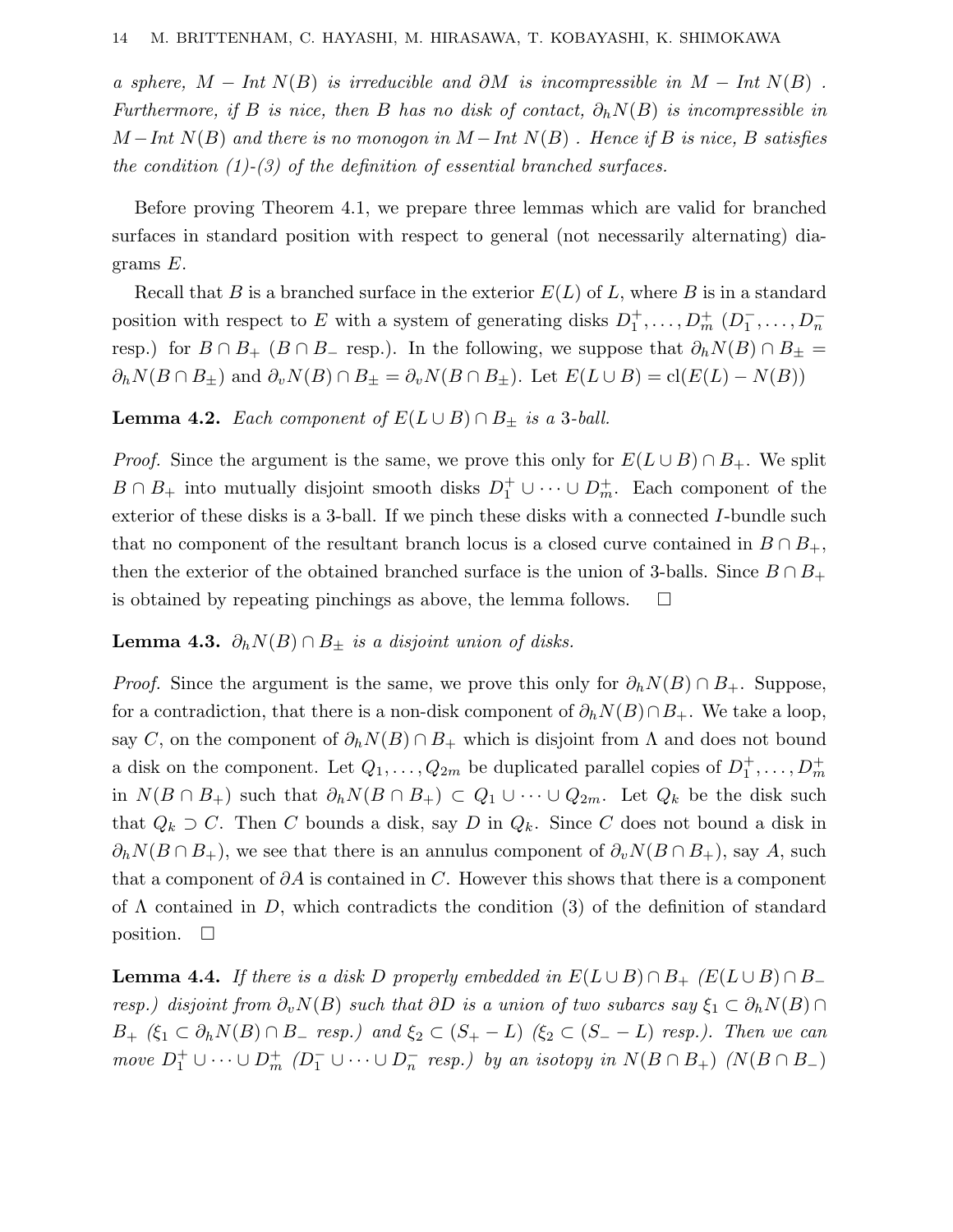*a sphere, $M - Int\ N(B)$ is irreducible and $\partial M$ is incompressible in $M - Int\ N(B)$ . Furthermore, if $B$ is nice, then $B$ has no disk of contact, $\partial_h N(B)$ is incompressible in $M - Int\ N(B)$ and there is no monogon in $M - Int\ N(B)$ . Hence if $B$ is nice, $B$ satisfies the condition (1)-(3) of the definition of essential branched surfaces.*

Before proving Theorem 4.1, we prepare three lemmas which are valid for branched surfaces in standard position with respect to general (not necessarily alternating) diagrams $E$.

Recall that $B$ is a branched surface in the exterior $E(L)$ of $L$, where $B$ is in a standard position with respect to $E$ with a system of generating disks $D_1^+, \ldots, D_m^+$ ($D_1^-, \ldots, D_n^-$ resp.) for $B \cap B_+$ ($B \cap B_-$ resp.). In the following, we suppose that $\partial_h N(B) \cap B_\pm = \partial_h N(B \cap B_\pm)$ and $\partial_v N(B) \cap B_\pm = \partial_v N(B \cap B_\pm)$. Let $E(L \cup B) = \mathrm{cl}(E(L) - N(B))$

**Lemma 4.2.** *Each component of $E(L \cup B) \cap B_\pm$ is a 3-ball.*

*Proof.* Since the argument is the same, we prove this only for $E(L \cup B) \cap B_+$. We split $B \cap B_+$ into mutually disjoint smooth disks $D_1^+ \cup \cdots \cup D_m^+$. Each component of the exterior of these disks is a 3-ball. If we pinch these disks with a connected $I$-bundle such that no component of the resultant branch locus is a closed curve contained in $B \cap B_+$, then the exterior of the obtained branched surface is the union of 3-balls. Since $B \cap B_+$ is obtained by repeating pinchings as above, the lemma follows. $\square$

**Lemma 4.3.** *$\partial_h N(B) \cap B_\pm$ is a disjoint union of disks.*

*Proof.* Since the argument is the same, we prove this only for $\partial_h N(B) \cap B_+$. Suppose, for a contradiction, that there is a non-disk component of $\partial_h N(B) \cap B_+$. We take a loop, say $C$, on the component of $\partial_h N(B) \cap B_+$ which is disjoint from $\Lambda$ and does not bound a disk on the component. Let $Q_1, \ldots, Q_{2m}$ be duplicated parallel copies of $D_1^+, \ldots, D_m^+$ in $N(B \cap B_+)$ such that $\partial_h N(B \cap B_+) \subset Q_1 \cup \cdots \cup Q_{2m}$. Let $Q_k$ be the disk such that $Q_k \supset C$. Then $C$ bounds a disk, say $D$ in $Q_k$. Since $C$ does not bound a disk in $\partial_h N(B \cap B_+)$, we see that there is an annulus component of $\partial_v N(B \cap B_+)$, say $A$, such that a component of $\partial A$ is contained in $C$. However this shows that there is a component of $\Lambda$ contained in $D$, which contradicts the condition (3) of the definition of standard position. $\square$

**Lemma 4.4.** *If there is a disk $D$ properly embedded in $E(L \cup B) \cap B_+$ ($E(L \cup B) \cap B_-$ resp.) disjoint from $\partial_v N(B)$ such that $\partial D$ is a union of two subarcs say $\xi_1 \subset \partial_h N(B) \cap B_+$ ($\xi_1 \subset \partial_h N(B) \cap B_-$ resp.) and $\xi_2 \subset (S_+ - L)$ ($\xi_2 \subset (S_- - L)$ resp.). Then we can move $D_1^+ \cup \cdots \cup D_m^+$ ($D_1^- \cup \cdots \cup D_n^-$ resp.) by an isotopy in $N(B \cap B_+)$ ($N(B \cap B_-)$*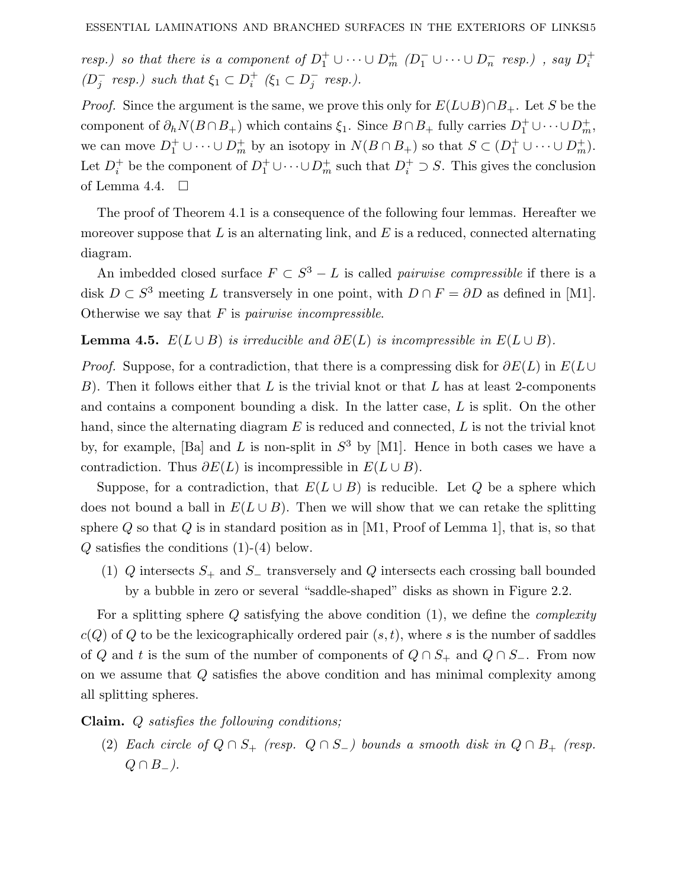*resp.) so that there is a component of $D_1^+ \cup \cdots \cup D_m^+$ ($D_1^- \cup \cdots \cup D_n^-$ resp.) , say $D_i^+$ ($D_j^-$ resp.) such that $\xi_1 \subset D_i^+$ ($\xi_1 \subset D_j^-$ resp.).*

*Proof.* Since the argument is the same, we prove this only for $E(L \cup B) \cap B_+$. Let $S$ be the component of $\partial_h N(B \cap B_+)$ which contains $\xi_1$. Since $B \cap B_+$ fully carries $D_1^+ \cup \cdots \cup D_m^+$, we can move $D_1^+ \cup \cdots \cup D_m^+$ by an isotopy in $N(B \cap B_+)$ so that $S \subset (D_1^+ \cup \cdots \cup D_m^+)$. Let $D_i^+$ be the component of $D_1^+ \cup \cdots \cup D_m^+$ such that $D_i^+ \supset S$. This gives the conclusion of Lemma 4.4. $\square$

The proof of Theorem 4.1 is a consequence of the following four lemmas. Hereafter we moreover suppose that $L$ is an alternating link, and $E$ is a reduced, connected alternating diagram.

An imbedded closed surface $F \subset S^3 - L$ is called *pairwise compressible* if there is a disk $D \subset S^3$ meeting $L$ transversely in one point, with $D \cap F = \partial D$ as defined in [M1]. Otherwise we say that $F$ is *pairwise incompressible*.

**Lemma 4.5.** *$E(L \cup B)$ is irreducible and $\partial E(L)$ is incompressible in $E(L \cup B)$.*

*Proof.* Suppose, for a contradiction, that there is a compressing disk for $\partial E(L)$ in $E(L \cup B)$. Then it follows either that $L$ is the trivial knot or that $L$ has at least 2-components and contains a component bounding a disk. In the latter case, $L$ is split. On the other hand, since the alternating diagram $E$ is reduced and connected, $L$ is not the trivial knot by, for example, [Ba] and $L$ is non-split in $S^3$ by [M1]. Hence in both cases we have a contradiction. Thus $\partial E(L)$ is incompressible in $E(L \cup B)$.

Suppose, for a contradiction, that $E(L \cup B)$ is reducible. Let $Q$ be a sphere which does not bound a ball in $E(L \cup B)$. Then we will show that we can retake the splitting sphere $Q$ so that $Q$ is in standard position as in [M1, Proof of Lemma 1], that is, so that $Q$ satisfies the conditions (1)-(4) below.

(1) $Q$ intersects $S_+$ and $S_-$ transversely and $Q$ intersects each crossing ball bounded by a bubble in zero or several "saddle-shaped" disks as shown in Figure 2.2.

For a splitting sphere $Q$ satisfying the above condition (1), we define the *complexity* $c(Q)$ of $Q$ to be the lexicographically ordered pair $(s, t)$, where $s$ is the number of saddles of $Q$ and $t$ is the sum of the number of components of $Q \cap S_+$ and $Q \cap S_-$. From now on we assume that $Q$ satisfies the above condition and has minimal complexity among all splitting spheres.

**Claim.** *$Q$ satisfies the following conditions;*

(2) *Each circle of $Q \cap S_+$ (resp. $Q \cap S_-$) bounds a smooth disk in $Q \cap B_+$ (resp. $Q \cap B_-$).*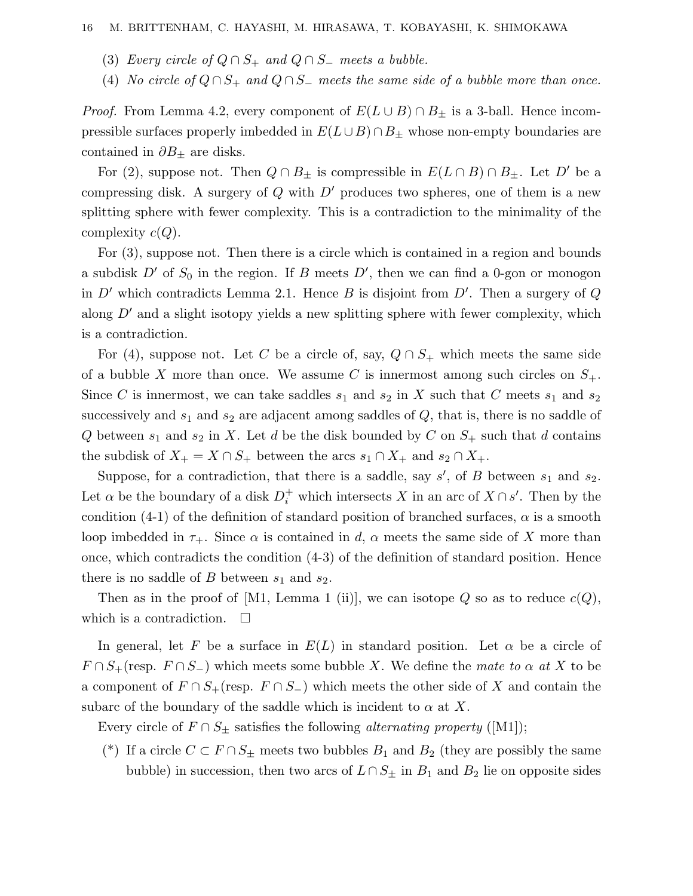(3) *Every circle of $Q \cap S_+$ and $Q \cap S_-$ meets a bubble.*

(4) *No circle of $Q \cap S_+$ and $Q \cap S_-$ meets the same side of a bubble more than once.*

*Proof.* From Lemma 4.2, every component of $E(L \cup B) \cap B_\pm$ is a 3-ball. Hence incompressible surfaces properly imbedded in $E(L \cup B) \cap B_\pm$ whose non-empty boundaries are contained in $\partial B_\pm$ are disks.

For (2), suppose not. Then $Q \cap B_\pm$ is compressible in $E(L \cap B) \cap B_\pm$. Let $D'$ be a compressing disk. A surgery of $Q$ with $D'$ produces two spheres, one of them is a new splitting sphere with fewer complexity. This is a contradiction to the minimality of the complexity $c(Q)$.

For (3), suppose not. Then there is a circle which is contained in a region and bounds a subdisk $D'$ of $S_0$ in the region. If $B$ meets $D'$, then we can find a 0-gon or monogon in $D'$ which contradicts Lemma 2.1. Hence $B$ is disjoint from $D'$. Then a surgery of $Q$ along $D'$ and a slight isotopy yields a new splitting sphere with fewer complexity, which is a contradiction.

For (4), suppose not. Let $C$ be a circle of, say, $Q \cap S_+$ which meets the same side of a bubble $X$ more than once. We assume $C$ is innermost among such circles on $S_+$. Since $C$ is innermost, we can take saddles $s_1$ and $s_2$ in $X$ such that $C$ meets $s_1$ and $s_2$ successively and $s_1$ and $s_2$ are adjacent among saddles of $Q$, that is, there is no saddle of $Q$ between $s_1$ and $s_2$ in $X$. Let $d$ be the disk bounded by $C$ on $S_+$ such that $d$ contains the subdisk of $X_+ = X \cap S_+$ between the arcs $s_1 \cap X_+$ and $s_2 \cap X_+$.

Suppose, for a contradiction, that there is a saddle, say $s'$, of $B$ between $s_1$ and $s_2$. Let $\alpha$ be the boundary of a disk $D_i^+$ which intersects $X$ in an arc of $X \cap s'$. Then by the condition (4-1) of the definition of standard position of branched surfaces, $\alpha$ is a smooth loop imbedded in $\tau_+$. Since $\alpha$ is contained in $d$, $\alpha$ meets the same side of $X$ more than once, which contradicts the condition (4-3) of the definition of standard position. Hence there is no saddle of $B$ between $s_1$ and $s_2$.

Then as in the proof of [M1, Lemma 1 (ii)], we can isotope $Q$ so as to reduce $c(Q)$, which is a contradiction. $\square$

In general, let $F$ be a surface in $E(L)$ in standard position. Let $\alpha$ be a circle of $F \cap S_+$(resp. $F \cap S_-$) which meets some bubble $X$. We define the *mate to $\alpha$ at $X$* to be a component of $F \cap S_+$(resp. $F \cap S_-$) which meets the other side of $X$ and contain the subarc of the boundary of the saddle which is incident to $\alpha$ at $X$.

Every circle of $F \cap S_\pm$ satisfies the following *alternating property* ([M1]);

(\*) If a circle $C \subset F \cap S_\pm$ meets two bubbles $B_1$ and $B_2$ (they are possibly the same bubble) in succession, then two arcs of $L \cap S_\pm$ in $B_1$ and $B_2$ lie on opposite sides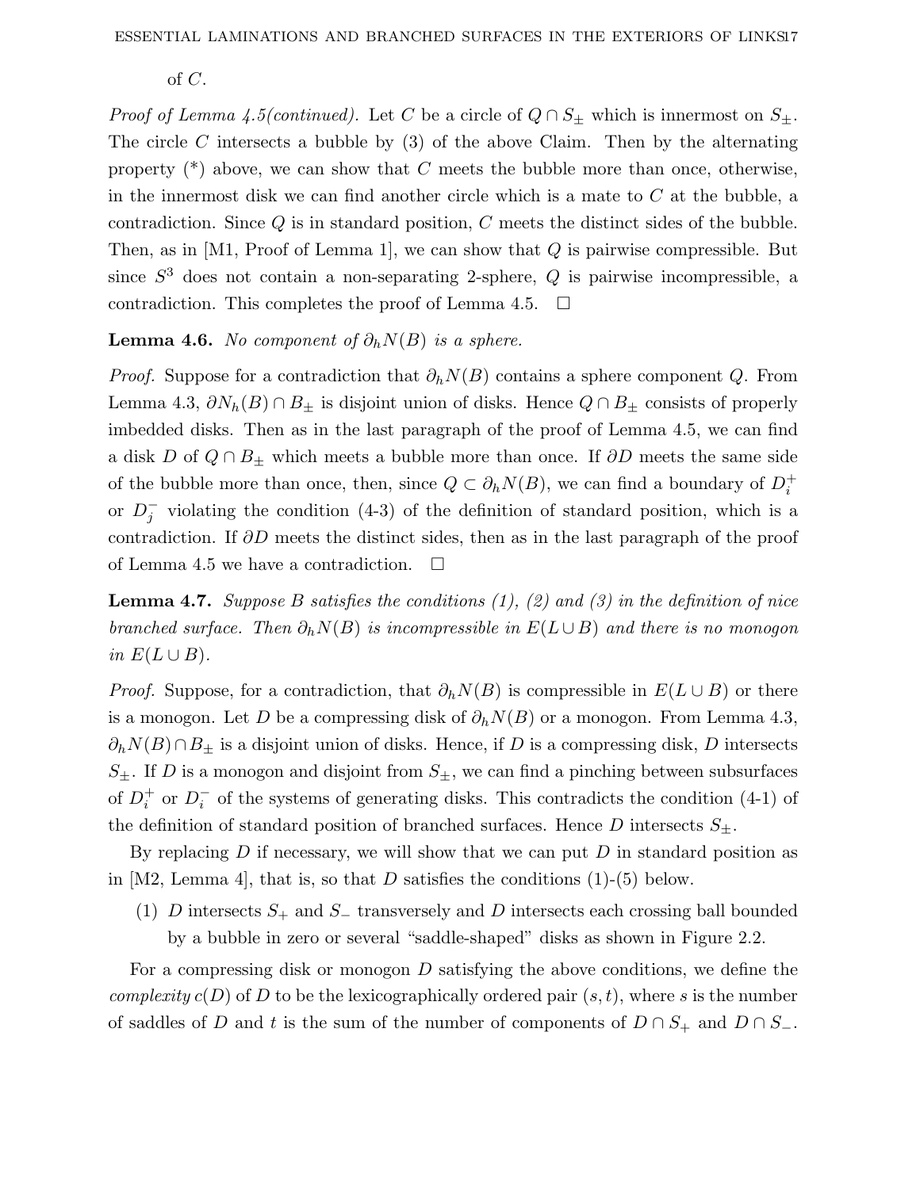of $C$.

*Proof of Lemma 4.5(continued).* Let $C$ be a circle of $Q \cap S_{\pm}$ which is innermost on $S_{\pm}$. The circle $C$ intersects a bubble by (3) of the above Claim. Then by the alternating property (*) above, we can show that $C$ meets the bubble more than once, otherwise, in the innermost disk we can find another circle which is a mate to $C$ at the bubble, a contradiction. Since $Q$ is in standard position, $C$ meets the distinct sides of the bubble. Then, as in [M1, Proof of Lemma 1], we can show that $Q$ is pairwise compressible. But since $S^3$ does not contain a non-separating 2-sphere, $Q$ is pairwise incompressible, a contradiction. This completes the proof of Lemma 4.5. $\square$

**Lemma 4.6.** *No component of $\partial_h N(B)$ is a sphere.*

*Proof.* Suppose for a contradiction that $\partial_h N(B)$ contains a sphere component $Q$. From Lemma 4.3, $\partial N_h(B) \cap B_{\pm}$ is disjoint union of disks. Hence $Q \cap B_{\pm}$ consists of properly imbedded disks. Then as in the last paragraph of the proof of Lemma 4.5, we can find a disk $D$ of $Q \cap B_{\pm}$ which meets a bubble more than once. If $\partial D$ meets the same side of the bubble more than once, then, since $Q \subset \partial_h N(B)$, we can find a boundary of $D_i^+$ or $D_j^-$ violating the condition (4-3) of the definition of standard position, which is a contradiction. If $\partial D$ meets the distinct sides, then as in the last paragraph of the proof of Lemma 4.5 we have a contradiction. $\square$

**Lemma 4.7.** *Suppose $B$ satisfies the conditions (1), (2) and (3) in the definition of nice branched surface. Then $\partial_h N(B)$ is incompressible in $E(L \cup B)$ and there is no monogon in $E(L \cup B)$.*

*Proof.* Suppose, for a contradiction, that $\partial_h N(B)$ is compressible in $E(L \cup B)$ or there is a monogon. Let $D$ be a compressing disk of $\partial_h N(B)$ or a monogon. From Lemma 4.3, $\partial_h N(B) \cap B_{\pm}$ is a disjoint union of disks. Hence, if $D$ is a compressing disk, $D$ intersects $S_{\pm}$. If $D$ is a monogon and disjoint from $S_{\pm}$, we can find a pinching between subsurfaces of $D_i^+$ or $D_i^-$ of the systems of generating disks. This contradicts the condition (4-1) of the definition of standard position of branched surfaces. Hence $D$ intersects $S_{\pm}$.

By replacing $D$ if necessary, we will show that we can put $D$ in standard position as in [M2, Lemma 4], that is, so that $D$ satisfies the conditions (1)-(5) below.

(1) $D$ intersects $S_+$ and $S_-$ transversely and $D$ intersects each crossing ball bounded by a bubble in zero or several "saddle-shaped" disks as shown in Figure 2.2.

For a compressing disk or monogon $D$ satisfying the above conditions, we define the *complexity* $c(D)$ of $D$ to be the lexicographically ordered pair $(s, t)$, where $s$ is the number of saddles of $D$ and $t$ is the sum of the number of components of $D \cap S_+$ and $D \cap S_-$.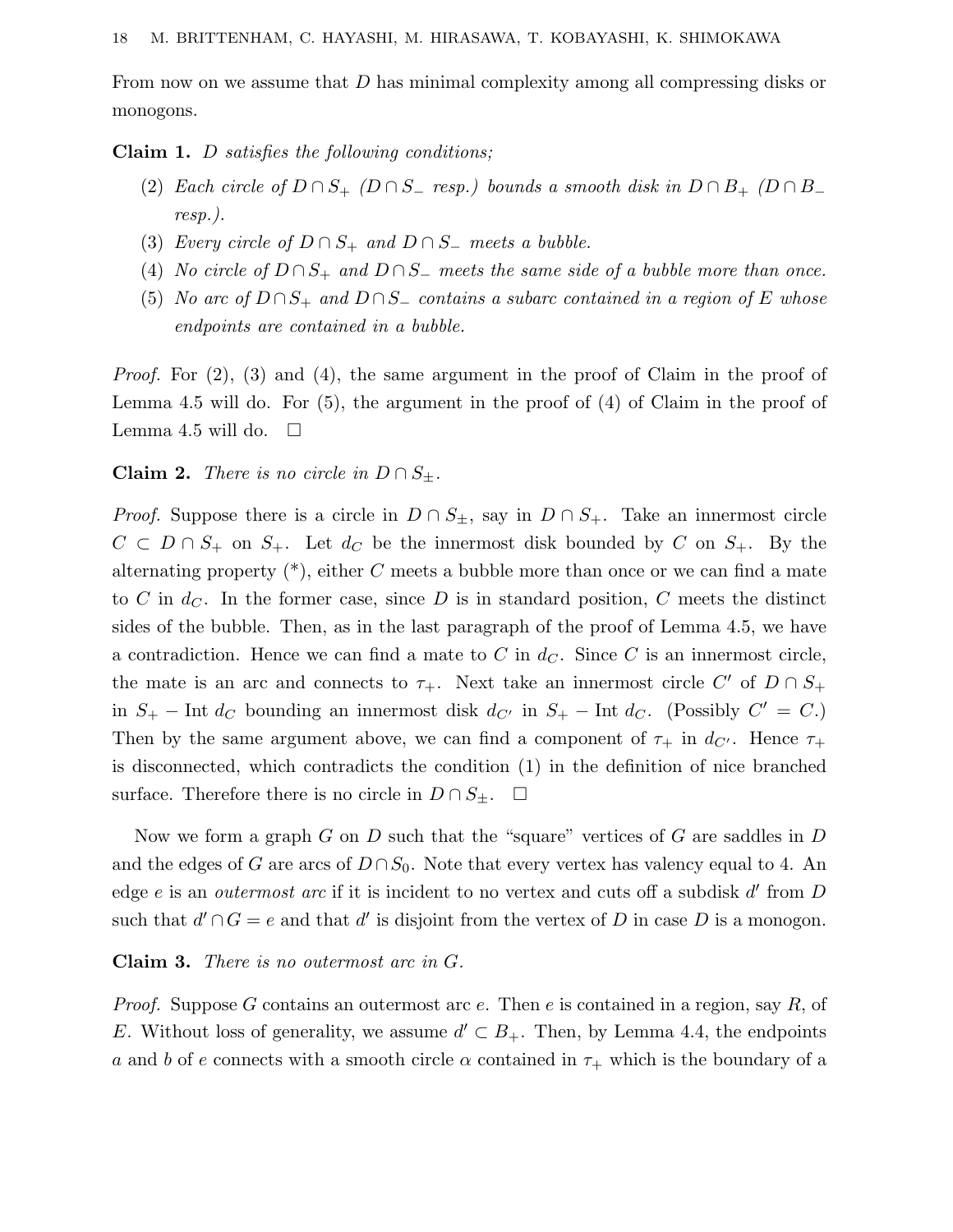From now on we assume that $D$ has minimal complexity among all compressing disks or monogons.

**Claim 1.** *$D$ satisfies the following conditions;*

(2) *Each circle of $D \cap S_+$ ($D \cap S_-$ resp.) bounds a smooth disk in $D \cap B_+$ ($D \cap B_-$ resp.).*

(3) *Every circle of $D \cap S_+$ and $D \cap S_-$ meets a bubble.*

(4) *No circle of $D \cap S_+$ and $D \cap S_-$ meets the same side of a bubble more than once.*

(5) *No arc of $D \cap S_+$ and $D \cap S_-$ contains a subarc contained in a region of $E$ whose endpoints are contained in a bubble.*

*Proof.* For (2), (3) and (4), the same argument in the proof of Claim in the proof of Lemma 4.5 will do. For (5), the argument in the proof of (4) of Claim in the proof of Lemma 4.5 will do. □

**Claim 2.** *There is no circle in $D \cap S_\pm$.*

*Proof.* Suppose there is a circle in $D \cap S_\pm$, say in $D \cap S_+$. Take an innermost circle $C \subset D \cap S_+$ on $S_+$. Let $d_C$ be the innermost disk bounded by $C$ on $S_+$. By the alternating property (*), either $C$ meets a bubble more than once or we can find a mate to $C$ in $d_C$. In the former case, since $D$ is in standard position, $C$ meets the distinct sides of the bubble. Then, as in the last paragraph of the proof of Lemma 4.5, we have a contradiction. Hence we can find a mate to $C$ in $d_C$. Since $C$ is an innermost circle, the mate is an arc and connects to $\tau_+$. Next take an innermost circle $C'$ of $D \cap S_+$ in $S_+ - \text{Int}\, d_C$ bounding an innermost disk $d_{C'}$ in $S_+ - \text{Int}\, d_C$. (Possibly $C' = C$.) Then by the same argument above, we can find a component of $\tau_+$ in $d_{C'}$. Hence $\tau_+$ is disconnected, which contradicts the condition (1) in the definition of nice branched surface. Therefore there is no circle in $D \cap S_\pm$. □

Now we form a graph $G$ on $D$ such that the "square" vertices of $G$ are saddles in $D$ and the edges of $G$ are arcs of $D \cap S_0$. Note that every vertex has valency equal to 4. An edge $e$ is an *outermost arc* if it is incident to no vertex and cuts off a subdisk $d'$ from $D$ such that $d' \cap G = e$ and that $d'$ is disjoint from the vertex of $D$ in case $D$ is a monogon.

**Claim 3.** *There is no outermost arc in $G$.*

*Proof.* Suppose $G$ contains an outermost arc $e$. Then $e$ is contained in a region, say $R$, of $E$. Without loss of generality, we assume $d' \subset B_+$. Then, by Lemma 4.4, the endpoints $a$ and $b$ of $e$ connects with a smooth circle $\alpha$ contained in $\tau_+$ which is the boundary of a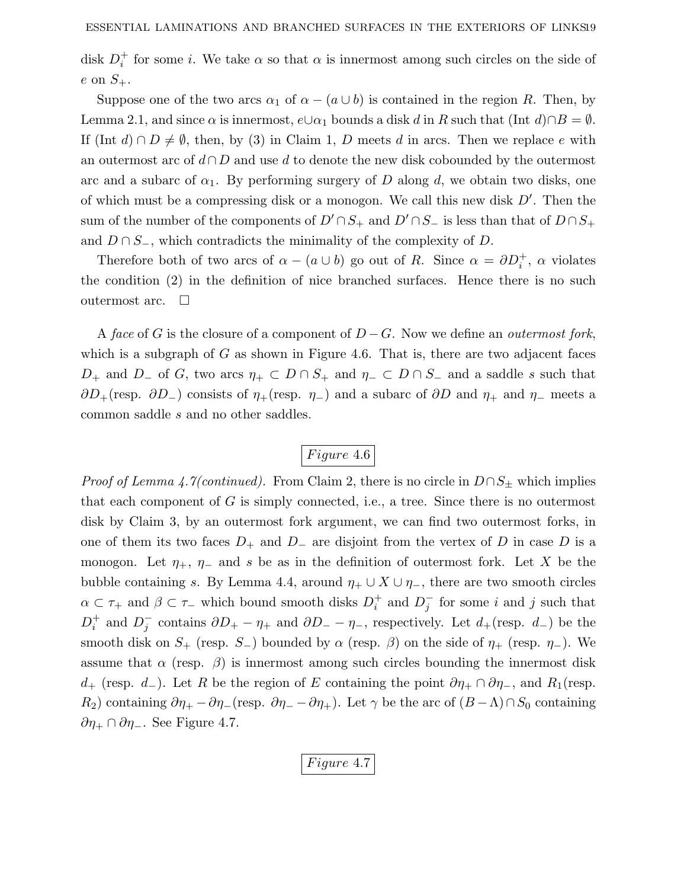disk $D_i^+$ for some $i$. We take $\alpha$ so that $\alpha$ is innermost among such circles on the side of $e$ on $S_+$.

Suppose one of the two arcs $\alpha_1$ of $\alpha - (a \cup b)$ is contained in the region $R$. Then, by Lemma 2.1, and since $\alpha$ is innermost, $e \cup \alpha_1$ bounds a disk $d$ in $R$ such that $(\text{Int } d) \cap B = \emptyset$. If $(\text{Int } d) \cap D \neq \emptyset$, then, by (3) in Claim 1, $D$ meets $d$ in arcs. Then we replace $e$ with an outermost arc of $d \cap D$ and use $d$ to denote the new disk cobounded by the outermost arc and a subarc of $\alpha_1$. By performing surgery of $D$ along $d$, we obtain two disks, one of which must be a compressing disk or a monogon. We call this new disk $D'$. Then the sum of the number of the components of $D' \cap S_+$ and $D' \cap S_-$ is less than that of $D \cap S_+$ and $D \cap S_-$, which contradicts the minimality of the complexity of $D$.

Therefore both of two arcs of $\alpha - (a \cup b)$ go out of $R$. Since $\alpha = \partial D_i^+$, $\alpha$ violates the condition (2) in the definition of nice branched surfaces. Hence there is no such outermost arc. $\square$

A *face* of $G$ is the closure of a component of $D - G$. Now we define an *outermost fork*, which is a subgraph of $G$ as shown in Figure 4.6. That is, there are two adjacent faces $D_+$ and $D_-$ of $G$, two arcs $\eta_+ \subset D \cap S_+$ and $\eta_- \subset D \cap S_-$ and a saddle $s$ such that $\partial D_+$(resp. $\partial D_-$) consists of $\eta_+$(resp. $\eta_-$) and a subarc of $\partial D$ and $\eta_+$ and $\eta_-$ meets a common saddle $s$ and no other saddles.

*Figure* 4.6

*Proof of Lemma 4.7(continued).* From Claim 2, there is no circle in $D \cap S_\pm$ which implies that each component of $G$ is simply connected, i.e., a tree. Since there is no outermost disk by Claim 3, by an outermost fork argument, we can find two outermost forks, in one of them its two faces $D_+$ and $D_-$ are disjoint from the vertex of $D$ in case $D$ is a monogon. Let $\eta_+$, $\eta_-$ and $s$ be as in the definition of outermost fork. Let $X$ be the bubble containing $s$. By Lemma 4.4, around $\eta_+ \cup X \cup \eta_-$, there are two smooth circles $\alpha \subset \tau_+$ and $\beta \subset \tau_-$ which bound smooth disks $D_i^+$ and $D_j^-$ for some $i$ and $j$ such that $D_i^+$ and $D_j^-$ contains $\partial D_+ - \eta_+$ and $\partial D_- - \eta_-$, respectively. Let $d_+$(resp. $d_-$) be the smooth disk on $S_+$ (resp. $S_-$) bounded by $\alpha$ (resp. $\beta$) on the side of $\eta_+$ (resp. $\eta_-$). We assume that $\alpha$ (resp. $\beta$) is innermost among such circles bounding the innermost disk $d_+$ (resp. $d_-$). Let $R$ be the region of $E$ containing the point $\partial\eta_+ \cap \partial\eta_-$, and $R_1$(resp. $R_2$) containing $\partial\eta_+ - \partial\eta_-$(resp. $\partial\eta_- - \partial\eta_+$). Let $\gamma$ be the arc of $(B - \Lambda) \cap S_0$ containing $\partial\eta_+ \cap \partial\eta_-$. See Figure 4.7.

*Figure* 4.7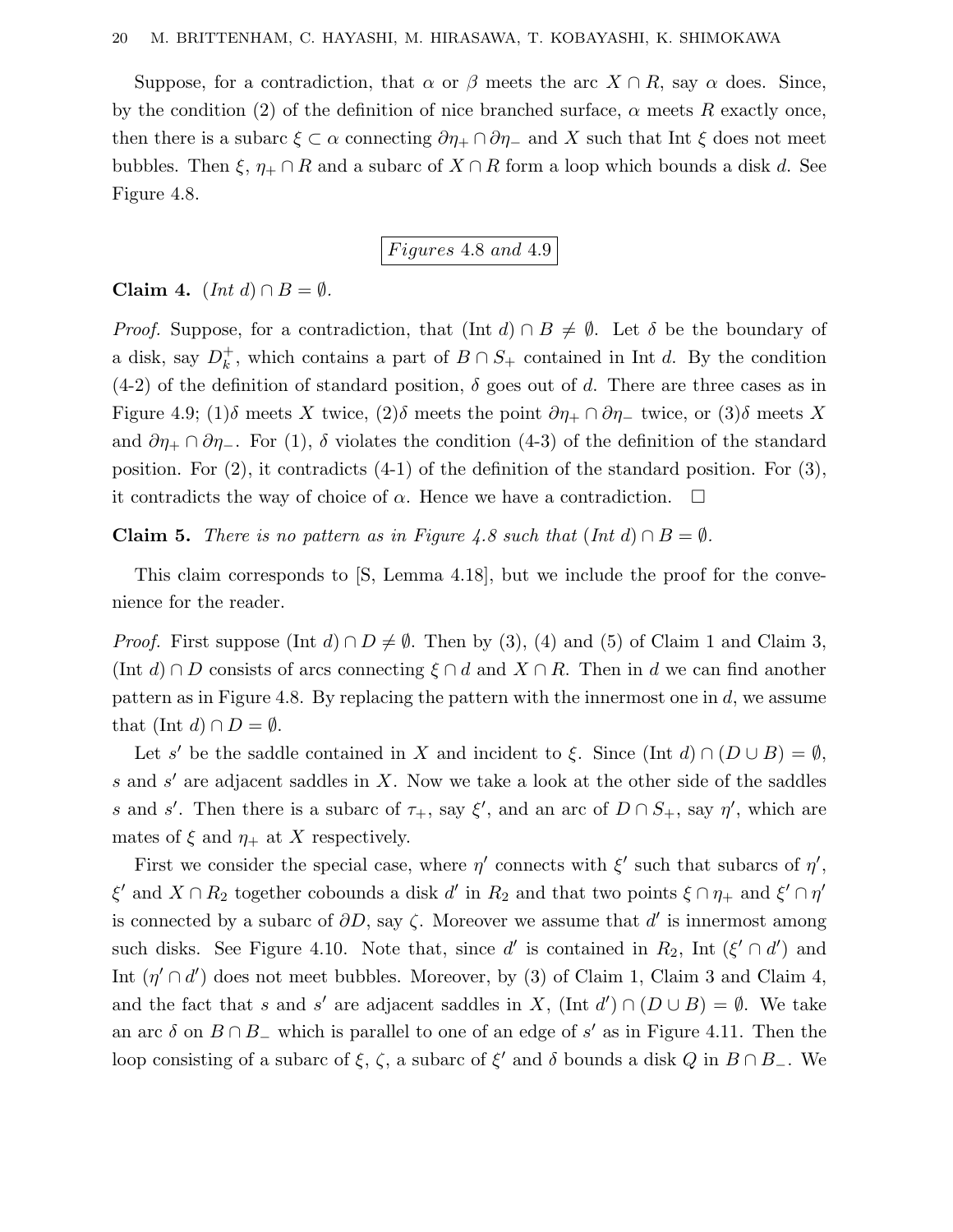Suppose, for a contradiction, that $\alpha$ or $\beta$ meets the arc $X \cap R$, say $\alpha$ does. Since, by the condition (2) of the definition of nice branched surface, $\alpha$ meets $R$ exactly once, then there is a subarc $\xi \subset \alpha$ connecting $\partial\eta_+ \cap \partial\eta_-$ and $X$ such that Int $\xi$ does not meet bubbles. Then $\xi$, $\eta_+ \cap R$ and a subarc of $X \cap R$ form a loop which bounds a disk $d$. See Figure 4.8.

*Figures* 4.8 *and* 4.9

**Claim 4.** *(Int $d$) $\cap B = \emptyset$.*

*Proof.* Suppose, for a contradiction, that (Int $d$) $\cap B \neq \emptyset$. Let $\delta$ be the boundary of a disk, say $D_k^+$, which contains a part of $B \cap S_+$ contained in Int $d$. By the condition (4-2) of the definition of standard position, $\delta$ goes out of $d$. There are three cases as in Figure 4.9; (1)$\delta$ meets $X$ twice, (2)$\delta$ meets the point $\partial\eta_+ \cap \partial\eta_-$ twice, or (3)$\delta$ meets $X$ and $\partial\eta_+ \cap \partial\eta_-$. For (1), $\delta$ violates the condition (4-3) of the definition of the standard position. For (2), it contradicts (4-1) of the definition of the standard position. For (3), it contradicts the way of choice of $\alpha$. Hence we have a contradiction. $\square$

**Claim 5.** *There is no pattern as in Figure 4.8 such that (Int $d$) $\cap B = \emptyset$.*

This claim corresponds to [S, Lemma 4.18], but we include the proof for the convenience for the reader.

*Proof.* First suppose (Int $d$) $\cap D \neq \emptyset$. Then by (3), (4) and (5) of Claim 1 and Claim 3, (Int $d$) $\cap D$ consists of arcs connecting $\xi \cap d$ and $X \cap R$. Then in $d$ we can find another pattern as in Figure 4.8. By replacing the pattern with the innermost one in $d$, we assume that (Int $d$) $\cap D = \emptyset$.

Let $s'$ be the saddle contained in $X$ and incident to $\xi$. Since (Int $d$) $\cap (D \cup B) = \emptyset$, $s$ and $s'$ are adjacent saddles in $X$. Now we take a look at the other side of the saddles $s$ and $s'$. Then there is a subarc of $\tau_+$, say $\xi'$, and an arc of $D \cap S_+$, say $\eta'$, which are mates of $\xi$ and $\eta_+$ at $X$ respectively.

First we consider the special case, where $\eta'$ connects with $\xi'$ such that subarcs of $\eta'$, $\xi'$ and $X \cap R_2$ together cobounds a disk $d'$ in $R_2$ and that two points $\xi \cap \eta_+$ and $\xi' \cap \eta'$ is connected by a subarc of $\partial D$, say $\zeta$. Moreover we assume that $d'$ is innermost among such disks. See Figure 4.10. Note that, since $d'$ is contained in $R_2$, Int $(\xi' \cap d')$ and Int $(\eta' \cap d')$ does not meet bubbles. Moreover, by (3) of Claim 1, Claim 3 and Claim 4, and the fact that $s$ and $s'$ are adjacent saddles in $X$, (Int $d'$) $\cap (D \cup B) = \emptyset$. We take an arc $\delta$ on $B \cap B_-$ which is parallel to one of an edge of $s'$ as in Figure 4.11. Then the loop consisting of a subarc of $\xi$, $\zeta$, a subarc of $\xi'$ and $\delta$ bounds a disk $Q$ in $B \cap B_-$. We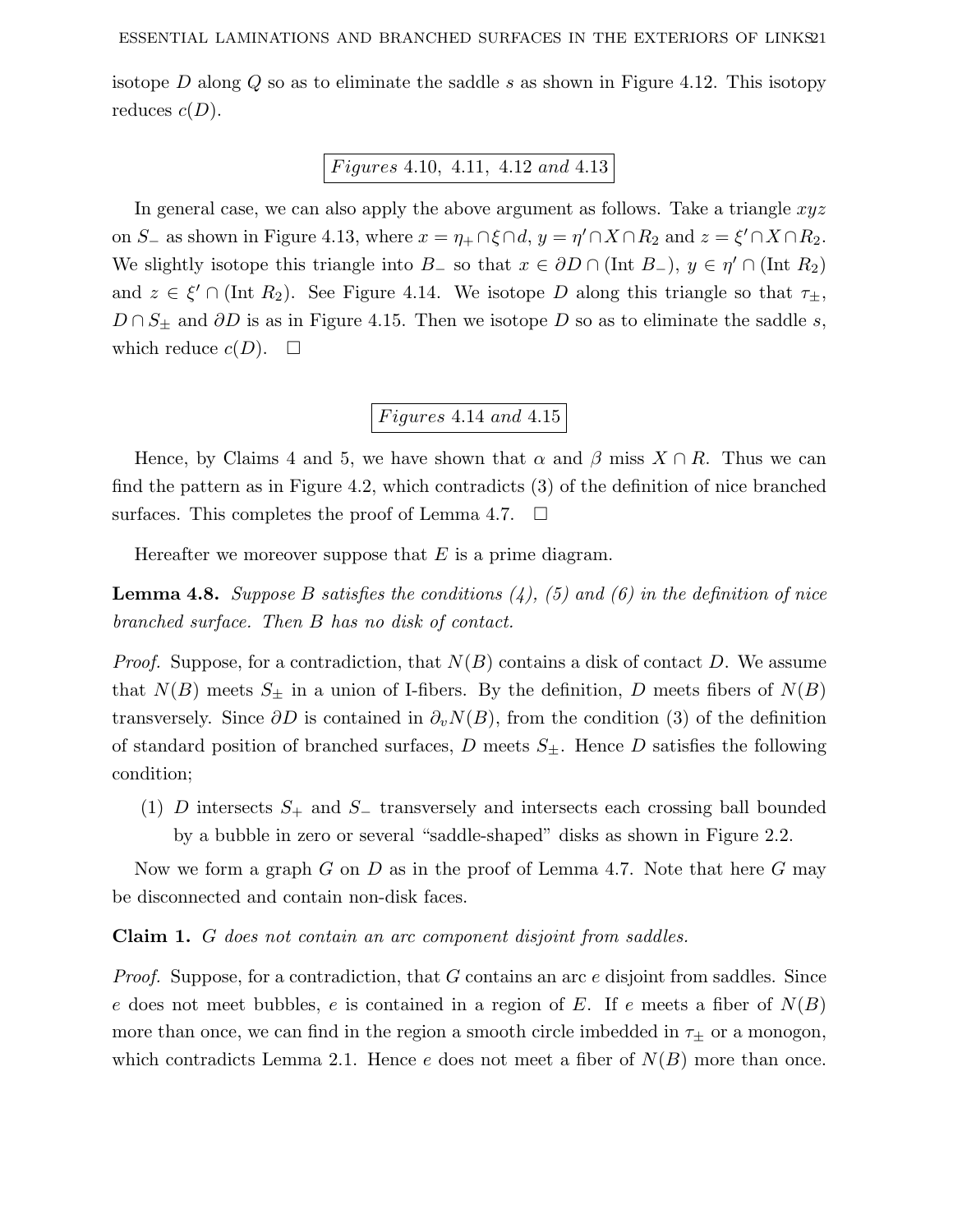isotope $D$ along $Q$ so as to eliminate the saddle $s$ as shown in Figure 4.12. This isotopy reduces $c(D)$.

*Figures* 4.10, 4.11, 4.12 *and* 4.13

In general case, we can also apply the above argument as follows. Take a triangle $xyz$ on $S_-$ as shown in Figure 4.13, where $x = \eta_+ \cap \xi \cap d$, $y = \eta' \cap X \cap R_2$ and $z = \xi' \cap X \cap R_2$. We slightly isotope this triangle into $B_-$ so that $x \in \partial D \cap (\text{Int } B_-)$, $y \in \eta' \cap (\text{Int } R_2)$ and $z \in \xi' \cap (\text{Int } R_2)$. See Figure 4.14. We isotope $D$ along this triangle so that $\tau_\pm$, $D \cap S_\pm$ and $\partial D$ is as in Figure 4.15. Then we isotope $D$ so as to eliminate the saddle $s$, which reduce $c(D)$. □

*Figures* 4.14 *and* 4.15

Hence, by Claims 4 and 5, we have shown that $\alpha$ and $\beta$ miss $X \cap R$. Thus we can find the pattern as in Figure 4.2, which contradicts (3) of the definition of nice branched surfaces. This completes the proof of Lemma 4.7. □

Hereafter we moreover suppose that $E$ is a prime diagram.

**Lemma 4.8.** *Suppose $B$ satisfies the conditions (4), (5) and (6) in the definition of nice branched surface. Then $B$ has no disk of contact.*

*Proof.* Suppose, for a contradiction, that $N(B)$ contains a disk of contact $D$. We assume that $N(B)$ meets $S_\pm$ in a union of I-fibers. By the definition, $D$ meets fibers of $N(B)$ transversely. Since $\partial D$ is contained in $\partial_v N(B)$, from the condition (3) of the definition of standard position of branched surfaces, $D$ meets $S_\pm$. Hence $D$ satisfies the following condition;

(1) $D$ intersects $S_+$ and $S_-$ transversely and intersects each crossing ball bounded by a bubble in zero or several "saddle-shaped" disks as shown in Figure 2.2.

Now we form a graph $G$ on $D$ as in the proof of Lemma 4.7. Note that here $G$ may be disconnected and contain non-disk faces.

**Claim 1.** *$G$ does not contain an arc component disjoint from saddles.*

*Proof.* Suppose, for a contradiction, that $G$ contains an arc $e$ disjoint from saddles. Since $e$ does not meet bubbles, $e$ is contained in a region of $E$. If $e$ meets a fiber of $N(B)$ more than once, we can find in the region a smooth circle imbedded in $\tau_\pm$ or a monogon, which contradicts Lemma 2.1. Hence $e$ does not meet a fiber of $N(B)$ more than once.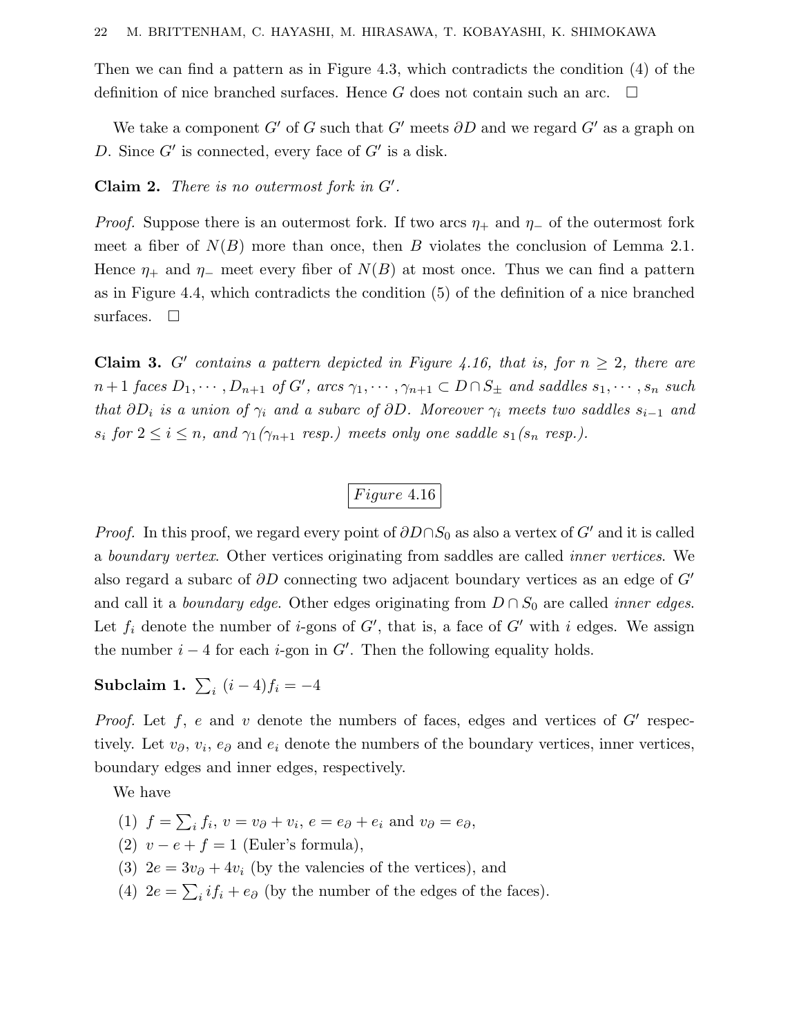Then we can find a pattern as in Figure 4.3, which contradicts the condition (4) of the definition of nice branched surfaces. Hence $G$ does not contain such an arc. □

We take a component $G'$ of $G$ such that $G'$ meets $\partial D$ and we regard $G'$ as a graph on $D$. Since $G'$ is connected, every face of $G'$ is a disk.

**Claim 2.** *There is no outermost fork in $G'$.*

*Proof.* Suppose there is an outermost fork. If two arcs $\eta_+$ and $\eta_-$ of the outermost fork meet a fiber of $N(B)$ more than once, then $B$ violates the conclusion of Lemma 2.1. Hence $\eta_+$ and $\eta_-$ meet every fiber of $N(B)$ at most once. Thus we can find a pattern as in Figure 4.4, which contradicts the condition (5) of the definition of a nice branched surfaces. □

**Claim 3.** *$G'$ contains a pattern depicted in Figure 4.16, that is, for $n \geq 2$, there are $n+1$ faces $D_1, \cdots, D_{n+1}$ of $G'$, arcs $\gamma_1, \cdots, \gamma_{n+1} \subset D \cap S_\pm$ and saddles $s_1, \cdots, s_n$ such that $\partial D_i$ is a union of $\gamma_i$ and a subarc of $\partial D$. Moreover $\gamma_i$ meets two saddles $s_{i-1}$ and $s_i$ for $2 \leq i \leq n$, and $\gamma_1$ ($\gamma_{n+1}$ resp.) meets only one saddle $s_1$ ($s_n$ resp.).*

*Figure 4.16*

*Proof.* In this proof, we regard every point of $\partial D \cap S_0$ as also a vertex of $G'$ and it is called a *boundary vertex*. Other vertices originating from saddles are called *inner vertices*. We also regard a subarc of $\partial D$ connecting two adjacent boundary vertices as an edge of $G'$ and call it a *boundary edge*. Other edges originating from $D \cap S_0$ are called *inner edges*. Let $f_i$ denote the number of $i$-gons of $G'$, that is, a face of $G'$ with $i$ edges. We assign the number $i-4$ for each $i$-gon in $G'$. Then the following equality holds.

**Subclaim 1.** $\sum_i (i-4)f_i = -4$

*Proof.* Let $f$, $e$ and $v$ denote the numbers of faces, edges and vertices of $G'$ respectively. Let $v_\partial$, $v_i$, $e_\partial$ and $e_i$ denote the numbers of the boundary vertices, inner vertices, boundary edges and inner edges, respectively.

We have

(1) $f = \sum_i f_i$, $v = v_\partial + v_i$, $e = e_\partial + e_i$ and $v_\partial = e_\partial$,
(2) $v - e + f = 1$ (Euler's formula),
(3) $2e = 3v_\partial + 4v_i$ (by the valencies of the vertices), and
(4) $2e = \sum_i i f_i + e_\partial$ (by the number of the edges of the faces).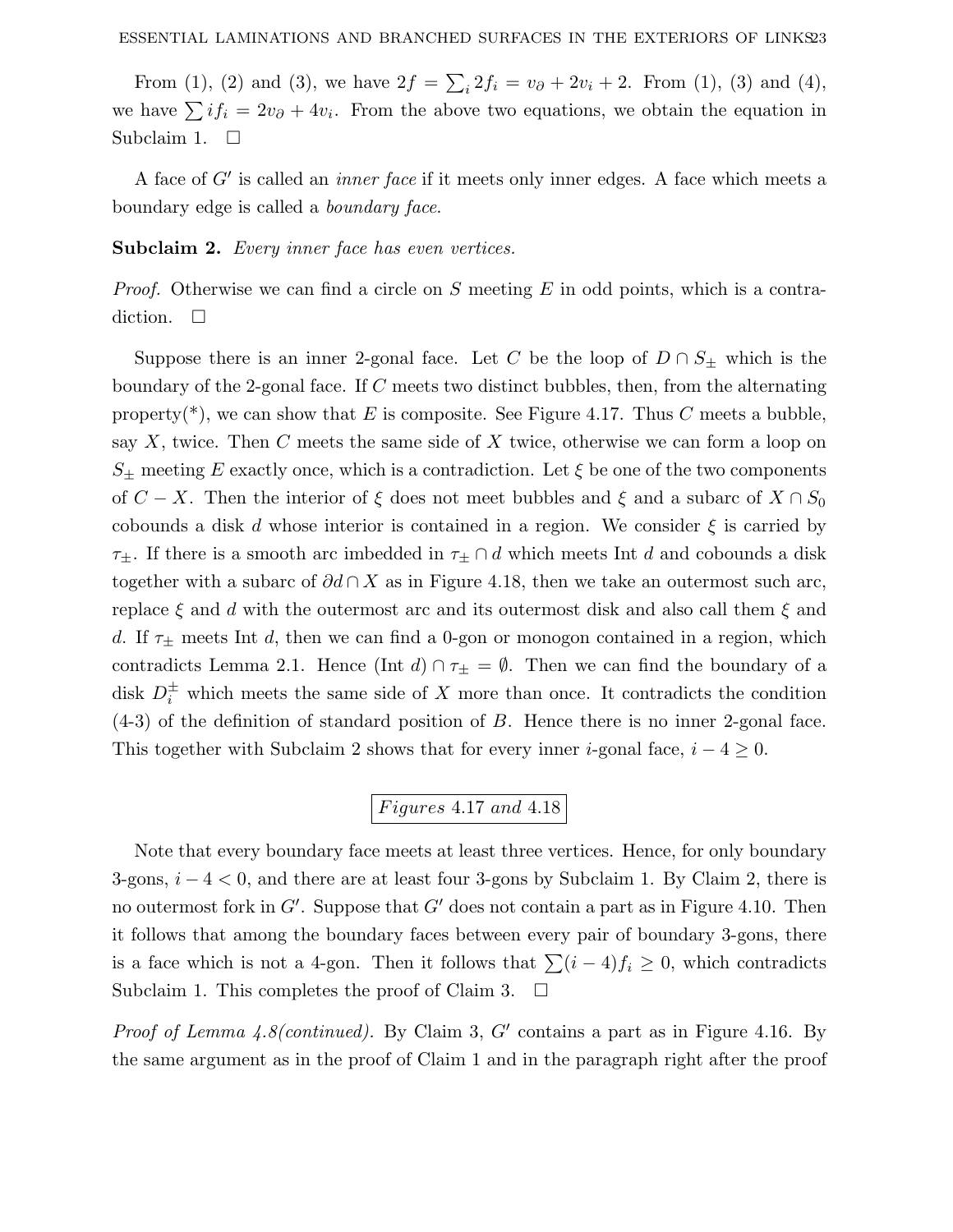From (1), (2) and (3), we have $2f = \sum_i 2f_i = v_\partial + 2v_i + 2$. From (1), (3) and (4), we have $\sum i f_i = 2v_\partial + 4v_i$. From the above two equations, we obtain the equation in Subclaim 1. $\square$

A face of $G'$ is called an *inner face* if it meets only inner edges. A face which meets a boundary edge is called a *boundary face*.

**Subclaim 2.** *Every inner face has even vertices.*

*Proof.* Otherwise we can find a circle on $S$ meeting $E$ in odd points, which is a contradiction. $\square$

Suppose there is an inner 2-gonal face. Let $C$ be the loop of $D \cap S_\pm$ which is the boundary of the 2-gonal face. If $C$ meets two distinct bubbles, then, from the alternating property(*), we can show that $E$ is composite. See Figure 4.17. Thus $C$ meets a bubble, say $X$, twice. Then $C$ meets the same side of $X$ twice, otherwise we can form a loop on $S_\pm$ meeting $E$ exactly once, which is a contradiction. Let $\xi$ be one of the two components of $C - X$. Then the interior of $\xi$ does not meet bubbles and $\xi$ and a subarc of $X \cap S_0$ cobounds a disk $d$ whose interior is contained in a region. We consider $\xi$ is carried by $\tau_\pm$. If there is a smooth arc imbedded in $\tau_\pm \cap d$ which meets Int $d$ and cobounds a disk together with a subarc of $\partial d \cap X$ as in Figure 4.18, then we take an outermost such arc, replace $\xi$ and $d$ with the outermost arc and its outermost disk and also call them $\xi$ and $d$. If $\tau_\pm$ meets Int $d$, then we can find a 0-gon or monogon contained in a region, which contradicts Lemma 2.1. Hence (Int $d$) $\cap \tau_\pm = \emptyset$. Then we can find the boundary of a disk $D_i^\pm$ which meets the same side of $X$ more than once. It contradicts the condition (4-3) of the definition of standard position of $B$. Hence there is no inner 2-gonal face. This together with Subclaim 2 shows that for every inner $i$-gonal face, $i - 4 \geq 0$.

*Figures* 4.17 *and* 4.18

Note that every boundary face meets at least three vertices. Hence, for only boundary 3-gons, $i - 4 < 0$, and there are at least four 3-gons by Subclaim 1. By Claim 2, there is no outermost fork in $G'$. Suppose that $G'$ does not contain a part as in Figure 4.10. Then it follows that among the boundary faces between every pair of boundary 3-gons, there is a face which is not a 4-gon. Then it follows that $\sum(i-4)f_i \geq 0$, which contradicts Subclaim 1. This completes the proof of Claim 3. $\square$

*Proof of Lemma 4.8(continued).* By Claim 3, $G'$ contains a part as in Figure 4.16. By the same argument as in the proof of Claim 1 and in the paragraph right after the proof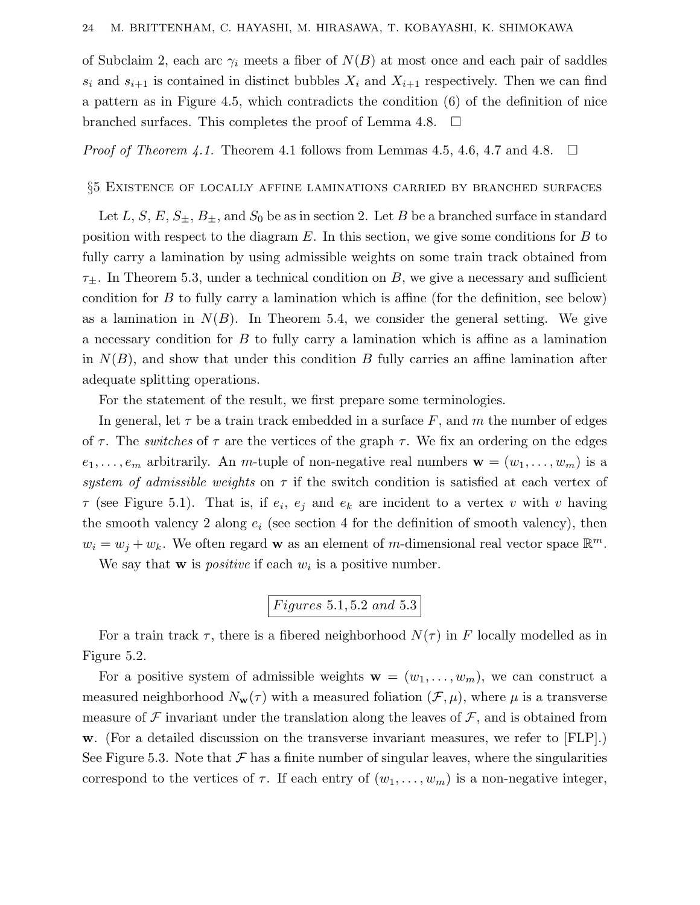of Subclaim 2, each arc $\gamma_i$ meets a fiber of $N(B)$ at most once and each pair of saddles $s_i$ and $s_{i+1}$ is contained in distinct bubbles $X_i$ and $X_{i+1}$ respectively. Then we can find a pattern as in Figure 4.5, which contradicts the condition (6) of the definition of nice branched surfaces. This completes the proof of Lemma 4.8. $\square$

*Proof of Theorem 4.1.* Theorem 4.1 follows from Lemmas 4.5, 4.6, 4.7 and 4.8. $\square$

## §5 Existence of locally affine laminations carried by branched surfaces

Let $L$, $S$, $E$, $S_{\pm}$, $B_{\pm}$, and $S_0$ be as in section 2. Let $B$ be a branched surface in standard position with respect to the diagram $E$. In this section, we give some conditions for $B$ to fully carry a lamination by using admissible weights on some train track obtained from $\tau_{\pm}$. In Theorem 5.3, under a technical condition on $B$, we give a necessary and sufficient condition for $B$ to fully carry a lamination which is affine (for the definition, see below) as a lamination in $N(B)$. In Theorem 5.4, we consider the general setting. We give a necessary condition for $B$ to fully carry a lamination which is affine as a lamination in $N(B)$, and show that under this condition $B$ fully carries an affine lamination after adequate splitting operations.

For the statement of the result, we first prepare some terminologies.

In general, let $\tau$ be a train track embedded in a surface $F$, and $m$ the number of edges of $\tau$. The *switches* of $\tau$ are the vertices of the graph $\tau$. We fix an ordering on the edges $e_1, \ldots, e_m$ arbitrarily. An $m$-tuple of non-negative real numbers $\mathbf{w} = (w_1, \ldots, w_m)$ is a *system of admissible weights* on $\tau$ if the switch condition is satisfied at each vertex of $\tau$ (see Figure 5.1). That is, if $e_i$, $e_j$ and $e_k$ are incident to a vertex $v$ with $v$ having the smooth valency 2 along $e_i$ (see section 4 for the definition of smooth valency), then $w_i = w_j + w_k$. We often regard $\mathbf{w}$ as an element of $m$-dimensional real vector space $\mathbb{R}^m$.

We say that $\mathbf{w}$ is *positive* if each $w_i$ is a positive number.

*Figures* 5.1, 5.2 *and* 5.3

For a train track $\tau$, there is a fibered neighborhood $N(\tau)$ in $F$ locally modelled as in Figure 5.2.

For a positive system of admissible weights $\mathbf{w} = (w_1, \ldots, w_m)$, we can construct a measured neighborhood $N_{\mathbf{w}}(\tau)$ with a measured foliation $(\mathcal{F}, \mu)$, where $\mu$ is a transverse measure of $\mathcal{F}$ invariant under the translation along the leaves of $\mathcal{F}$, and is obtained from $\mathbf{w}$. (For a detailed discussion on the transverse invariant measures, we refer to [FLP].) See Figure 5.3. Note that $\mathcal{F}$ has a finite number of singular leaves, where the singularities correspond to the vertices of $\tau$. If each entry of $(w_1, \ldots, w_m)$ is a non-negative integer,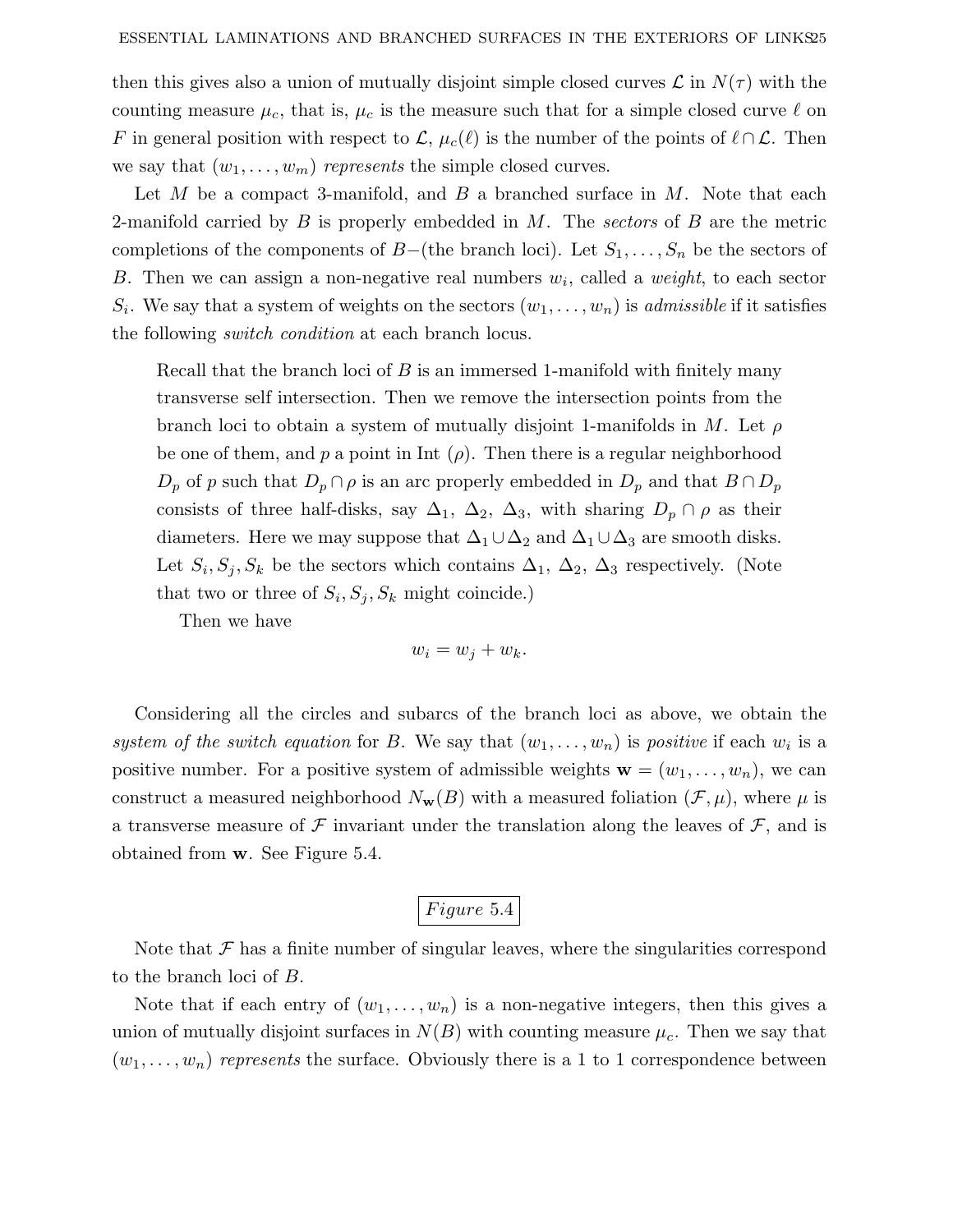then this gives also a union of mutually disjoint simple closed curves $\mathcal{L}$ in $N(\tau)$ with the counting measure $\mu_c$, that is, $\mu_c$ is the measure such that for a simple closed curve $\ell$ on $F$ in general position with respect to $\mathcal{L}$, $\mu_c(\ell)$ is the number of the points of $\ell \cap \mathcal{L}$. Then we say that $(w_1, \ldots, w_m)$ *represents* the simple closed curves.

Let $M$ be a compact 3-manifold, and $B$ a branched surface in $M$. Note that each 2-manifold carried by $B$ is properly embedded in $M$. The *sectors* of $B$ are the metric completions of the components of $B-$(the branch loci). Let $S_1, \ldots, S_n$ be the sectors of $B$. Then we can assign a non-negative real numbers $w_i$, called a *weight*, to each sector $S_i$. We say that a system of weights on the sectors $(w_1, \ldots, w_n)$ is *admissible* if it satisfies the following *switch condition* at each branch locus.

> Recall that the branch loci of $B$ is an immersed 1-manifold with finitely many transverse self intersection. Then we remove the intersection points from the branch loci to obtain a system of mutually disjoint 1-manifolds in $M$. Let $\rho$ be one of them, and $p$ a point in Int $(\rho)$. Then there is a regular neighborhood $D_p$ of $p$ such that $D_p \cap \rho$ is an arc properly embedded in $D_p$ and that $B \cap D_p$ consists of three half-disks, say $\Delta_1$, $\Delta_2$, $\Delta_3$, with sharing $D_p \cap \rho$ as their diameters. Here we may suppose that $\Delta_1 \cup \Delta_2$ and $\Delta_1 \cup \Delta_3$ are smooth disks. Let $S_i, S_j, S_k$ be the sectors which contains $\Delta_1$, $\Delta_2$, $\Delta_3$ respectively. (Note that two or three of $S_i, S_j, S_k$ might coincide.)
>
> Then we have
>
> $$w_i = w_j + w_k.$$

Considering all the circles and subarcs of the branch loci as above, we obtain the *system of the switch equation* for $B$. We say that $(w_1, \ldots, w_n)$ is *positive* if each $w_i$ is a positive number. For a positive system of admissible weights $\mathbf{w} = (w_1, \ldots, w_n)$, we can construct a measured neighborhood $N_{\mathbf{w}}(B)$ with a measured foliation $(\mathcal{F}, \mu)$, where $\mu$ is a transverse measure of $\mathcal{F}$ invariant under the translation along the leaves of $\mathcal{F}$, and is obtained from $\mathbf{w}$. See Figure 5.4.

*Figure* 5.4

Note that $\mathcal{F}$ has a finite number of singular leaves, where the singularities correspond to the branch loci of $B$.

Note that if each entry of $(w_1, \ldots, w_n)$ is a non-negative integers, then this gives a union of mutually disjoint surfaces in $N(B)$ with counting measure $\mu_c$. Then we say that $(w_1, \ldots, w_n)$ *represents* the surface. Obviously there is a 1 to 1 correspondence between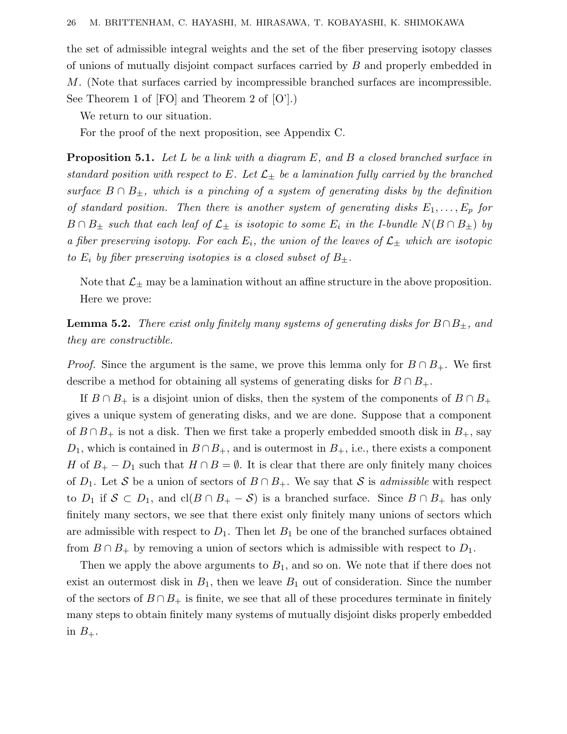the set of admissible integral weights and the set of the fiber preserving isotopy classes of unions of mutually disjoint compact surfaces carried by $B$ and properly embedded in $M$. (Note that surfaces carried by incompressible branched surfaces are incompressible. See Theorem 1 of [FO] and Theorem 2 of [O'].)

We return to our situation.

For the proof of the next proposition, see Appendix C.

**Proposition 5.1.** *Let $L$ be a link with a diagram $E$, and $B$ a closed branched surface in standard position with respect to $E$. Let $\mathcal{L}_\pm$ be a lamination fully carried by the branched surface $B \cap B_\pm$, which is a pinching of a system of generating disks by the definition of standard position. Then there is another system of generating disks $E_1, \dots, E_p$ for $B \cap B_\pm$ such that each leaf of $\mathcal{L}_\pm$ is isotopic to some $E_i$ in the I-bundle $N(B \cap B_\pm)$ by a fiber preserving isotopy. For each $E_i$, the union of the leaves of $\mathcal{L}_\pm$ which are isotopic to $E_i$ by fiber preserving isotopies is a closed subset of $B_\pm$.*

Note that $\mathcal{L}_\pm$ may be a lamination without an affine structure in the above proposition.

Here we prove:

**Lemma 5.2.** *There exist only finitely many systems of generating disks for $B \cap B_\pm$, and they are constructible.*

*Proof.* Since the argument is the same, we prove this lemma only for $B \cap B_+$. We first describe a method for obtaining all systems of generating disks for $B \cap B_+$.

If $B \cap B_+$ is a disjoint union of disks, then the system of the components of $B \cap B_+$ gives a unique system of generating disks, and we are done. Suppose that a component of $B \cap B_+$ is not a disk. Then we first take a properly embedded smooth disk in $B_+$, say $D_1$, which is contained in $B \cap B_+$, and is outermost in $B_+$, i.e., there exists a component $H$ of $B_+ - D_1$ such that $H \cap B = \emptyset$. It is clear that there are only finitely many choices of $D_1$. Let $\mathcal{S}$ be a union of sectors of $B \cap B_+$. We say that $\mathcal{S}$ is *admissible* with respect to $D_1$ if $\mathcal{S} \subset D_1$, and $\text{cl}(B \cap B_+ - \mathcal{S})$ is a branched surface. Since $B \cap B_+$ has only finitely many sectors, we see that there exist only finitely many unions of sectors which are admissible with respect to $D_1$. Then let $B_1$ be one of the branched surfaces obtained from $B \cap B_+$ by removing a union of sectors which is admissible with respect to $D_1$.

Then we apply the above arguments to $B_1$, and so on. We note that if there does not exist an outermost disk in $B_1$, then we leave $B_1$ out of consideration. Since the number of the sectors of $B \cap B_+$ is finite, we see that all of these procedures terminate in finitely many steps to obtain finitely many systems of mutually disjoint disks properly embedded in $B_+$.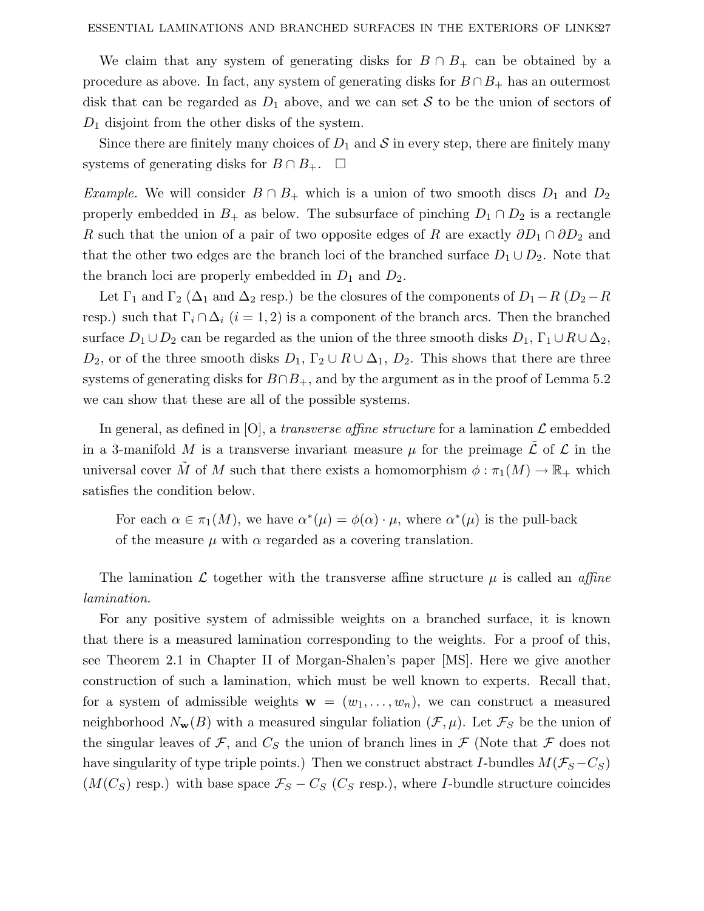We claim that any system of generating disks for $B \cap B_+$ can be obtained by a procedure as above. In fact, any system of generating disks for $B \cap B_+$ has an outermost disk that can be regarded as $D_1$ above, and we can set $\mathcal{S}$ to be the union of sectors of $D_1$ disjoint from the other disks of the system.

Since there are finitely many choices of $D_1$ and $\mathcal{S}$ in every step, there are finitely many systems of generating disks for $B \cap B_+$. $\square$

*Example.* We will consider $B \cap B_+$ which is a union of two smooth discs $D_1$ and $D_2$ properly embedded in $B_+$ as below. The subsurface of pinching $D_1 \cap D_2$ is a rectangle $R$ such that the union of a pair of two opposite edges of $R$ are exactly $\partial D_1 \cap \partial D_2$ and that the other two edges are the branch loci of the branched surface $D_1 \cup D_2$. Note that the branch loci are properly embedded in $D_1$ and $D_2$.

Let $\Gamma_1$ and $\Gamma_2$ ($\Delta_1$ and $\Delta_2$ resp.) be the closures of the components of $D_1 - R$ ($D_2 - R$ resp.) such that $\Gamma_i \cap \Delta_i$ ($i = 1, 2$) is a component of the branch arcs. Then the branched surface $D_1 \cup D_2$ can be regarded as the union of the three smooth disks $D_1$, $\Gamma_1 \cup R \cup \Delta_2$, $D_2$, or of the three smooth disks $D_1$, $\Gamma_2 \cup R \cup \Delta_1$, $D_2$. This shows that there are three systems of generating disks for $B \cap B_+$, and by the argument as in the proof of Lemma 5.2 we can show that these are all of the possible systems.

In general, as defined in [O], a *transverse affine structure* for a lamination $\mathcal{L}$ embedded in a 3-manifold $M$ is a transverse invariant measure $\mu$ for the preimage $\tilde{\mathcal{L}}$ of $\mathcal{L}$ in the universal cover $\tilde{M}$ of $M$ such that there exists a homomorphism $\phi : \pi_1(M) \to \mathbb{R}_+$ which satisfies the condition below.

> For each $\alpha \in \pi_1(M)$, we have $\alpha^*(\mu) = \phi(\alpha) \cdot \mu$, where $\alpha^*(\mu)$ is the pull-back of the measure $\mu$ with $\alpha$ regarded as a covering translation.

The lamination $\mathcal{L}$ together with the transverse affine structure $\mu$ is called an *affine lamination*.

For any positive system of admissible weights on a branched surface, it is known that there is a measured lamination corresponding to the weights. For a proof of this, see Theorem 2.1 in Chapter II of Morgan-Shalen's paper [MS]. Here we give another construction of such a lamination, which must be well known to experts. Recall that, for a system of admissible weights $\mathbf{w} = (w_1, \ldots, w_n)$, we can construct a measured neighborhood $N_{\mathbf{w}}(B)$ with a measured singular foliation $(\mathcal{F}, \mu)$. Let $\mathcal{F}_S$ be the union of the singular leaves of $\mathcal{F}$, and $C_S$ the union of branch lines in $\mathcal{F}$ (Note that $\mathcal{F}$ does not have singularity of type triple points.) Then we construct abstract $I$-bundles $M(\mathcal{F}_S - C_S)$ ($M(C_S)$ resp.) with base space $\mathcal{F}_S - C_S$ ($C_S$ resp.), where $I$-bundle structure coincides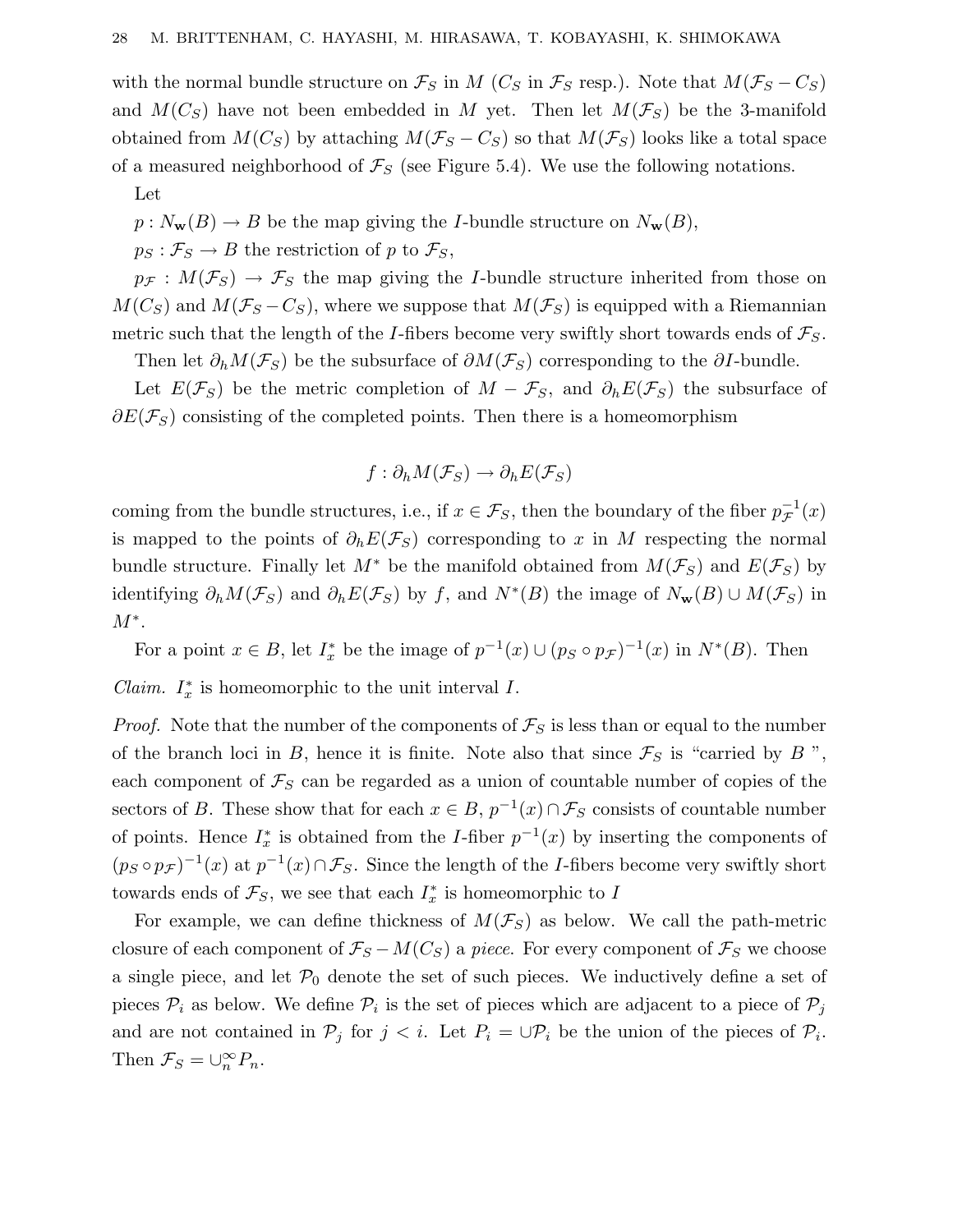with the normal bundle structure on $\mathcal{F}_S$ in $M$ ($C_S$ in $\mathcal{F}_S$ resp.). Note that $M(\mathcal{F}_S - C_S)$ and $M(C_S)$ have not been embedded in $M$ yet. Then let $M(\mathcal{F}_S)$ be the 3-manifold obtained from $M(C_S)$ by attaching $M(\mathcal{F}_S - C_S)$ so that $M(\mathcal{F}_S)$ looks like a total space of a measured neighborhood of $\mathcal{F}_S$ (see Figure 5.4). We use the following notations.

Let

$p : N_{\mathbf{w}}(B) \to B$ be the map giving the $I$-bundle structure on $N_{\mathbf{w}}(B)$,

$p_S : \mathcal{F}_S \to B$ the restriction of $p$ to $\mathcal{F}_S$,

$p_{\mathcal{F}} : M(\mathcal{F}_S) \to \mathcal{F}_S$ the map giving the $I$-bundle structure inherited from those on $M(C_S)$ and $M(\mathcal{F}_S - C_S)$, where we suppose that $M(\mathcal{F}_S)$ is equipped with a Riemannian metric such that the length of the $I$-fibers become very swiftly short towards ends of $\mathcal{F}_S$.

Then let $\partial_h M(\mathcal{F}_S)$ be the subsurface of $\partial M(\mathcal{F}_S)$ corresponding to the $\partial I$-bundle.

Let $E(\mathcal{F}_S)$ be the metric completion of $M - \mathcal{F}_S$, and $\partial_h E(\mathcal{F}_S)$ the subsurface of $\partial E(\mathcal{F}_S)$ consisting of the completed points. Then there is a homeomorphism

$$f : \partial_h M(\mathcal{F}_S) \to \partial_h E(\mathcal{F}_S)$$

coming from the bundle structures, i.e., if $x \in \mathcal{F}_S$, then the boundary of the fiber $p_{\mathcal{F}}^{-1}(x)$ is mapped to the points of $\partial_h E(\mathcal{F}_S)$ corresponding to $x$ in $M$ respecting the normal bundle structure. Finally let $M^*$ be the manifold obtained from $M(\mathcal{F}_S)$ and $E(\mathcal{F}_S)$ by identifying $\partial_h M(\mathcal{F}_S)$ and $\partial_h E(\mathcal{F}_S)$ by $f$, and $N^*(B)$ the image of $N_{\mathbf{w}}(B) \cup M(\mathcal{F}_S)$ in $M^*$.

For a point $x \in B$, let $I_x^*$ be the image of $p^{-1}(x) \cup (p_S \circ p_{\mathcal{F}})^{-1}(x)$ in $N^*(B)$. Then

*Claim.* $I_x^*$ is homeomorphic to the unit interval $I$.

*Proof.* Note that the number of the components of $\mathcal{F}_S$ is less than or equal to the number of the branch loci in $B$, hence it is finite. Note also that since $\mathcal{F}_S$ is "carried by $B$ ", each component of $\mathcal{F}_S$ can be regarded as a union of countable number of copies of the sectors of $B$. These show that for each $x \in B$, $p^{-1}(x) \cap \mathcal{F}_S$ consists of countable number of points. Hence $I_x^*$ is obtained from the $I$-fiber $p^{-1}(x)$ by inserting the components of $(p_S \circ p_{\mathcal{F}})^{-1}(x)$ at $p^{-1}(x) \cap \mathcal{F}_S$. Since the length of the $I$-fibers become very swiftly short towards ends of $\mathcal{F}_S$, we see that each $I_x^*$ is homeomorphic to $I$

For example, we can define thickness of $M(\mathcal{F}_S)$ as below. We call the path-metric closure of each component of $\mathcal{F}_S - M(C_S)$ a *piece*. For every component of $\mathcal{F}_S$ we choose a single piece, and let $\mathcal{P}_0$ denote the set of such pieces. We inductively define a set of pieces $\mathcal{P}_i$ as below. We define $\mathcal{P}_i$ is the set of pieces which are adjacent to a piece of $\mathcal{P}_j$ and are not contained in $\mathcal{P}_j$ for $j < i$. Let $P_i = \cup \mathcal{P}_i$ be the union of the pieces of $\mathcal{P}_i$. Then $\mathcal{F}_S = \cup_n^\infty P_n$.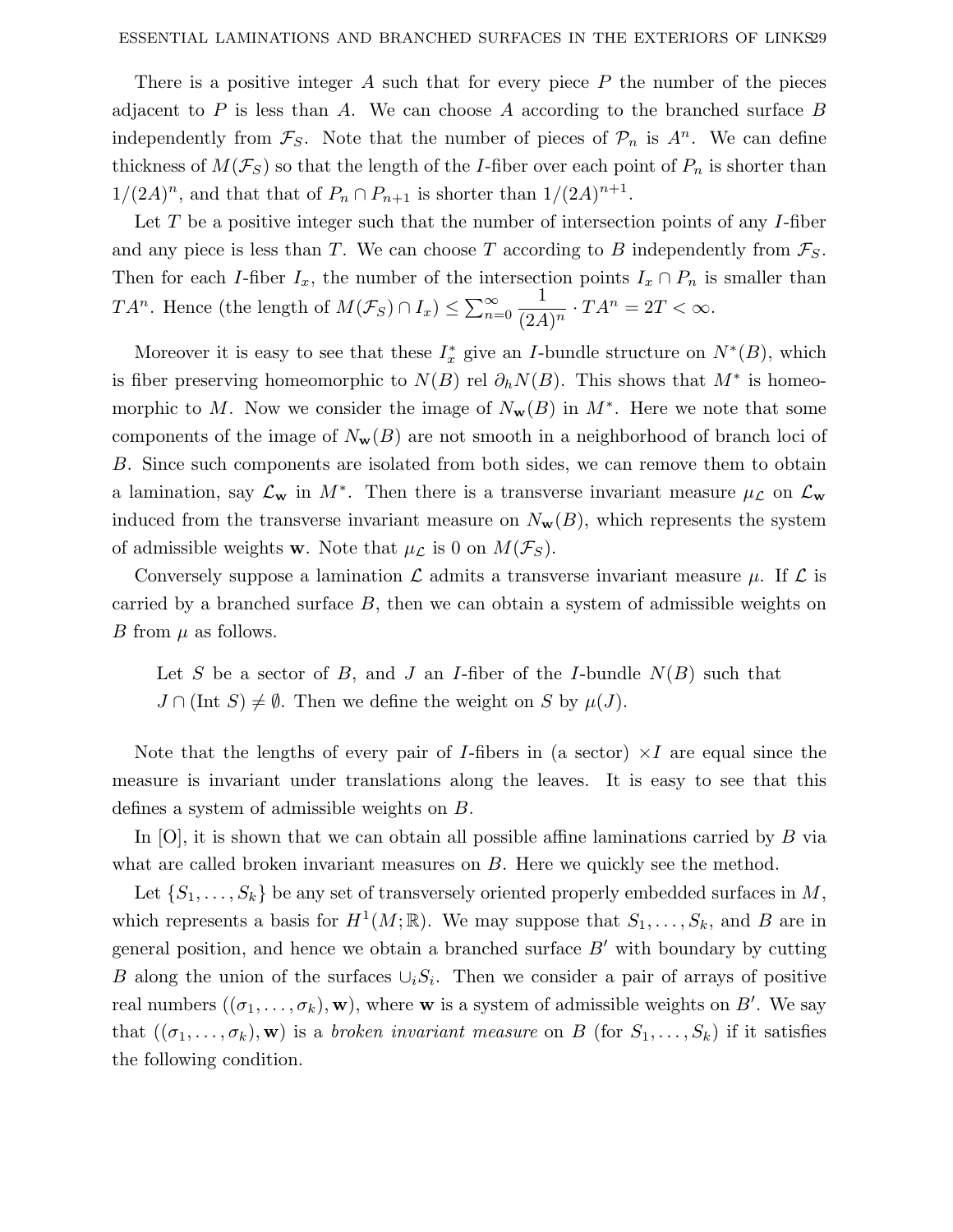There is a positive integer $A$ such that for every piece $P$ the number of the pieces adjacent to $P$ is less than $A$. We can choose $A$ according to the branched surface $B$ independently from $\mathcal{F}_S$. Note that the number of pieces of $\mathcal{P}_n$ is $A^n$. We can define thickness of $M(\mathcal{F}_S)$ so that the length of the $I$-fiber over each point of $P_n$ is shorter than $1/(2A)^n$, and that that of $P_n \cap P_{n+1}$ is shorter than $1/(2A)^{n+1}$.

Let $T$ be a positive integer such that the number of intersection points of any $I$-fiber and any piece is less than $T$. We can choose $T$ according to $B$ independently from $\mathcal{F}_S$. Then for each $I$-fiber $I_x$, the number of the intersection points $I_x \cap P_n$ is smaller than $TA^n$. Hence (the length of $M(\mathcal{F}_S) \cap I_x$) $\leq \sum_{n=0}^{\infty} \dfrac{1}{(2A)^n} \cdot TA^n = 2T < \infty$.

Moreover it is easy to see that these $I_x^*$ give an $I$-bundle structure on $N^*(B)$, which is fiber preserving homeomorphic to $N(B)$ rel $\partial_h N(B)$. This shows that $M^*$ is homeomorphic to $M$. Now we consider the image of $N_{\mathbf{w}}(B)$ in $M^*$. Here we note that some components of the image of $N_{\mathbf{w}}(B)$ are not smooth in a neighborhood of branch loci of $B$. Since such components are isolated from both sides, we can remove them to obtain a lamination, say $\mathcal{L}_{\mathbf{w}}$ in $M^*$. Then there is a transverse invariant measure $\mu_{\mathcal{L}}$ on $\mathcal{L}_{\mathbf{w}}$ induced from the transverse invariant measure on $N_{\mathbf{w}}(B)$, which represents the system of admissible weights $\mathbf{w}$. Note that $\mu_{\mathcal{L}}$ is 0 on $M(\mathcal{F}_S)$.

Conversely suppose a lamination $\mathcal{L}$ admits a transverse invariant measure $\mu$. If $\mathcal{L}$ is carried by a branched surface $B$, then we can obtain a system of admissible weights on $B$ from $\mu$ as follows.

> Let $S$ be a sector of $B$, and $J$ an $I$-fiber of the $I$-bundle $N(B)$ such that $J \cap (\text{Int } S) \neq \emptyset$. Then we define the weight on $S$ by $\mu(J)$.

Note that the lengths of every pair of $I$-fibers in (a sector) $\times I$ are equal since the measure is invariant under translations along the leaves. It is easy to see that this defines a system of admissible weights on $B$.

In [O], it is shown that we can obtain all possible affine laminations carried by $B$ via what are called broken invariant measures on $B$. Here we quickly see the method.

Let $\{S_1, \ldots, S_k\}$ be any set of transversely oriented properly embedded surfaces in $M$, which represents a basis for $H^1(M; \mathbb{R})$. We may suppose that $S_1, \ldots, S_k$, and $B$ are in general position, and hence we obtain a branched surface $B'$ with boundary by cutting $B$ along the union of the surfaces $\cup_i S_i$. Then we consider a pair of arrays of positive real numbers $((\sigma_1, \ldots, \sigma_k), \mathbf{w})$, where $\mathbf{w}$ is a system of admissible weights on $B'$. We say that $((\sigma_1, \ldots, \sigma_k), \mathbf{w})$ is a *broken invariant measure* on $B$ (for $S_1, \ldots, S_k$) if it satisfies the following condition.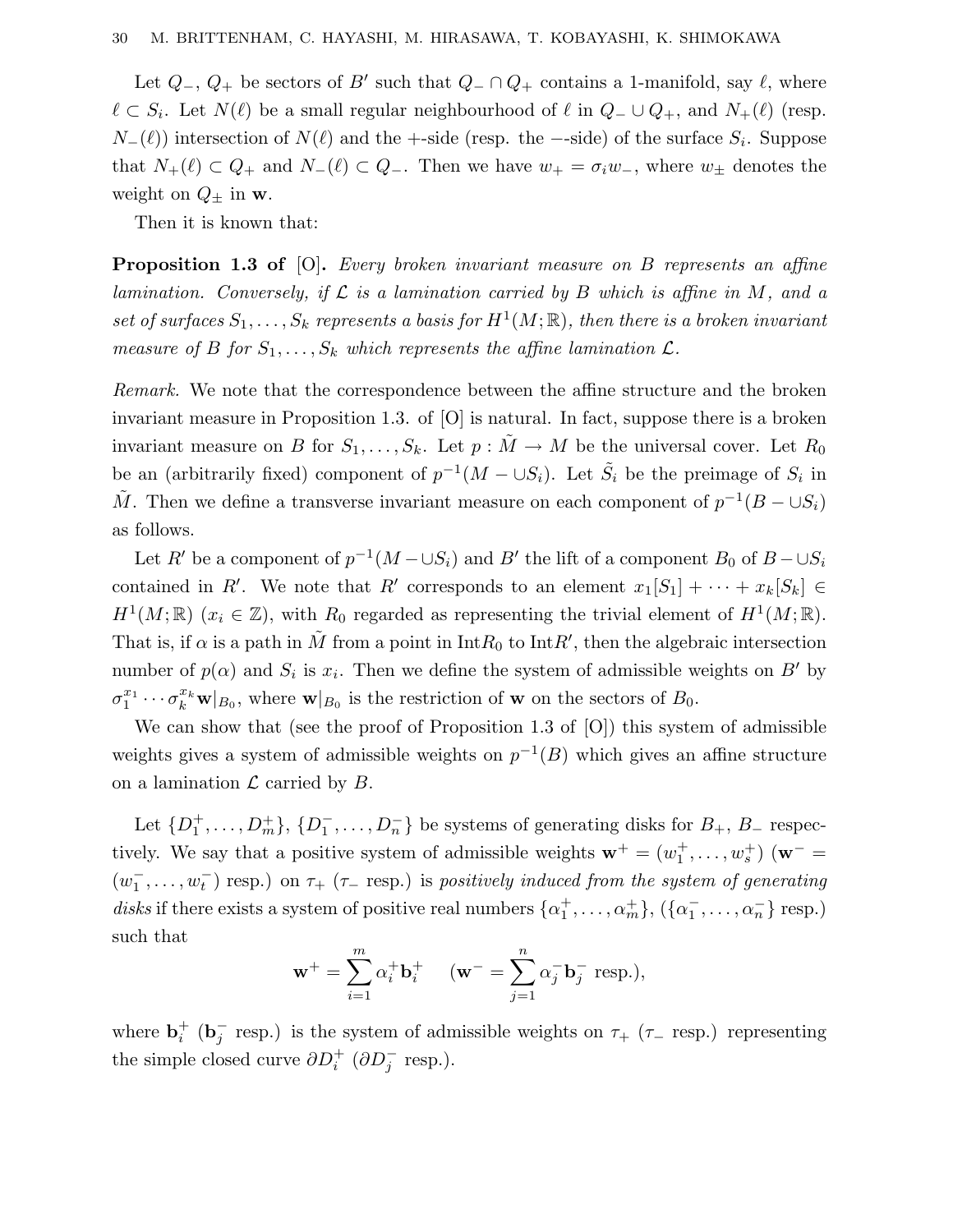Let $Q_-$, $Q_+$ be sectors of $B'$ such that $Q_- \cap Q_+$ contains a 1-manifold, say $\ell$, where $\ell \subset S_i$. Let $N(\ell)$ be a small regular neighbourhood of $\ell$ in $Q_- \cup Q_+$, and $N_+(\ell)$ (resp. $N_-(\ell)$) intersection of $N(\ell)$ and the $+$-side (resp. the $-$-side) of the surface $S_i$. Suppose that $N_+(\ell) \subset Q_+$ and $N_-(\ell) \subset Q_-$. Then we have $w_+ = \sigma_i w_-$, where $w_\pm$ denotes the weight on $Q_\pm$ in $\mathbf{w}$.

Then it is known that:

**Proposition 1.3 of** [O]**.** *Every broken invariant measure on $B$ represents an affine lamination. Conversely, if $\mathcal{L}$ is a lamination carried by $B$ which is affine in $M$, and a set of surfaces $S_1, \ldots, S_k$ represents a basis for $H^1(M; \mathbb{R})$, then there is a broken invariant measure of $B$ for $S_1, \ldots, S_k$ which represents the affine lamination $\mathcal{L}$.*

*Remark.* We note that the correspondence between the affine structure and the broken invariant measure in Proposition 1.3. of [O] is natural. In fact, suppose there is a broken invariant measure on $B$ for $S_1, \ldots, S_k$. Let $p : \tilde{M} \to M$ be the universal cover. Let $R_0$ be an (arbitrarily fixed) component of $p^{-1}(M - \cup S_i)$. Let $\tilde{S}_i$ be the preimage of $S_i$ in $\tilde{M}$. Then we define a transverse invariant measure on each component of $p^{-1}(B - \cup S_i)$ as follows.

Let $R'$ be a component of $p^{-1}(M - \cup S_i)$ and $B'$ the lift of a component $B_0$ of $B - \cup S_i$ contained in $R'$. We note that $R'$ corresponds to an element $x_1[S_1] + \cdots + x_k[S_k] \in H^1(M; \mathbb{R})$ ($x_i \in \mathbb{Z}$), with $R_0$ regarded as representing the trivial element of $H^1(M; \mathbb{R})$. That is, if $\alpha$ is a path in $\tilde{M}$ from a point in $\mathrm{Int} R_0$ to $\mathrm{Int} R'$, then the algebraic intersection number of $p(\alpha)$ and $S_i$ is $x_i$. Then we define the system of admissible weights on $B'$ by $\sigma_1^{x_1} \cdots \sigma_k^{x_k} \mathbf{w}|_{B_0}$, where $\mathbf{w}|_{B_0}$ is the restriction of $\mathbf{w}$ on the sectors of $B_0$.

We can show that (see the proof of Proposition 1.3 of [O]) this system of admissible weights gives a system of admissible weights on $p^{-1}(B)$ which gives an affine structure on a lamination $\mathcal{L}$ carried by $B$.

Let $\{D_1^+, \ldots, D_m^+\}$, $\{D_1^-, \ldots, D_n^-\}$ be systems of generating disks for $B_+$, $B_-$ respectively. We say that a positive system of admissible weights $\mathbf{w}^+ = (w_1^+, \ldots, w_s^+)$ ($\mathbf{w}^- = (w_1^-, \ldots, w_t^-)$ resp.) on $\tau_+$ ($\tau_-$ resp.) is *positively induced from the system of generating disks* if there exists a system of positive real numbers $\{\alpha_1^+, \ldots, \alpha_m^+\}$, ($\{\alpha_1^-, \ldots, \alpha_n^-\}$ resp.) such that

$$\mathbf{w}^+ = \sum_{i=1}^{m} \alpha_i^+ \mathbf{b}_i^+ \quad (\mathbf{w}^- = \sum_{j=1}^{n} \alpha_j^- \mathbf{b}_j^- \text{ resp.}),$$

where $\mathbf{b}_i^+$ ($\mathbf{b}_j^-$ resp.) is the system of admissible weights on $\tau_+$ ($\tau_-$ resp.) representing the simple closed curve $\partial D_i^+$ ($\partial D_j^-$ resp.).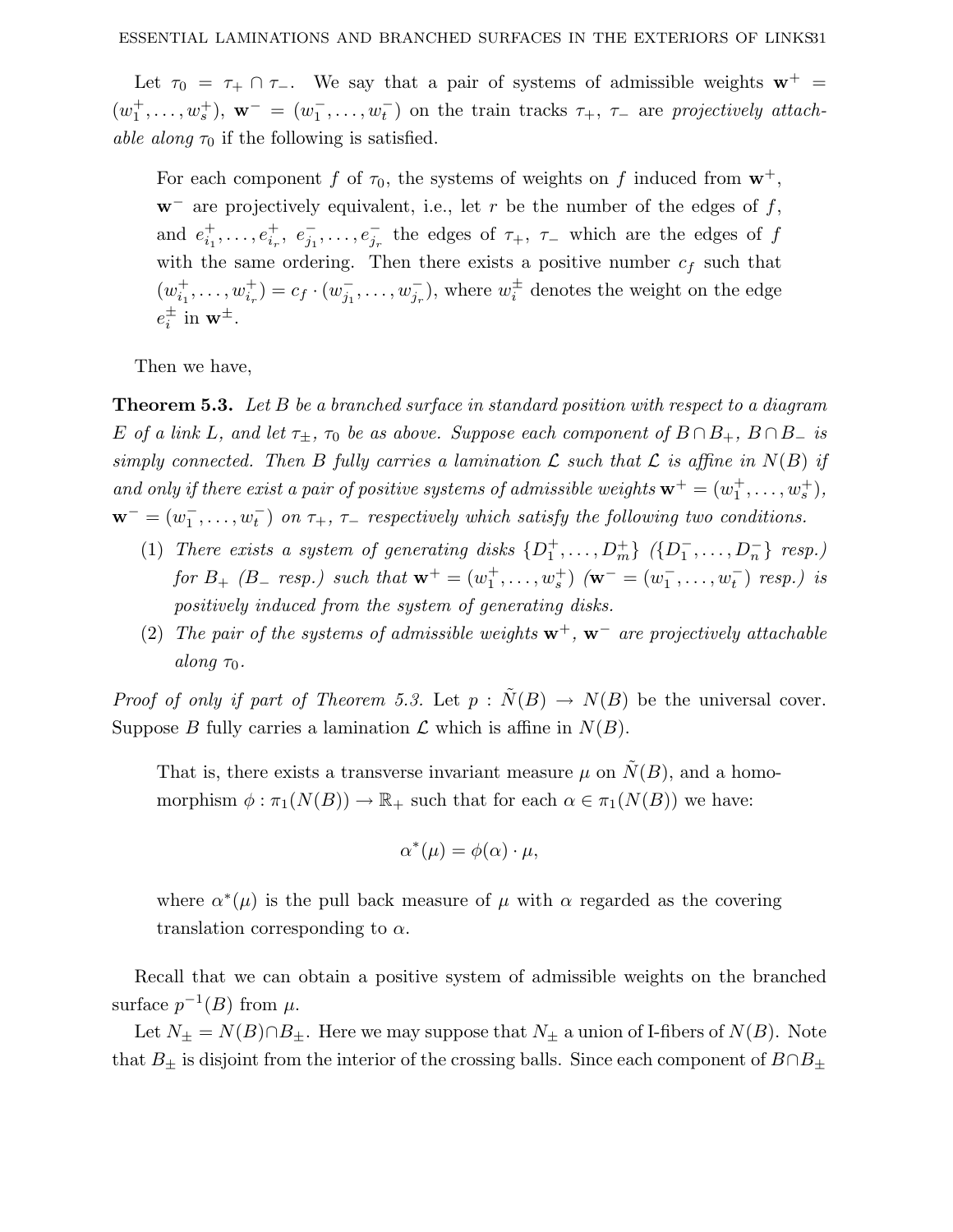Let $\tau_0 = \tau_+ \cap \tau_-$. We say that a pair of systems of admissible weights $\mathbf{w}^+ = (w_1^+, \ldots, w_s^+)$, $\mathbf{w}^- = (w_1^-, \ldots, w_t^-)$ on the train tracks $\tau_+$, $\tau_-$ are *projectively attachable along* $\tau_0$ if the following is satisfied.

> For each component $f$ of $\tau_0$, the systems of weights on $f$ induced from $\mathbf{w}^+$, $\mathbf{w}^-$ are projectively equivalent, i.e., let $r$ be the number of the edges of $f$, and $e_{i_1}^+, \ldots, e_{i_r}^+$, $e_{j_1}^-, \ldots, e_{j_r}^-$ the edges of $\tau_+$, $\tau_-$ which are the edges of $f$ with the same ordering. Then there exists a positive number $c_f$ such that $(w_{i_1}^+, \ldots, w_{i_r}^+) = c_f \cdot (w_{j_1}^-, \ldots, w_{j_r}^-)$, where $w_i^\pm$ denotes the weight on the edge $e_i^\pm$ in $\mathbf{w}^\pm$.

Then we have,

**Theorem 5.3.** *Let $B$ be a branched surface in standard position with respect to a diagram $E$ of a link $L$, and let $\tau_\pm$, $\tau_0$ be as above. Suppose each component of $B \cap B_+$, $B \cap B_-$ is simply connected. Then $B$ fully carries a lamination $\mathcal{L}$ such that $\mathcal{L}$ is affine in $N(B)$ if and only if there exist a pair of positive systems of admissible weights $\mathbf{w}^+ = (w_1^+, \ldots, w_s^+)$, $\mathbf{w}^- = (w_1^-, \ldots, w_t^-)$ on $\tau_+$, $\tau_-$ respectively which satisfy the following two conditions.*

1. *There exists a system of generating disks $\{D_1^+, \ldots, D_m^+\}$ ($\{D_1^-, \ldots, D_n^-\}$ resp.) for $B_+$ ($B_-$ resp.) such that $\mathbf{w}^+ = (w_1^+, \ldots, w_s^+)$ ($\mathbf{w}^- = (w_1^-, \ldots, w_t^-)$ resp.) is positively induced from the system of generating disks.*
2. *The pair of the systems of admissible weights $\mathbf{w}^+$, $\mathbf{w}^-$ are projectively attachable along $\tau_0$.*

*Proof of only if part of Theorem 5.3.* Let $p : \tilde{N}(B) \to N(B)$ be the universal cover. Suppose $B$ fully carries a lamination $\mathcal{L}$ which is affine in $N(B)$.

> That is, there exists a transverse invariant measure $\mu$ on $\tilde{N}(B)$, and a homomorphism $\phi : \pi_1(N(B)) \to \mathbb{R}_+$ such that for each $\alpha \in \pi_1(N(B))$ we have:
>
> $$\alpha^*(\mu) = \phi(\alpha) \cdot \mu,$$
>
> where $\alpha^*(\mu)$ is the pull back measure of $\mu$ with $\alpha$ regarded as the covering translation corresponding to $\alpha$.

Recall that we can obtain a positive system of admissible weights on the branched surface $p^{-1}(B)$ from $\mu$.

Let $N_\pm = N(B) \cap B_\pm$. Here we may suppose that $N_\pm$ a union of I-fibers of $N(B)$. Note that $B_\pm$ is disjoint from the interior of the crossing balls. Since each component of $B \cap B_\pm$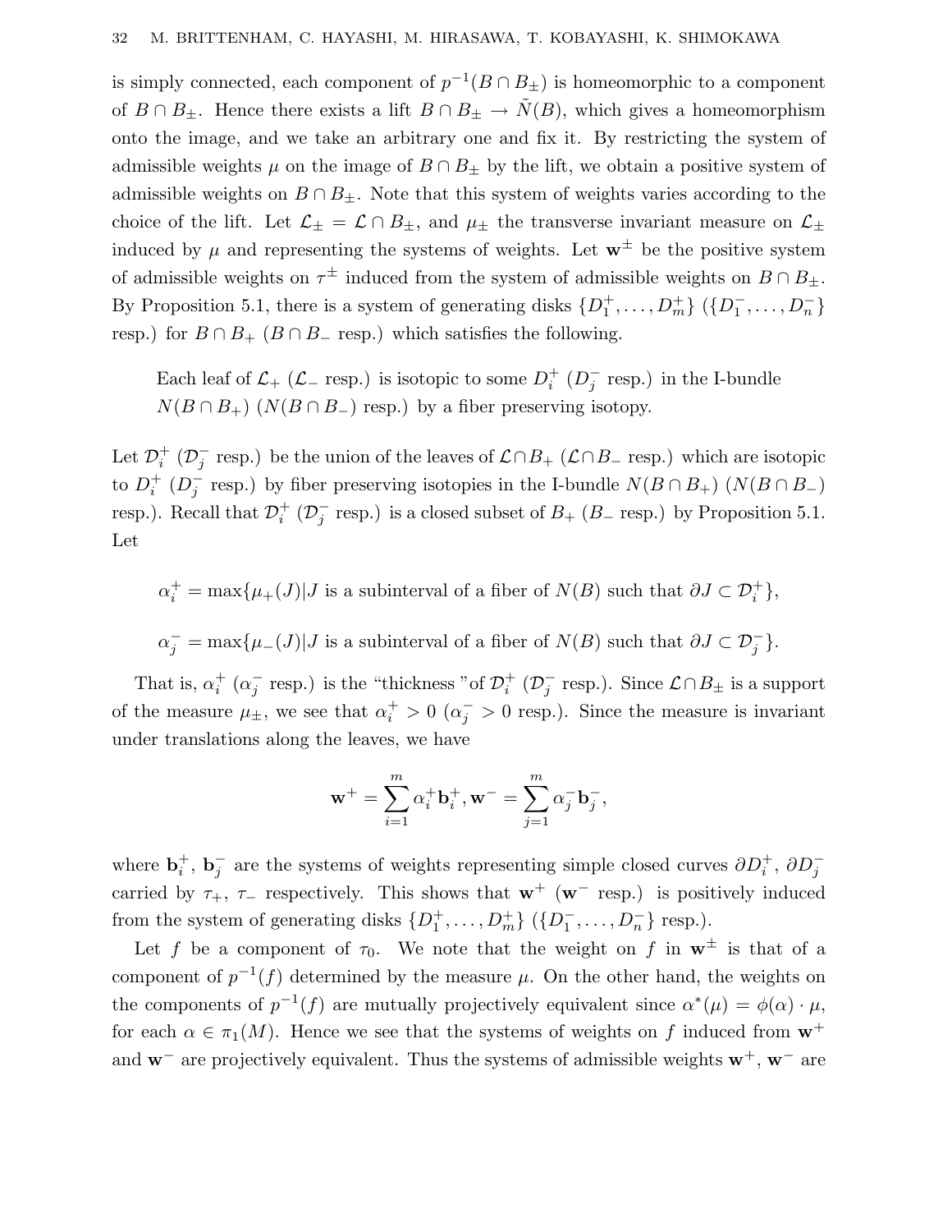is simply connected, each component of $p^{-1}(B \cap B_\pm)$ is homeomorphic to a component of $B \cap B_\pm$. Hence there exists a lift $B \cap B_\pm \to \tilde{N}(B)$, which gives a homeomorphism onto the image, and we take an arbitrary one and fix it. By restricting the system of admissible weights $\mu$ on the image of $B \cap B_\pm$ by the lift, we obtain a positive system of admissible weights on $B \cap B_\pm$. Note that this system of weights varies according to the choice of the lift. Let $\mathcal{L}_\pm = \mathcal{L} \cap B_\pm$, and $\mu_\pm$ the transverse invariant measure on $\mathcal{L}_\pm$ induced by $\mu$ and representing the systems of weights. Let $\mathbf{w}^\pm$ be the positive system of admissible weights on $\tau^\pm$ induced from the system of admissible weights on $B \cap B_\pm$. By Proposition 5.1, there is a system of generating disks $\{D_1^+, \ldots, D_m^+\}$ ($\{D_1^-, \ldots, D_n^-\}$ resp.) for $B \cap B_+$ ($B \cap B_-$ resp.) which satisfies the following.

> Each leaf of $\mathcal{L}_+$ ($\mathcal{L}_-$ resp.) is isotopic to some $D_i^+$ ($D_j^-$ resp.) in the I-bundle $N(B \cap B_+)$ ($N(B \cap B_-)$ resp.) by a fiber preserving isotopy.

Let $\mathcal{D}_i^+$ ($\mathcal{D}_j^-$ resp.) be the union of the leaves of $\mathcal{L} \cap B_+$ ($\mathcal{L} \cap B_-$ resp.) which are isotopic to $D_i^+$ ($D_j^-$ resp.) by fiber preserving isotopies in the I-bundle $N(B \cap B_+)$ ($N(B \cap B_-)$ resp.). Recall that $\mathcal{D}_i^+$ ($\mathcal{D}_j^-$ resp.) is a closed subset of $B_+$ ($B_-$ resp.) by Proposition 5.1. Let

$$\alpha_i^+ = \max\{\mu_+(J) | J \text{ is a subinterval of a fiber of } N(B) \text{ such that } \partial J \subset \mathcal{D}_i^+\},$$

$$\alpha_j^- = \max\{\mu_-(J) | J \text{ is a subinterval of a fiber of } N(B) \text{ such that } \partial J \subset \mathcal{D}_j^-\}.$$

That is, $\alpha_i^+$ ($\alpha_j^-$ resp.) is the "thickness "of $\mathcal{D}_i^+$ ($\mathcal{D}_j^-$ resp.). Since $\mathcal{L} \cap B_\pm$ is a support of the measure $\mu_\pm$, we see that $\alpha_i^+ > 0$ ($\alpha_j^- > 0$ resp.). Since the measure is invariant under translations along the leaves, we have

$$\mathbf{w}^+ = \sum_{i=1}^{m} \alpha_i^+ \mathbf{b}_i^+, \mathbf{w}^- = \sum_{j=1}^{m} \alpha_j^- \mathbf{b}_j^-,$$

where $\mathbf{b}_i^+$, $\mathbf{b}_j^-$ are the systems of weights representing simple closed curves $\partial D_i^+$, $\partial D_j^-$ carried by $\tau_+$, $\tau_-$ respectively. This shows that $\mathbf{w}^+$ ($\mathbf{w}^-$ resp.) is positively induced from the system of generating disks $\{D_1^+, \ldots, D_m^+\}$ ($\{D_1^-, \ldots, D_n^-\}$ resp.).

Let $f$ be a component of $\tau_0$. We note that the weight on $f$ in $\mathbf{w}^\pm$ is that of a component of $p^{-1}(f)$ determined by the measure $\mu$. On the other hand, the weights on the components of $p^{-1}(f)$ are mutually projectively equivalent since $\alpha^*(\mu) = \phi(\alpha) \cdot \mu$, for each $\alpha \in \pi_1(M)$. Hence we see that the systems of weights on $f$ induced from $\mathbf{w}^+$ and $\mathbf{w}^-$ are projectively equivalent. Thus the systems of admissible weights $\mathbf{w}^+$, $\mathbf{w}^-$ are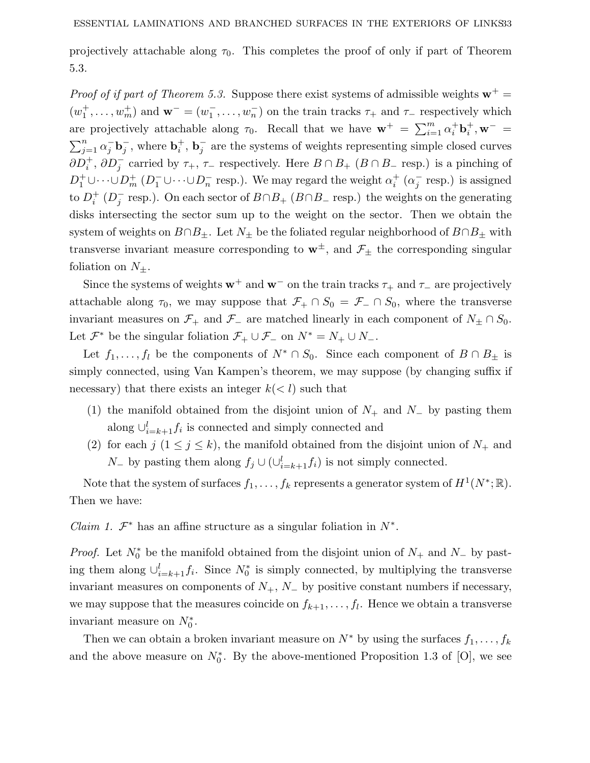projectively attachable along $\tau_0$. This completes the proof of only if part of Theorem 5.3.

*Proof of if part of Theorem 5.3.* Suppose there exist systems of admissible weights $\mathbf{w}^+ = (w_1^+, \dots, w_m^+)$ and $\mathbf{w}^- = (w_1^-, \dots, w_n^-)$ on the train tracks $\tau_+$ and $\tau_-$ respectively which are projectively attachable along $\tau_0$. Recall that we have $\mathbf{w}^+ = \sum_{i=1}^m \alpha_i^+ \mathbf{b}_i^+, \mathbf{w}^- = \sum_{j=1}^n \alpha_j^- \mathbf{b}_j^-$, where $\mathbf{b}_i^+$, $\mathbf{b}_j^-$ are the systems of weights representing simple closed curves $\partial D_i^+$, $\partial D_j^-$ carried by $\tau_+$, $\tau_-$ respectively. Here $B \cap B_+$ ($B \cap B_-$ resp.) is a pinching of $D_1^+ \cup \cdots \cup D_m^+$ ($D_1^- \cup \cdots \cup D_n^-$ resp.). We may regard the weight $\alpha_i^+$ ($\alpha_j^-$ resp.) is assigned to $D_i^+$ ($D_j^-$ resp.). On each sector of $B \cap B_+$ ($B \cap B_-$ resp.) the weights on the generating disks intersecting the sector sum up to the weight on the sector. Then we obtain the system of weights on $B \cap B_\pm$. Let $N_\pm$ be the foliated regular neighborhood of $B \cap B_\pm$ with transverse invariant measure corresponding to $\mathbf{w}^\pm$, and $\mathcal{F}_\pm$ the corresponding singular foliation on $N_\pm$.

Since the systems of weights $\mathbf{w}^+$ and $\mathbf{w}^-$ on the train tracks $\tau_+$ and $\tau_-$ are projectively attachable along $\tau_0$, we may suppose that $\mathcal{F}_+ \cap S_0 = \mathcal{F}_- \cap S_0$, where the transverse invariant measures on $\mathcal{F}_+$ and $\mathcal{F}_-$ are matched linearly in each component of $N_\pm \cap S_0$. Let $\mathcal{F}^*$ be the singular foliation $\mathcal{F}_+ \cup \mathcal{F}_-$ on $N^* = N_+ \cup N_-$.

Let $f_1, \dots, f_l$ be the components of $N^* \cap S_0$. Since each component of $B \cap B_\pm$ is simply connected, using Van Kampen's theorem, we may suppose (by changing suffix if necessary) that there exists an integer $k (< l)$ such that

1. the manifold obtained from the disjoint union of $N_+$ and $N_-$ by pasting them along $\cup_{i=k+1}^l f_i$ is connected and simply connected and
2. for each $j$ ($1 \leq j \leq k$), the manifold obtained from the disjoint union of $N_+$ and $N_-$ by pasting them along $f_j \cup (\cup_{i=k+1}^l f_i)$ is not simply connected.

Note that the system of surfaces $f_1, \dots, f_k$ represents a generator system of $H^1(N^*; \mathbb{R})$. Then we have:

*Claim 1.* $\mathcal{F}^*$ has an affine structure as a singular foliation in $N^*$.

*Proof.* Let $N_0^*$ be the manifold obtained from the disjoint union of $N_+$ and $N_-$ by pasting them along $\cup_{i=k+1}^l f_i$. Since $N_0^*$ is simply connected, by multiplying the transverse invariant measures on components of $N_+$, $N_-$ by positive constant numbers if necessary, we may suppose that the measures coincide on $f_{k+1}, \dots, f_l$. Hence we obtain a transverse invariant measure on $N_0^*$.

Then we can obtain a broken invariant measure on $N^*$ by using the surfaces $f_1, \dots, f_k$ and the above measure on $N_0^*$. By the above-mentioned Proposition 1.3 of [O], we see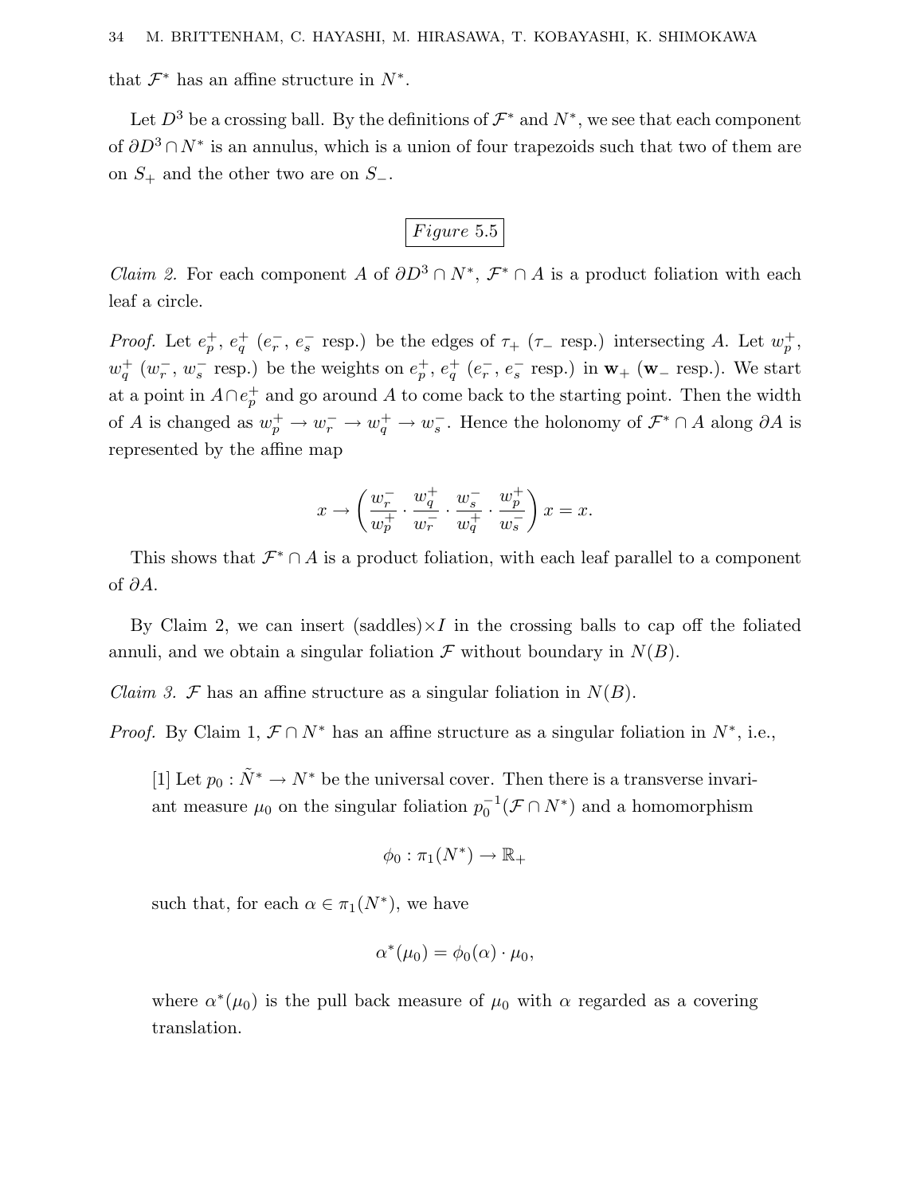that $\mathcal{F}^*$ has an affine structure in $N^*$.

Let $D^3$ be a crossing ball. By the definitions of $\mathcal{F}^*$ and $N^*$, we see that each component of $\partial D^3 \cap N^*$ is an annulus, which is a union of four trapezoids such that two of them are on $S_+$ and the other two are on $S_-$.

*Figure 5.5*

*Claim 2.* For each component $A$ of $\partial D^3 \cap N^*$, $\mathcal{F}^* \cap A$ is a product foliation with each leaf a circle.

*Proof.* Let $e_p^+$, $e_q^+$ ($e_r^-$, $e_s^-$ resp.) be the edges of $\tau_+$ ($\tau_-$ resp.) intersecting $A$. Let $w_p^+$, $w_q^+$ ($w_r^-$, $w_s^-$ resp.) be the weights on $e_p^+$, $e_q^+$ ($e_r^-$, $e_s^-$ resp.) in $\mathbf{w}_+$ ($\mathbf{w}_-$ resp.). We start at a point in $A \cap e_p^+$ and go around $A$ to come back to the starting point. Then the width of $A$ is changed as $w_p^+ \to w_r^- \to w_q^+ \to w_s^-$. Hence the holonomy of $\mathcal{F}^* \cap A$ along $\partial A$ is represented by the affine map

$$x \to \left( \frac{w_r^-}{w_p^+} \cdot \frac{w_q^+}{w_r^-} \cdot \frac{w_s^-}{w_q^+} \cdot \frac{w_p^+}{w_s^-} \right) x = x.$$

This shows that $\mathcal{F}^* \cap A$ is a product foliation, with each leaf parallel to a component of $\partial A$.

By Claim 2, we can insert (saddles)$\times I$ in the crossing balls to cap off the foliated annuli, and we obtain a singular foliation $\mathcal{F}$ without boundary in $N(B)$.

*Claim 3.* $\mathcal{F}$ has an affine structure as a singular foliation in $N(B)$.

*Proof.* By Claim 1, $\mathcal{F} \cap N^*$ has an affine structure as a singular foliation in $N^*$, i.e.,

> [1] Let $p_0 : \tilde{N}^* \to N^*$ be the universal cover. Then there is a transverse invariant measure $\mu_0$ on the singular foliation $p_0^{-1}(\mathcal{F} \cap N^*)$ and a homomorphism
>
> $$\phi_0 : \pi_1(N^*) \to \mathbb{R}_+$$
>
> such that, for each $\alpha \in \pi_1(N^*)$, we have
>
> $$\alpha^*(\mu_0) = \phi_0(\alpha) \cdot \mu_0,$$
>
> where $\alpha^*(\mu_0)$ is the pull back measure of $\mu_0$ with $\alpha$ regarded as a covering translation.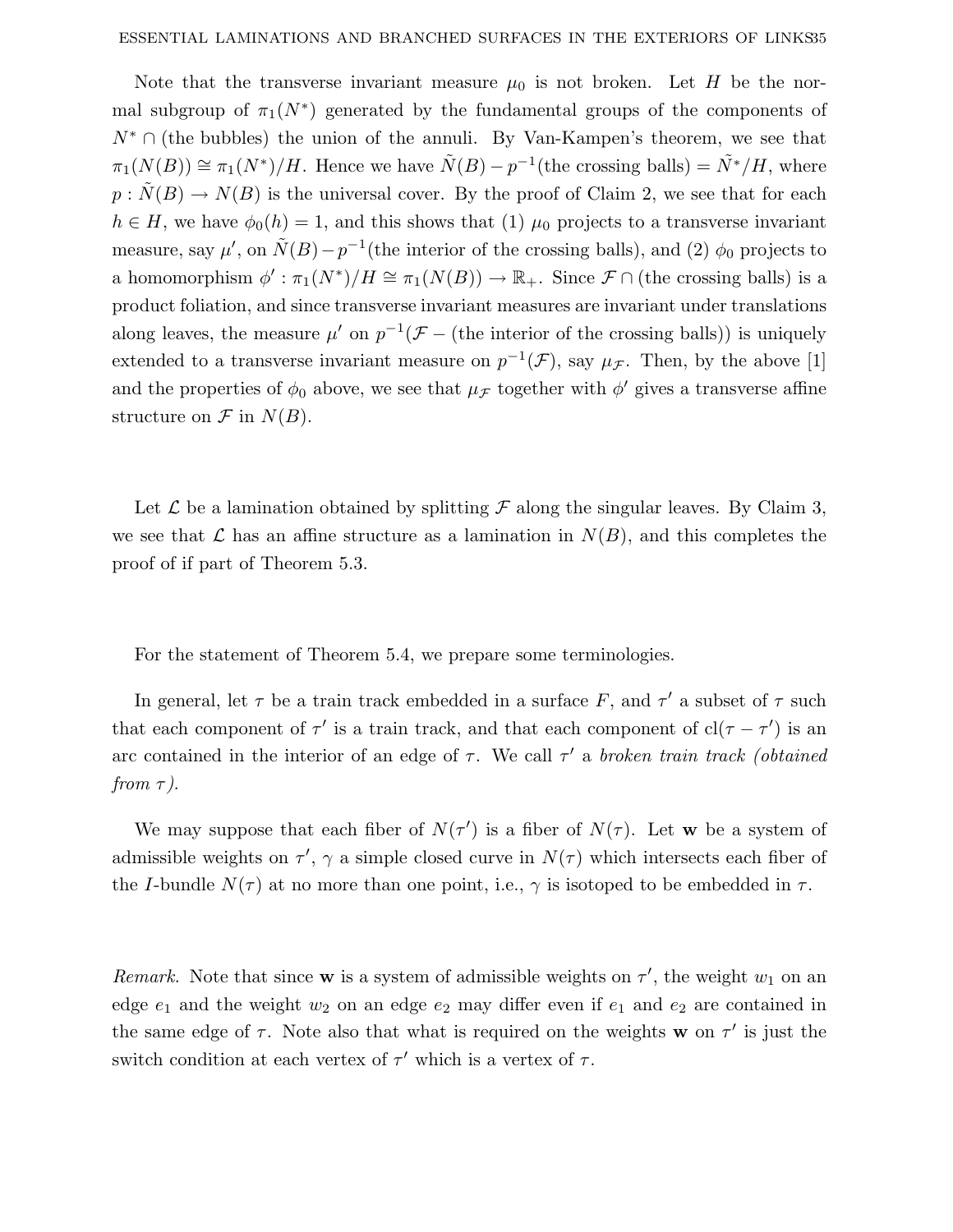Note that the transverse invariant measure $\mu_0$ is not broken. Let $H$ be the normal subgroup of $\pi_1(N^*)$ generated by the fundamental groups of the components of $N^* \cap$ (the bubbles) the union of the annuli. By Van-Kampen's theorem, we see that $\pi_1(N(B)) \cong \pi_1(N^*)/H$. Hence we have $\tilde{N}(B) - p^{-1}$(the crossing balls) $= \tilde{N}^*/H$, where $p : \tilde{N}(B) \to N(B)$ is the universal cover. By the proof of Claim 2, we see that for each $h \in H$, we have $\phi_0(h) = 1$, and this shows that (1) $\mu_0$ projects to a transverse invariant measure, say $\mu'$, on $\tilde{N}(B) - p^{-1}$(the interior of the crossing balls), and (2) $\phi_0$ projects to a homomorphism $\phi' : \pi_1(N^*)/H \cong \pi_1(N(B)) \to \mathbb{R}_+$. Since $\mathcal{F} \cap$ (the crossing balls) is a product foliation, and since transverse invariant measures are invariant under translations along leaves, the measure $\mu'$ on $p^{-1}(\mathcal{F} -$ (the interior of the crossing balls)) is uniquely extended to a transverse invariant measure on $p^{-1}(\mathcal{F})$, say $\mu_{\mathcal{F}}$. Then, by the above [1] and the properties of $\phi_0$ above, we see that $\mu_{\mathcal{F}}$ together with $\phi'$ gives a transverse affine structure on $\mathcal{F}$ in $N(B)$.

Let $\mathcal{L}$ be a lamination obtained by splitting $\mathcal{F}$ along the singular leaves. By Claim 3, we see that $\mathcal{L}$ has an affine structure as a lamination in $N(B)$, and this completes the proof of if part of Theorem 5.3.

For the statement of Theorem 5.4, we prepare some terminologies.

In general, let $\tau$ be a train track embedded in a surface $F$, and $\tau'$ a subset of $\tau$ such that each component of $\tau'$ is a train track, and that each component of $\mathrm{cl}(\tau - \tau')$ is an arc contained in the interior of an edge of $\tau$. We call $\tau'$ a *broken train track (obtained from $\tau$)*.

We may suppose that each fiber of $N(\tau')$ is a fiber of $N(\tau)$. Let $\mathbf{w}$ be a system of admissible weights on $\tau'$, $\gamma$ a simple closed curve in $N(\tau)$ which intersects each fiber of the $I$-bundle $N(\tau)$ at no more than one point, i.e., $\gamma$ is isotoped to be embedded in $\tau$.

*Remark.* Note that since $\mathbf{w}$ is a system of admissible weights on $\tau'$, the weight $w_1$ on an edge $e_1$ and the weight $w_2$ on an edge $e_2$ may differ even if $e_1$ and $e_2$ are contained in the same edge of $\tau$. Note also that what is required on the weights $\mathbf{w}$ on $\tau'$ is just the switch condition at each vertex of $\tau'$ which is a vertex of $\tau$.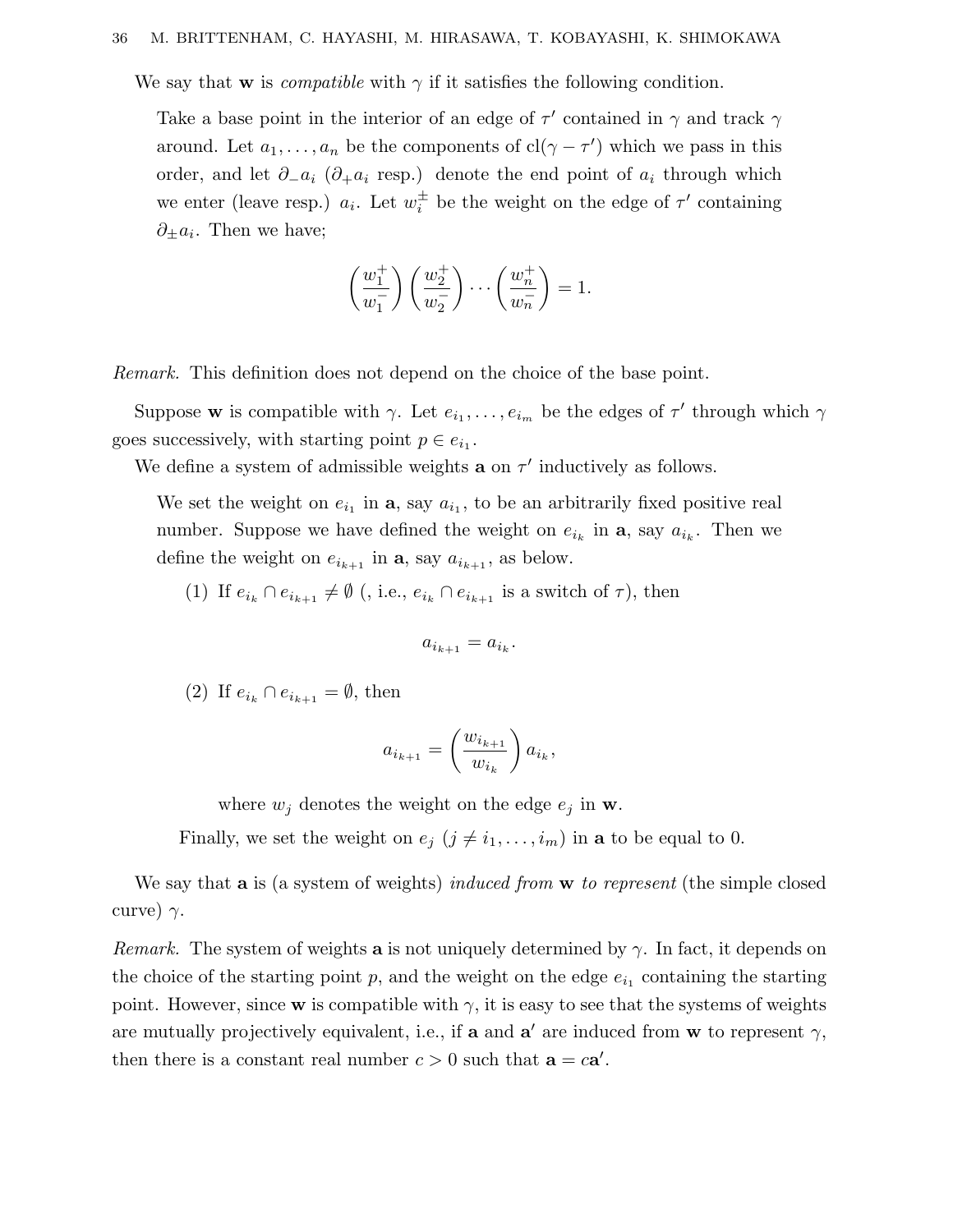We say that $\mathbf{w}$ is *compatible* with $\gamma$ if it satisfies the following condition.

> Take a base point in the interior of an edge of $\tau'$ contained in $\gamma$ and track $\gamma$ around. Let $a_1, \ldots, a_n$ be the components of $\mathrm{cl}(\gamma - \tau')$ which we pass in this order, and let $\partial_- a_i$ ($\partial_+ a_i$ resp.) denote the end point of $a_i$ through which we enter (leave resp.) $a_i$. Let $w_i^{\pm}$ be the weight on the edge of $\tau'$ containing $\partial_{\pm} a_i$. Then we have;
>
> $$\left(\frac{w_1^+}{w_1^-}\right)\left(\frac{w_2^+}{w_2^-}\right)\cdots\left(\frac{w_n^+}{w_n^-}\right) = 1.$$

*Remark.* This definition does not depend on the choice of the base point.

Suppose $\mathbf{w}$ is compatible with $\gamma$. Let $e_{i_1}, \ldots, e_{i_m}$ be the edges of $\tau'$ through which $\gamma$ goes successively, with starting point $p \in e_{i_1}$.

We define a system of admissible weights $\mathbf{a}$ on $\tau'$ inductively as follows.

> We set the weight on $e_{i_1}$ in $\mathbf{a}$, say $a_{i_1}$, to be an arbitrarily fixed positive real number. Suppose we have defined the weight on $e_{i_k}$ in $\mathbf{a}$, say $a_{i_k}$. Then we define the weight on $e_{i_{k+1}}$ in $\mathbf{a}$, say $a_{i_{k+1}}$, as below.
>
> (1) If $e_{i_k} \cap e_{i_{k+1}} \neq \emptyset$ (, i.e., $e_{i_k} \cap e_{i_{k+1}}$ is a switch of $\tau$), then
>
> $$a_{i_{k+1}} = a_{i_k}.$$
>
> (2) If $e_{i_k} \cap e_{i_{k+1}} = \emptyset$, then
>
> $$a_{i_{k+1}} = \left(\frac{w_{i_{k+1}}}{w_{i_k}}\right) a_{i_k},$$
>
> where $w_j$ denotes the weight on the edge $e_j$ in $\mathbf{w}$.
>
> Finally, we set the weight on $e_j$ ($j \neq i_1, \ldots, i_m$) in $\mathbf{a}$ to be equal to 0.

We say that $\mathbf{a}$ is (a system of weights) *induced from* $\mathbf{w}$ *to represent* (the simple closed curve) $\gamma$.

*Remark.* The system of weights $\mathbf{a}$ is not uniquely determined by $\gamma$. In fact, it depends on the choice of the starting point $p$, and the weight on the edge $e_{i_1}$ containing the starting point. However, since $\mathbf{w}$ is compatible with $\gamma$, it is easy to see that the systems of weights are mutually projectively equivalent, i.e., if $\mathbf{a}$ and $\mathbf{a}'$ are induced from $\mathbf{w}$ to represent $\gamma$, then there is a constant real number $c > 0$ such that $\mathbf{a} = c\mathbf{a}'$.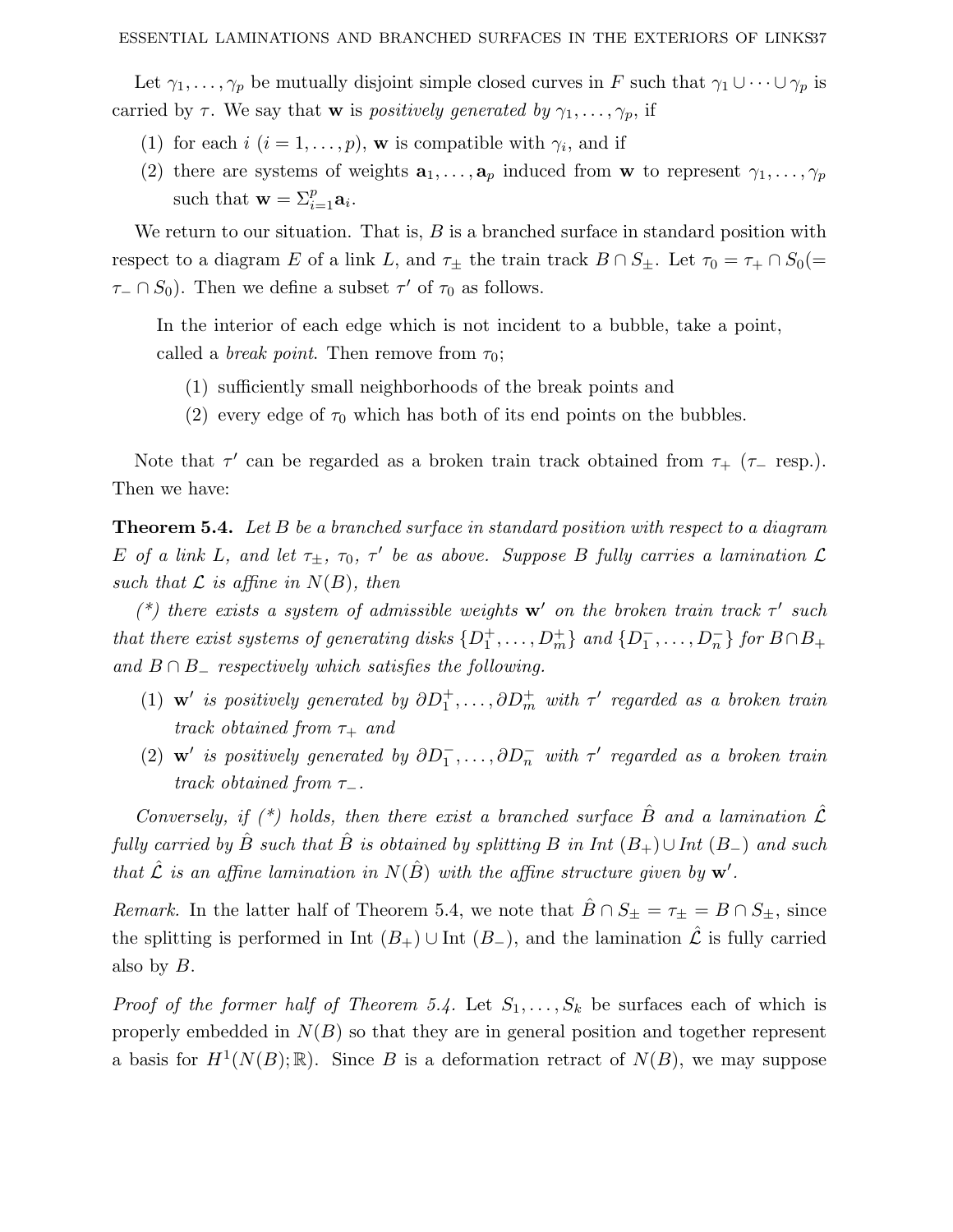Let $\gamma_1, \ldots, \gamma_p$ be mutually disjoint simple closed curves in $F$ such that $\gamma_1 \cup \cdots \cup \gamma_p$ is carried by $\tau$. We say that $\mathbf{w}$ is *positively generated by* $\gamma_1, \ldots, \gamma_p$, if

(1) for each $i$ $(i = 1, \ldots, p)$, $\mathbf{w}$ is compatible with $\gamma_i$, and if

(2) there are systems of weights $\mathbf{a}_1, \ldots, \mathbf{a}_p$ induced from $\mathbf{w}$ to represent $\gamma_1, \ldots, \gamma_p$ such that $\mathbf{w} = \Sigma_{i=1}^{p} \mathbf{a}_i$.

We return to our situation. That is, $B$ is a branched surface in standard position with respect to a diagram $E$ of a link $L$, and $\tau_\pm$ the train track $B \cap S_\pm$. Let $\tau_0 = \tau_+ \cap S_0 (= \tau_- \cap S_0)$. Then we define a subset $\tau'$ of $\tau_0$ as follows.

> In the interior of each edge which is not incident to a bubble, take a point, called a *break point*. Then remove from $\tau_0$;
>
> (1) sufficiently small neighborhoods of the break points and
>
> (2) every edge of $\tau_0$ which has both of its end points on the bubbles.

Note that $\tau'$ can be regarded as a broken train track obtained from $\tau_+$ ($\tau_-$ resp.). Then we have:

**Theorem 5.4.** *Let $B$ be a branched surface in standard position with respect to a diagram $E$ of a link $L$, and let $\tau_\pm$, $\tau_0$, $\tau'$ be as above. Suppose $B$ fully carries a lamination $\mathcal{L}$ such that $\mathcal{L}$ is affine in $N(B)$, then*

*(\*) there exists a system of admissible weights $\mathbf{w}'$ on the broken train track $\tau'$ such that there exist systems of generating disks $\{D_1^+, \ldots, D_m^+\}$ and $\{D_1^-, \ldots, D_n^-\}$ for $B \cap B_+$ and $B \cap B_-$ respectively which satisfies the following.*

*(1) $\mathbf{w}'$ is positively generated by $\partial D_1^+, \ldots, \partial D_m^+$ with $\tau'$ regarded as a broken train track obtained from $\tau_+$ and*

*(2) $\mathbf{w}'$ is positively generated by $\partial D_1^-, \ldots, \partial D_n^-$ with $\tau'$ regarded as a broken train track obtained from $\tau_-$.*

*Conversely, if (\*) holds, then there exist a branched surface $\hat{B}$ and a lamination $\hat{\mathcal{L}}$ fully carried by $\hat{B}$ such that $\hat{B}$ is obtained by splitting $B$ in Int $(B_+) \cup$ Int $(B_-)$ and such that $\hat{\mathcal{L}}$ is an affine lamination in $N(\hat{B})$ with the affine structure given by $\mathbf{w}'$.*

*Remark.* In the latter half of Theorem 5.4, we note that $\hat{B} \cap S_\pm = \tau_\pm = B \cap S_\pm$, since the splitting is performed in Int $(B_+) \cup$ Int $(B_-)$, and the lamination $\hat{\mathcal{L}}$ is fully carried also by $B$.

*Proof of the former half of Theorem 5.4.* Let $S_1, \ldots, S_k$ be surfaces each of which is properly embedded in $N(B)$ so that they are in general position and together represent a basis for $H^1(N(B); \mathbb{R})$. Since $B$ is a deformation retract of $N(B)$, we may suppose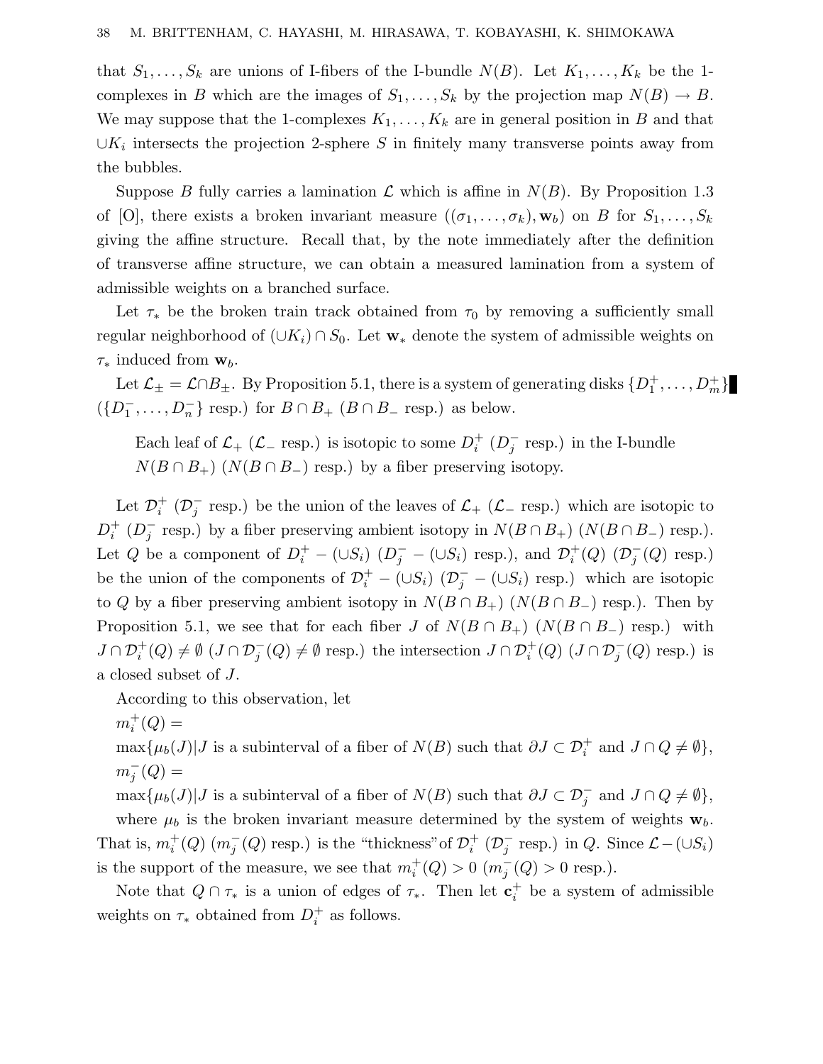that $S_1, \ldots, S_k$ are unions of I-fibers of the I-bundle $N(B)$. Let $K_1, \ldots, K_k$ be the 1-complexes in $B$ which are the images of $S_1, \ldots, S_k$ by the projection map $N(B) \to B$. We may suppose that the 1-complexes $K_1, \ldots, K_k$ are in general position in $B$ and that $\cup K_i$ intersects the projection 2-sphere $S$ in finitely many transverse points away from the bubbles.

Suppose $B$ fully carries a lamination $\mathcal{L}$ which is affine in $N(B)$. By Proposition 1.3 of [O], there exists a broken invariant measure $((\sigma_1, \ldots, \sigma_k), \mathbf{w}_b)$ on $B$ for $S_1, \ldots, S_k$ giving the affine structure. Recall that, by the note immediately after the definition of transverse affine structure, we can obtain a measured lamination from a system of admissible weights on a branched surface.

Let $\tau_*$ be the broken train track obtained from $\tau_0$ by removing a sufficiently small regular neighborhood of $(\cup K_i) \cap S_0$. Let $\mathbf{w}_*$ denote the system of admissible weights on $\tau_*$ induced from $\mathbf{w}_b$.

Let $\mathcal{L}_\pm = \mathcal{L} \cap B_\pm$. By Proposition 5.1, there is a system of generating disks $\{D_1^+, \ldots, D_m^+\}$ ($\{D_1^-, \ldots, D_n^-\}$ resp.) for $B \cap B_+$ ($B \cap B_-$ resp.) as below.

> Each leaf of $\mathcal{L}_+$ ($\mathcal{L}_-$ resp.) is isotopic to some $D_i^+$ ($D_j^-$ resp.) in the I-bundle $N(B \cap B_+)$ ($N(B \cap B_-)$ resp.) by a fiber preserving isotopy.

Let $\mathcal{D}_i^+$ ($\mathcal{D}_j^-$ resp.) be the union of the leaves of $\mathcal{L}_+$ ($\mathcal{L}_-$ resp.) which are isotopic to $D_i^+$ ($D_j^-$ resp.) by a fiber preserving ambient isotopy in $N(B \cap B_+)$ ($N(B \cap B_-)$ resp.). Let $Q$ be a component of $D_i^+ - (\cup S_i)$ ($D_j^- - (\cup S_i)$ resp.), and $\mathcal{D}_i^+(Q)$ ($\mathcal{D}_j^-(Q)$ resp.) be the union of the components of $\mathcal{D}_i^+ - (\cup S_i)$ ($\mathcal{D}_j^- - (\cup S_i)$ resp.) which are isotopic to $Q$ by a fiber preserving ambient isotopy in $N(B \cap B_+)$ ($N(B \cap B_-)$ resp.). Then by Proposition 5.1, we see that for each fiber $J$ of $N(B \cap B_+)$ ($N(B \cap B_-)$ resp.) with $J \cap \mathcal{D}_i^+(Q) \neq \emptyset$ ($J \cap \mathcal{D}_j^-(Q) \neq \emptyset$ resp.) the intersection $J \cap \mathcal{D}_i^+(Q)$ ($J \cap \mathcal{D}_j^-(Q)$ resp.) is a closed subset of $J$.

According to this observation, let

$m_i^+(Q) =$

$\max\{\mu_b(J) | J$ is a subinterval of a fiber of $N(B)$ such that $\partial J \subset \mathcal{D}_i^+$ and $J \cap Q \neq \emptyset\}$,

$m_j^-(Q) =$

$\max\{\mu_b(J) | J$ is a subinterval of a fiber of $N(B)$ such that $\partial J \subset \mathcal{D}_j^-$ and $J \cap Q \neq \emptyset\}$,

where $\mu_b$ is the broken invariant measure determined by the system of weights $\mathbf{w}_b$. That is, $m_i^+(Q)$ ($m_j^-(Q)$ resp.) is the "thickness" of $\mathcal{D}_i^+$ ($\mathcal{D}_j^-$ resp.) in $Q$. Since $\mathcal{L} - (\cup S_i)$ is the support of the measure, we see that $m_i^+(Q) > 0$ ($m_j^-(Q) > 0$ resp.).

Note that $Q \cap \tau_*$ is a union of edges of $\tau_*$. Then let $\mathbf{c}_i^+$ be a system of admissible weights on $\tau_*$ obtained from $D_i^+$ as follows.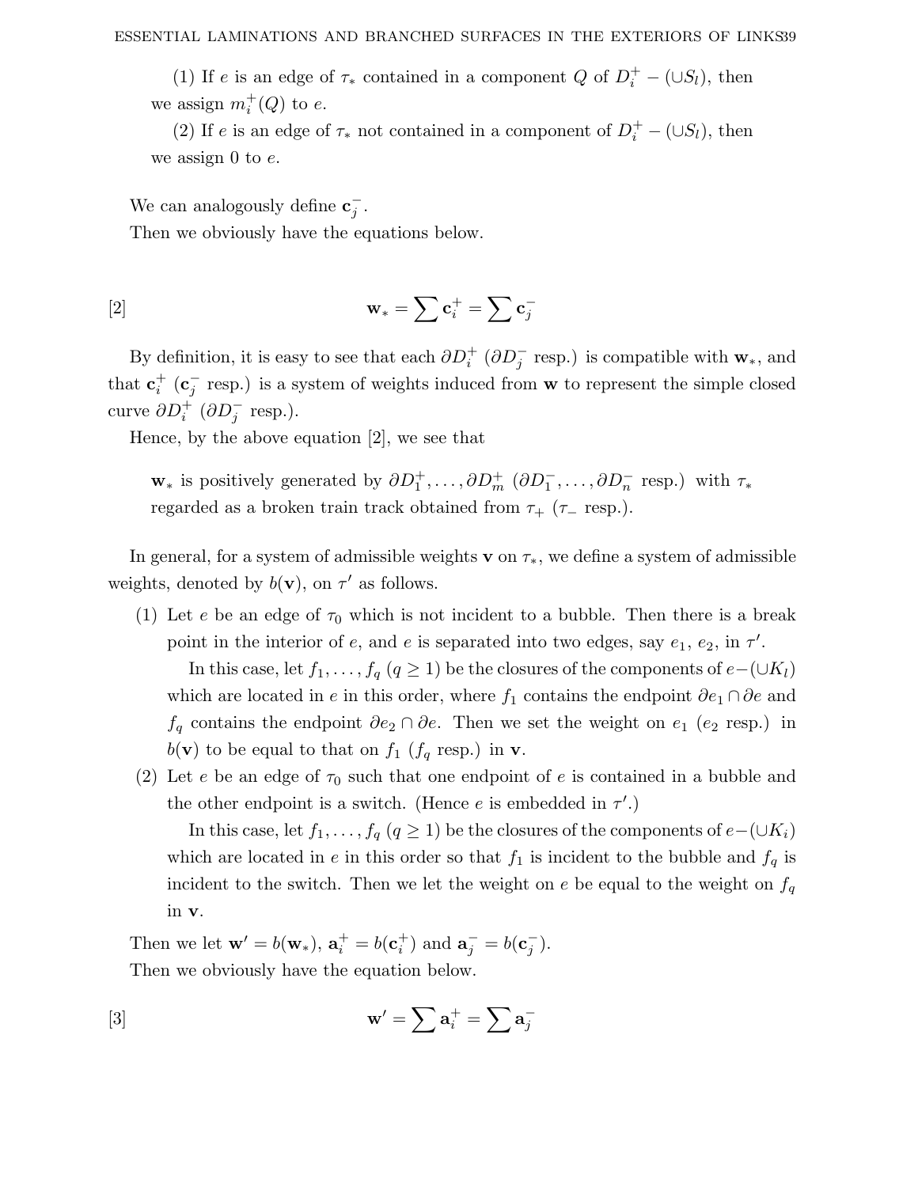(1) If $e$ is an edge of $\tau_*$ contained in a component $Q$ of $D_i^+ - (\cup S_l)$, then we assign $m_i^+(Q)$ to $e$.

(2) If $e$ is an edge of $\tau_*$ not contained in a component of $D_i^+ - (\cup S_l)$, then we assign 0 to $e$.

We can analogously define $\mathbf{c}_j^-$.

Then we obviously have the equations below.

$$\mathbf{w}_* = \sum \mathbf{c}_i^+ = \sum \mathbf{c}_j^- \tag{[2]}$$

By definition, it is easy to see that each $\partial D_i^+$ ($\partial D_j^-$ resp.) is compatible with $\mathbf{w}_*$, and that $\mathbf{c}_i^+$ ($\mathbf{c}_j^-$ resp.) is a system of weights induced from $\mathbf{w}$ to represent the simple closed curve $\partial D_i^+$ ($\partial D_j^-$ resp.).

Hence, by the above equation [2], we see that

> $\mathbf{w}_*$ is positively generated by $\partial D_1^+, \ldots, \partial D_m^+$ ($\partial D_1^-, \ldots, \partial D_n^-$ resp.) with $\tau_*$ regarded as a broken train track obtained from $\tau_+$ ($\tau_-$ resp.).

In general, for a system of admissible weights $\mathbf{v}$ on $\tau_*$, we define a system of admissible weights, denoted by $b(\mathbf{v})$, on $\tau'$ as follows.

(1) Let $e$ be an edge of $\tau_0$ which is not incident to a bubble. Then there is a break point in the interior of $e$, and $e$ is separated into two edges, say $e_1$, $e_2$, in $\tau'$.

In this case, let $f_1, \ldots, f_q$ ($q \geq 1$) be the closures of the components of $e-(\cup K_l)$ which are located in $e$ in this order, where $f_1$ contains the endpoint $\partial e_1 \cap \partial e$ and $f_q$ contains the endpoint $\partial e_2 \cap \partial e$. Then we set the weight on $e_1$ ($e_2$ resp.) in $b(\mathbf{v})$ to be equal to that on $f_1$ ($f_q$ resp.) in $\mathbf{v}$.

(2) Let $e$ be an edge of $\tau_0$ such that one endpoint of $e$ is contained in a bubble and the other endpoint is a switch. (Hence $e$ is embedded in $\tau'$.)

In this case, let $f_1, \ldots, f_q$ ($q \geq 1$) be the closures of the components of $e-(\cup K_i)$ which are located in $e$ in this order so that $f_1$ is incident to the bubble and $f_q$ is incident to the switch. Then we let the weight on $e$ be equal to the weight on $f_q$ in $\mathbf{v}$.

Then we let $\mathbf{w}' = b(\mathbf{w}_*)$, $\mathbf{a}_i^+ = b(\mathbf{c}_i^+)$ and $\mathbf{a}_j^- = b(\mathbf{c}_j^-)$.

Then we obviously have the equation below.

$$\mathbf{w}' = \sum \mathbf{a}_i^+ = \sum \mathbf{a}_j^- \tag{[3]}$$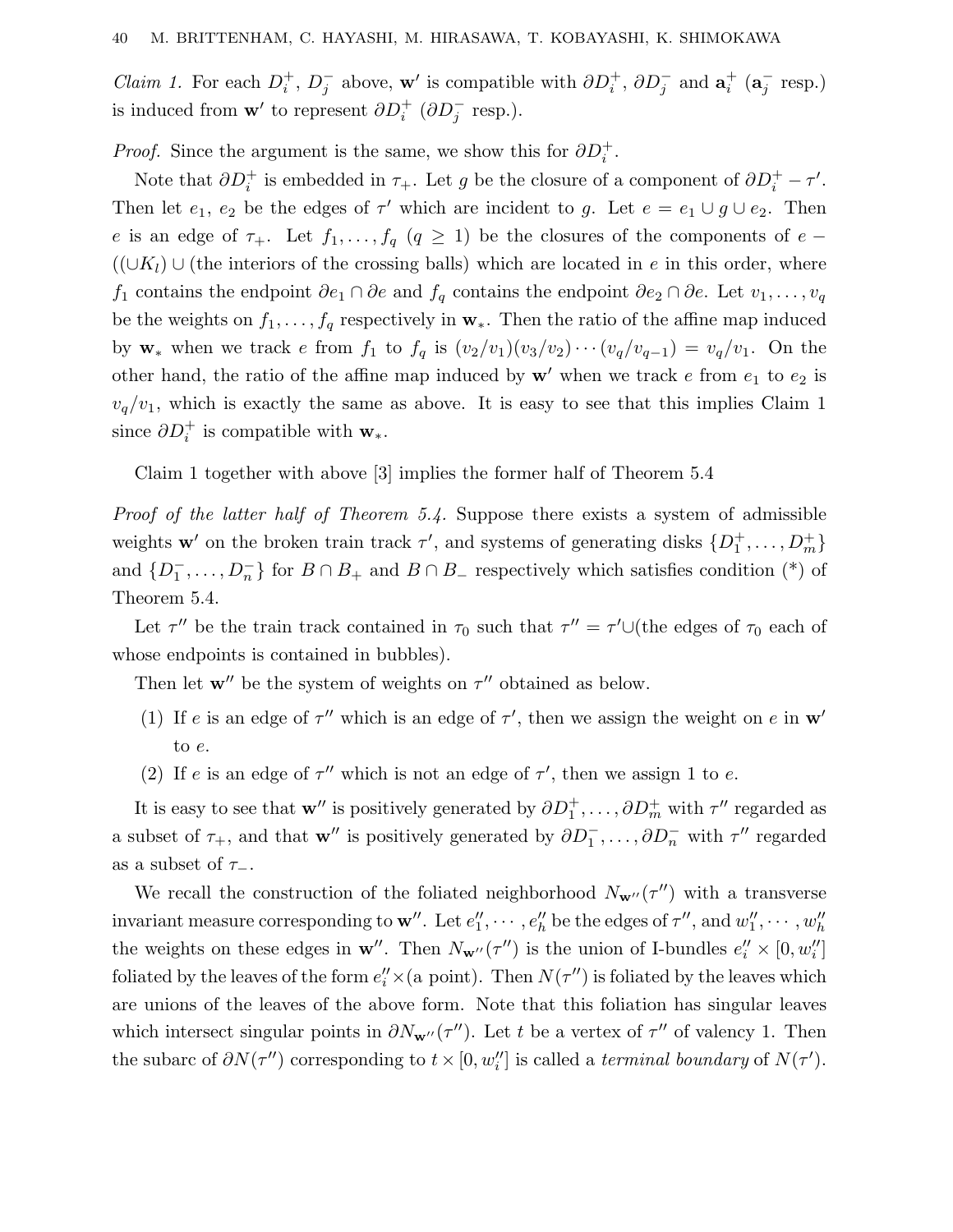*Claim 1.* For each $D_i^+$, $D_j^-$ above, $\mathbf{w}'$ is compatible with $\partial D_i^+$, $\partial D_j^-$ and $\mathbf{a}_i^+$ ($\mathbf{a}_j^-$ resp.) is induced from $\mathbf{w}'$ to represent $\partial D_i^+$ ($\partial D_j^-$ resp.).

*Proof.* Since the argument is the same, we show this for $\partial D_i^+$.

Note that $\partial D_i^+$ is embedded in $\tau_+$. Let $g$ be the closure of a component of $\partial D_i^+ - \tau'$. Then let $e_1$, $e_2$ be the edges of $\tau'$ which are incident to $g$. Let $e = e_1 \cup g \cup e_2$. Then $e$ is an edge of $\tau_+$. Let $f_1, \ldots, f_q$ ($q \geq 1$) be the closures of the components of $e - ((\cup K_l) \cup (\text{the interiors of the crossing balls})$ which are located in $e$ in this order, where $f_1$ contains the endpoint $\partial e_1 \cap \partial e$ and $f_q$ contains the endpoint $\partial e_2 \cap \partial e$. Let $v_1, \ldots, v_q$ be the weights on $f_1, \ldots, f_q$ respectively in $\mathbf{w}_*$. Then the ratio of the affine map induced by $\mathbf{w}_*$ when we track $e$ from $f_1$ to $f_q$ is $(v_2/v_1)(v_3/v_2)\cdots(v_q/v_{q-1}) = v_q/v_1$. On the other hand, the ratio of the affine map induced by $\mathbf{w}'$ when we track $e$ from $e_1$ to $e_2$ is $v_q/v_1$, which is exactly the same as above. It is easy to see that this implies Claim 1 since $\partial D_i^+$ is compatible with $\mathbf{w}_*$.

Claim 1 together with above [3] implies the former half of Theorem 5.4

*Proof of the latter half of Theorem 5.4.* Suppose there exists a system of admissible weights $\mathbf{w}'$ on the broken train track $\tau'$, and systems of generating disks $\{D_1^+, \ldots, D_m^+\}$ and $\{D_1^-, \ldots, D_n^-\}$ for $B \cap B_+$ and $B \cap B_-$ respectively which satisfies condition (*) of Theorem 5.4.

Let $\tau''$ be the train track contained in $\tau_0$ such that $\tau'' = \tau' \cup (\text{the edges of } \tau_0 \text{ each of whose endpoints is contained in bubbles})$.

Then let $\mathbf{w}''$ be the system of weights on $\tau''$ obtained as below.

1. If $e$ is an edge of $\tau''$ which is an edge of $\tau'$, then we assign the weight on $e$ in $\mathbf{w}'$ to $e$.
2. If $e$ is an edge of $\tau''$ which is not an edge of $\tau'$, then we assign 1 to $e$.

It is easy to see that $\mathbf{w}''$ is positively generated by $\partial D_1^+, \ldots, \partial D_m^+$ with $\tau''$ regarded as a subset of $\tau_+$, and that $\mathbf{w}''$ is positively generated by $\partial D_1^-, \ldots, \partial D_n^-$ with $\tau''$ regarded as a subset of $\tau_-$.

We recall the construction of the foliated neighborhood $N_{\mathbf{w}''}(\tau'')$ with a transverse invariant measure corresponding to $\mathbf{w}''$. Let $e_1'', \cdots, e_h''$ be the edges of $\tau''$, and $w_1'', \cdots, w_h''$ the weights on these edges in $\mathbf{w}''$. Then $N_{\mathbf{w}''}(\tau'')$ is the union of I-bundles $e_i'' \times [0, w_i'']$ foliated by the leaves of the form $e_i'' \times (\text{a point})$. Then $N(\tau'')$ is foliated by the leaves which are unions of the leaves of the above form. Note that this foliation has singular leaves which intersect singular points in $\partial N_{\mathbf{w}''}(\tau'')$. Let $t$ be a vertex of $\tau''$ of valency 1. Then the subarc of $\partial N(\tau'')$ corresponding to $t \times [0, w_i'']$ is called a *terminal boundary* of $N(\tau')$.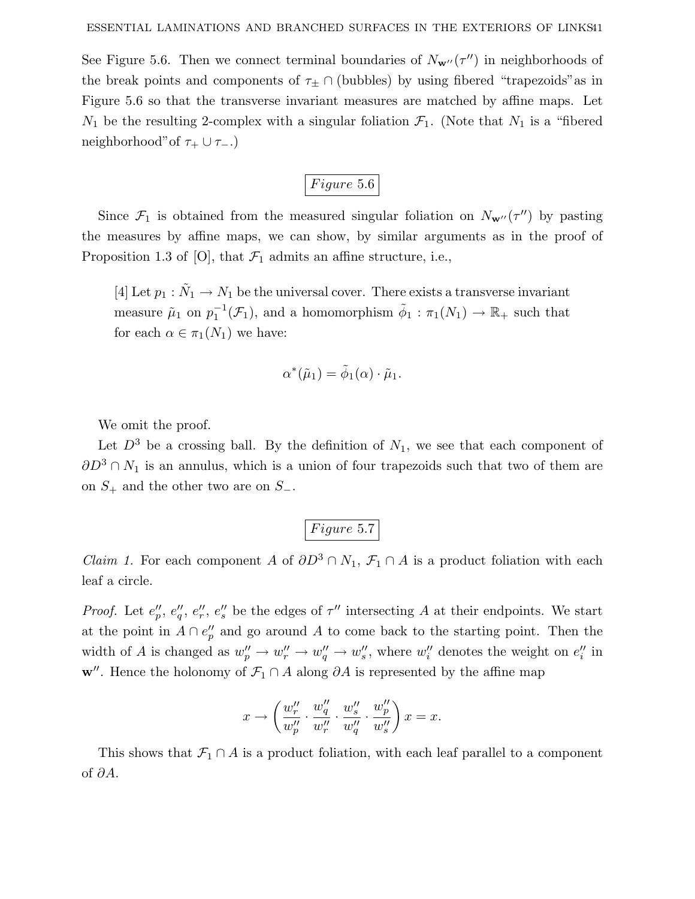See Figure 5.6. Then we connect terminal boundaries of $N_{\mathbf{w}''}(\tau'')$ in neighborhoods of the break points and components of $\tau_\pm \cap$ (bubbles) by using fibered "trapezoids" as in Figure 5.6 so that the transverse invariant measures are matched by affine maps. Let $N_1$ be the resulting 2-complex with a singular foliation $\mathcal{F}_1$. (Note that $N_1$ is a "fibered neighborhood" of $\tau_+ \cup \tau_-$.)

*Figure* 5.6

Since $\mathcal{F}_1$ is obtained from the measured singular foliation on $N_{\mathbf{w}''}(\tau'')$ by pasting the measures by affine maps, we can show, by similar arguments as in the proof of Proposition 1.3 of [O], that $\mathcal{F}_1$ admits an affine structure, i.e.,

> [4] Let $p_1 : \tilde{N}_1 \to N_1$ be the universal cover. There exists a transverse invariant measure $\tilde{\mu}_1$ on $p_1^{-1}(\mathcal{F}_1)$, and a homomorphism $\tilde{\phi}_1 : \pi_1(N_1) \to \mathbb{R}_+$ such that for each $\alpha \in \pi_1(N_1)$ we have:
>
> $$\alpha^*(\tilde{\mu}_1) = \tilde{\phi}_1(\alpha) \cdot \tilde{\mu}_1.$$

We omit the proof.

Let $D^3$ be a crossing ball. By the definition of $N_1$, we see that each component of $\partial D^3 \cap N_1$ is an annulus, which is a union of four trapezoids such that two of them are on $S_+$ and the other two are on $S_-$.

*Figure* 5.7

*Claim 1.* For each component $A$ of $\partial D^3 \cap N_1$, $\mathcal{F}_1 \cap A$ is a product foliation with each leaf a circle.

*Proof.* Let $e''_p$, $e''_q$, $e''_r$, $e''_s$ be the edges of $\tau''$ intersecting $A$ at their endpoints. We start at the point in $A \cap e''_p$ and go around $A$ to come back to the starting point. Then the width of $A$ is changed as $w''_p \to w''_r \to w''_q \to w''_s$, where $w''_i$ denotes the weight on $e''_i$ in $\mathbf{w}''$. Hence the holonomy of $\mathcal{F}_1 \cap A$ along $\partial A$ is represented by the affine map

$$x \to \left( \frac{w''_r}{w''_p} \cdot \frac{w''_q}{w''_r} \cdot \frac{w''_s}{w''_q} \cdot \frac{w''_p}{w''_s} \right) x = x.$$

This shows that $\mathcal{F}_1 \cap A$ is a product foliation, with each leaf parallel to a component of $\partial A$.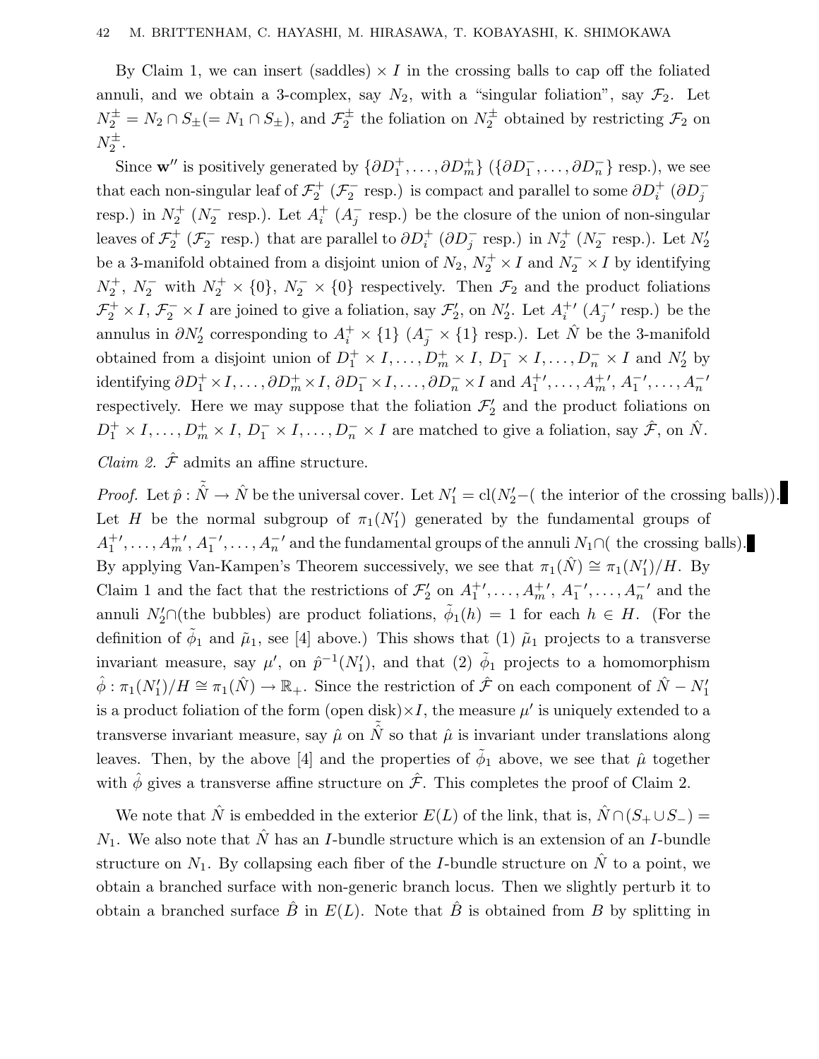By Claim 1, we can insert (saddles) $\times I$ in the crossing balls to cap off the foliated annuli, and we obtain a 3-complex, say $N_2$, with a "singular foliation", say $\mathcal{F}_2$. Let $N_2^{\pm} = N_2 \cap S_{\pm} (= N_1 \cap S_{\pm})$, and $\mathcal{F}_2^{\pm}$ the foliation on $N_2^{\pm}$ obtained by restricting $\mathcal{F}_2$ on $N_2^{\pm}$.

Since $\mathbf{w}''$ is positively generated by $\{\partial D_1^+, \ldots, \partial D_m^+\}$ ($\{\partial D_1^-, \ldots, \partial D_n^-\}$ resp.), we see that each non-singular leaf of $\mathcal{F}_2^+$ ($\mathcal{F}_2^-$ resp.) is compact and parallel to some $\partial D_i^+$ ($\partial D_j^-$ resp.) in $N_2^+$ ($N_2^-$ resp.). Let $A_i^+$ ($A_j^-$ resp.) be the closure of the union of non-singular leaves of $\mathcal{F}_2^+$ ($\mathcal{F}_2^-$ resp.) that are parallel to $\partial D_i^+$ ($\partial D_j^-$ resp.) in $N_2^+$ ($N_2^-$ resp.). Let $N_2'$ be a 3-manifold obtained from a disjoint union of $N_2$, $N_2^+ \times I$ and $N_2^- \times I$ by identifying $N_2^+$, $N_2^-$ with $N_2^+ \times \{0\}$, $N_2^- \times \{0\}$ respectively. Then $\mathcal{F}_2$ and the product foliations $\mathcal{F}_2^+ \times I$, $\mathcal{F}_2^- \times I$ are joined to give a foliation, say $\mathcal{F}_2'$, on $N_2'$. Let $A_i^{+\prime}$ ($A_j^{-\prime}$ resp.) be the annulus in $\partial N_2'$ corresponding to $A_i^+ \times \{1\}$ ($A_j^- \times \{1\}$ resp.). Let $\hat{N}$ be the 3-manifold obtained from a disjoint union of $D_1^+ \times I, \ldots, D_m^+ \times I$, $D_1^- \times I, \ldots, D_n^- \times I$ and $N_2'$ by identifying $\partial D_1^+ \times I, \ldots, \partial D_m^+ \times I, \partial D_1^- \times I, \ldots, \partial D_n^- \times I$ and $A_1^{+\prime}, \ldots, A_m^{+\prime}$, $A_1^{-\prime}, \ldots, A_n^{-\prime}$ respectively. Here we may suppose that the foliation $\mathcal{F}_2'$ and the product foliations on $D_1^+ \times I, \ldots, D_m^+ \times I$, $D_1^- \times I, \ldots, D_n^- \times I$ are matched to give a foliation, say $\hat{\mathcal{F}}$, on $\hat{N}$.

*Claim 2.* $\hat{\mathcal{F}}$ admits an affine structure.

*Proof.* Let $\hat{p} : \tilde{\hat{N}} \to \hat{N}$ be the universal cover. Let $N_1' = \mathrm{cl}(N_2' - (\text{ the interior of the crossing balls}))$. Let $H$ be the normal subgroup of $\pi_1(N_1')$ generated by the fundamental groups of $A_1^{+\prime}, \ldots, A_m^{+\prime}, A_1^{-\prime}, \ldots, A_n^{-\prime}$ and the fundamental groups of the annuli $N_1 \cap$( the crossing balls). By applying Van-Kampen's Theorem successively, we see that $\pi_1(\hat{N}) \cong \pi_1(N_1')/H$. By Claim 1 and the fact that the restrictions of $\mathcal{F}_2'$ on $A_1^{+\prime}, \ldots, A_m^{+\prime}$, $A_1^{-\prime}, \ldots, A_n^{-\prime}$ and the annuli $N_2' \cap$(the bubbles) are product foliations, $\tilde{\phi}_1(h) = 1$ for each $h \in H$. (For the definition of $\tilde{\phi}_1$ and $\tilde{\mu}_1$, see [4] above.) This shows that (1) $\tilde{\mu}_1$ projects to a transverse invariant measure, say $\mu'$, on $\hat{p}^{-1}(N_1')$, and that (2) $\tilde{\phi}_1$ projects to a homomorphism $\hat{\phi} : \pi_1(N_1')/H \cong \pi_1(\hat{N}) \to \mathbb{R}_+$. Since the restriction of $\hat{\mathcal{F}}$ on each component of $\hat{N} - N_1'$ is a product foliation of the form (open disk)$\times I$, the measure $\mu'$ is uniquely extended to a transverse invariant measure, say $\hat{\mu}$ on $\tilde{\hat{N}}$ so that $\hat{\mu}$ is invariant under translations along leaves. Then, by the above [4] and the properties of $\tilde{\phi}_1$ above, we see that $\hat{\mu}$ together with $\hat{\phi}$ gives a transverse affine structure on $\hat{\mathcal{F}}$. This completes the proof of Claim 2.

We note that $\hat{N}$ is embedded in the exterior $E(L)$ of the link, that is, $\hat{N} \cap (S_+ \cup S_-) = N_1$. We also note that $\hat{N}$ has an $I$-bundle structure which is an extension of an $I$-bundle structure on $N_1$. By collapsing each fiber of the $I$-bundle structure on $\hat{N}$ to a point, we obtain a branched surface with non-generic branch locus. Then we slightly perturb it to obtain a branched surface $\hat{B}$ in $E(L)$. Note that $\hat{B}$ is obtained from $B$ by splitting in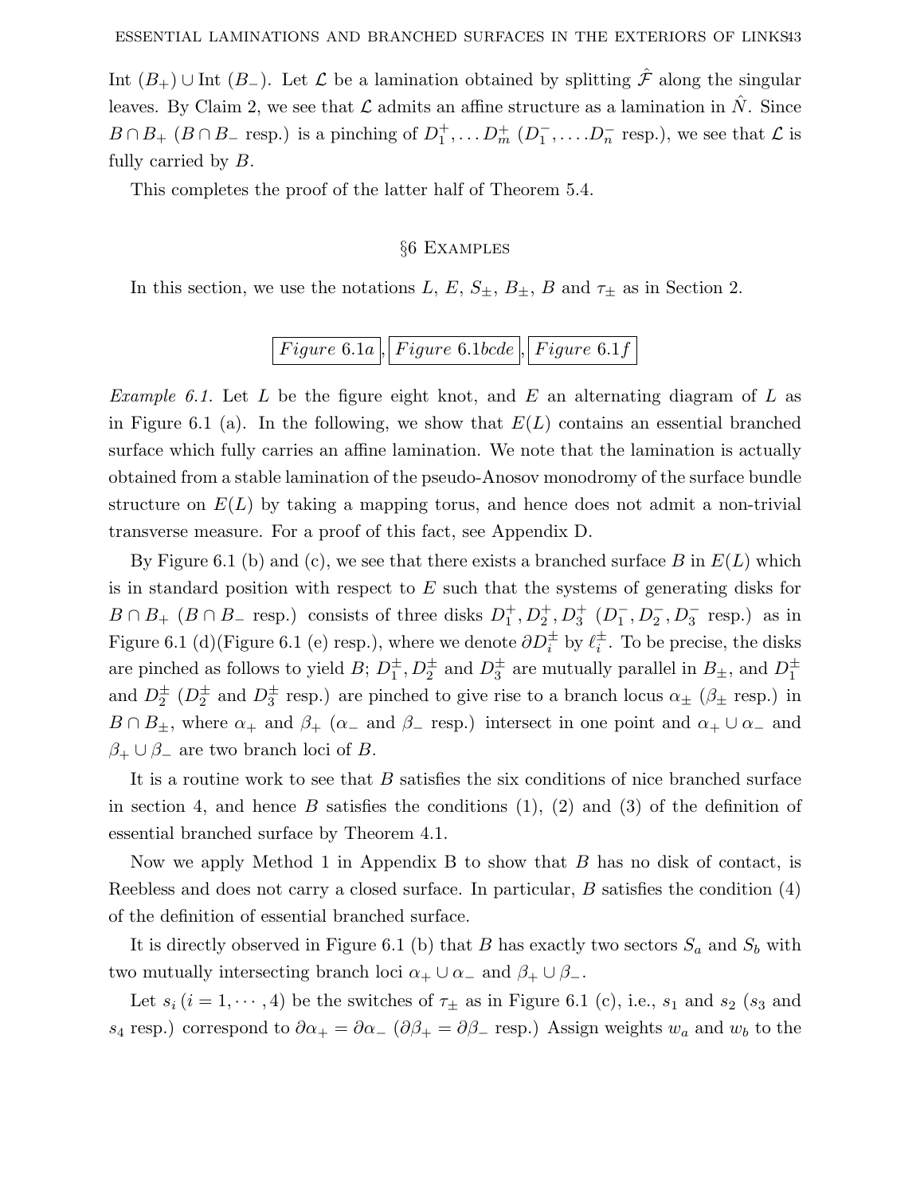Int $(B_+) \cup$ Int $(B_-)$. Let $\mathcal{L}$ be a lamination obtained by splitting $\hat{\mathcal{F}}$ along the singular leaves. By Claim 2, we see that $\mathcal{L}$ admits an affine structure as a lamination in $\hat{N}$. Since $B \cap B_+$ ($B \cap B_-$ resp.) is a pinching of $D_1^+, \ldots D_m^+$ ($D_1^-, \ldots D_n^-$ resp.), we see that $\mathcal{L}$ is fully carried by $B$.

This completes the proof of the latter half of Theorem 5.4.

## §6 Examples

In this section, we use the notations $L$, $E$, $S_\pm$, $B_\pm$, $B$ and $\tau_\pm$ as in Section 2.

*Figure* 6.1*a*, *Figure* 6.1*bcde*, *Figure* 6.1*f*

*Example 6.1.* Let $L$ be the figure eight knot, and $E$ an alternating diagram of $L$ as in Figure 6.1 (a). In the following, we show that $E(L)$ contains an essential branched surface which fully carries an affine lamination. We note that the lamination is actually obtained from a stable lamination of the pseudo-Anosov monodromy of the surface bundle structure on $E(L)$ by taking a mapping torus, and hence does not admit a non-trivial transverse measure. For a proof of this fact, see Appendix D.

By Figure 6.1 (b) and (c), we see that there exists a branched surface $B$ in $E(L)$ which is in standard position with respect to $E$ such that the systems of generating disks for $B \cap B_+$ ($B \cap B_-$ resp.) consists of three disks $D_1^+, D_2^+, D_3^+$ ($D_1^-, D_2^-, D_3^-$ resp.) as in Figure 6.1 (d)(Figure 6.1 (e) resp.), where we denote $\partial D_i^\pm$ by $\ell_i^\pm$. To be precise, the disks are pinched as follows to yield $B$; $D_1^\pm, D_2^\pm$ and $D_3^\pm$ are mutually parallel in $B_\pm$, and $D_1^\pm$ and $D_2^\pm$ ($D_2^\pm$ and $D_3^\pm$ resp.) are pinched to give rise to a branch locus $\alpha_\pm$ ($\beta_\pm$ resp.) in $B \cap B_\pm$, where $\alpha_+$ and $\beta_+$ ($\alpha_-$ and $\beta_-$ resp.) intersect in one point and $\alpha_+ \cup \alpha_-$ and $\beta_+ \cup \beta_-$ are two branch loci of $B$.

It is a routine work to see that $B$ satisfies the six conditions of nice branched surface in section 4, and hence $B$ satisfies the conditions (1), (2) and (3) of the definition of essential branched surface by Theorem 4.1.

Now we apply Method 1 in Appendix B to show that $B$ has no disk of contact, is Reebless and does not carry a closed surface. In particular, $B$ satisfies the condition (4) of the definition of essential branched surface.

It is directly observed in Figure 6.1 (b) that $B$ has exactly two sectors $S_a$ and $S_b$ with two mutually intersecting branch loci $\alpha_+ \cup \alpha_-$ and $\beta_+ \cup \beta_-$.

Let $s_i$ $(i = 1, \cdots, 4)$ be the switches of $\tau_\pm$ as in Figure 6.1 (c), i.e., $s_1$ and $s_2$ ($s_3$ and $s_4$ resp.) correspond to $\partial \alpha_+ = \partial \alpha_-$ ($\partial \beta_+ = \partial \beta_-$ resp.) Assign weights $w_a$ and $w_b$ to the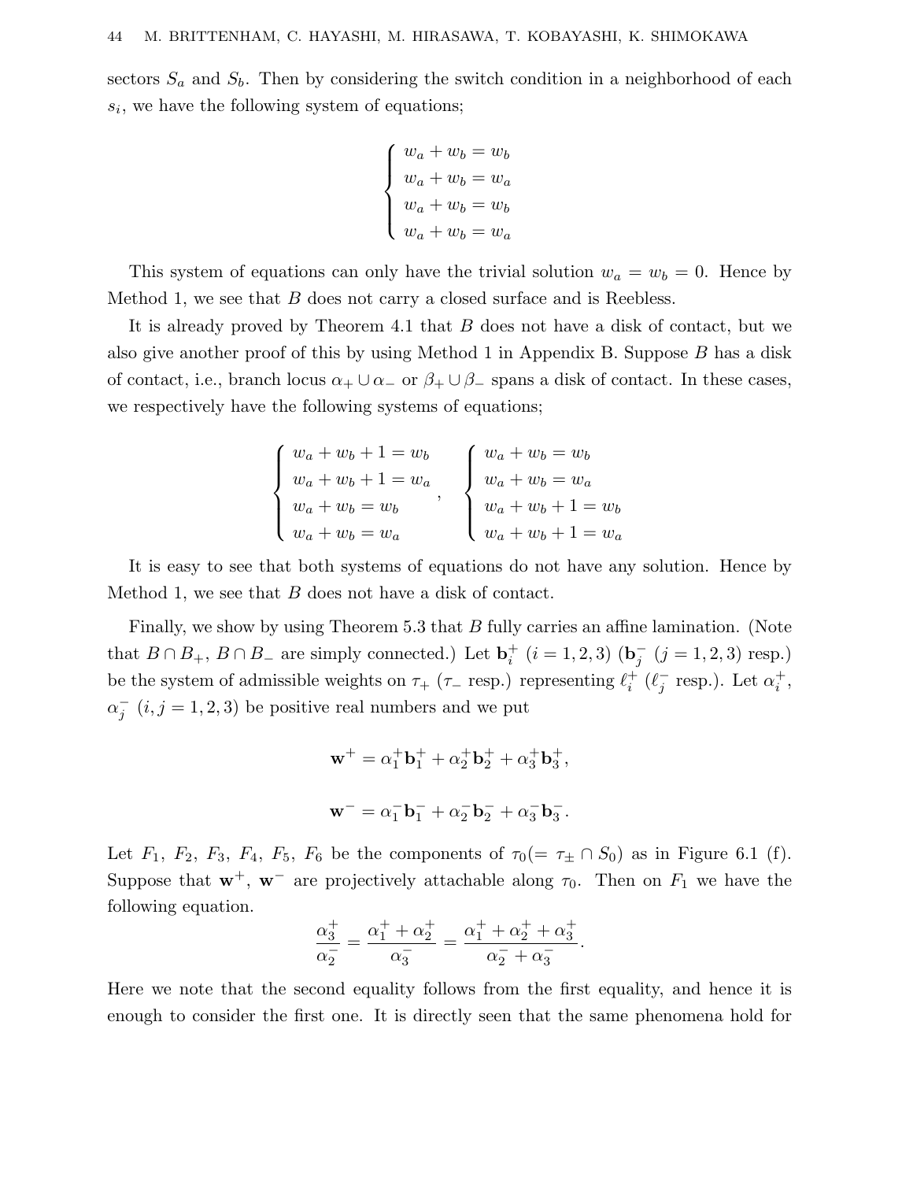sectors $S_a$ and $S_b$. Then by considering the switch condition in a neighborhood of each $s_i$, we have the following system of equations;

$$\begin{cases} w_a + w_b = w_b \\ w_a + w_b = w_a \\ w_a + w_b = w_b \\ w_a + w_b = w_a \end{cases}$$

This system of equations can only have the trivial solution $w_a = w_b = 0$. Hence by Method 1, we see that $B$ does not carry a closed surface and is Reebless.

It is already proved by Theorem 4.1 that $B$ does not have a disk of contact, but we also give another proof of this by using Method 1 in Appendix B. Suppose $B$ has a disk of contact, i.e., branch locus $\alpha_+ \cup \alpha_-$ or $\beta_+ \cup \beta_-$ spans a disk of contact. In these cases, we respectively have the following systems of equations;

$$\begin{cases} w_a + w_b + 1 = w_b \\ w_a + w_b + 1 = w_a \\ w_a + w_b = w_b \\ w_a + w_b = w_a \end{cases}, \quad \begin{cases} w_a + w_b = w_b \\ w_a + w_b = w_a \\ w_a + w_b + 1 = w_b \\ w_a + w_b + 1 = w_a \end{cases}$$

It is easy to see that both systems of equations do not have any solution. Hence by Method 1, we see that $B$ does not have a disk of contact.

Finally, we show by using Theorem 5.3 that $B$ fully carries an affine lamination. (Note that $B \cap B_+$, $B \cap B_-$ are simply connected.) Let $\mathbf{b}_i^+$ $(i = 1, 2, 3)$ ($\mathbf{b}_j^-$ $(j = 1, 2, 3)$ resp.) be the system of admissible weights on $\tau_+$ ($\tau_-$ resp.) representing $\ell_i^+$ ($\ell_j^-$ resp.). Let $\alpha_i^+$, $\alpha_j^-$ $(i, j = 1, 2, 3)$ be positive real numbers and we put

$$\mathbf{w}^+ = \alpha_1^+ \mathbf{b}_1^+ + \alpha_2^+ \mathbf{b}_2^+ + \alpha_3^+ \mathbf{b}_3^+,$$

$$\mathbf{w}^- = \alpha_1^- \mathbf{b}_1^- + \alpha_2^- \mathbf{b}_2^- + \alpha_3^- \mathbf{b}_3^-.$$

Let $F_1$, $F_2$, $F_3$, $F_4$, $F_5$, $F_6$ be the components of $\tau_0 (= \tau_\pm \cap S_0)$ as in Figure 6.1 (f). Suppose that $\mathbf{w}^+$, $\mathbf{w}^-$ are projectively attachable along $\tau_0$. Then on $F_1$ we have the following equation.

$$\frac{\alpha_3^+}{\alpha_2^-} = \frac{\alpha_1^+ + \alpha_2^+}{\alpha_3^-} = \frac{\alpha_1^+ + \alpha_2^+ + \alpha_3^+}{\alpha_2^- + \alpha_3^-}.$$

Here we note that the second equality follows from the first equality, and hence it is enough to consider the first one. It is directly seen that the same phenomena hold for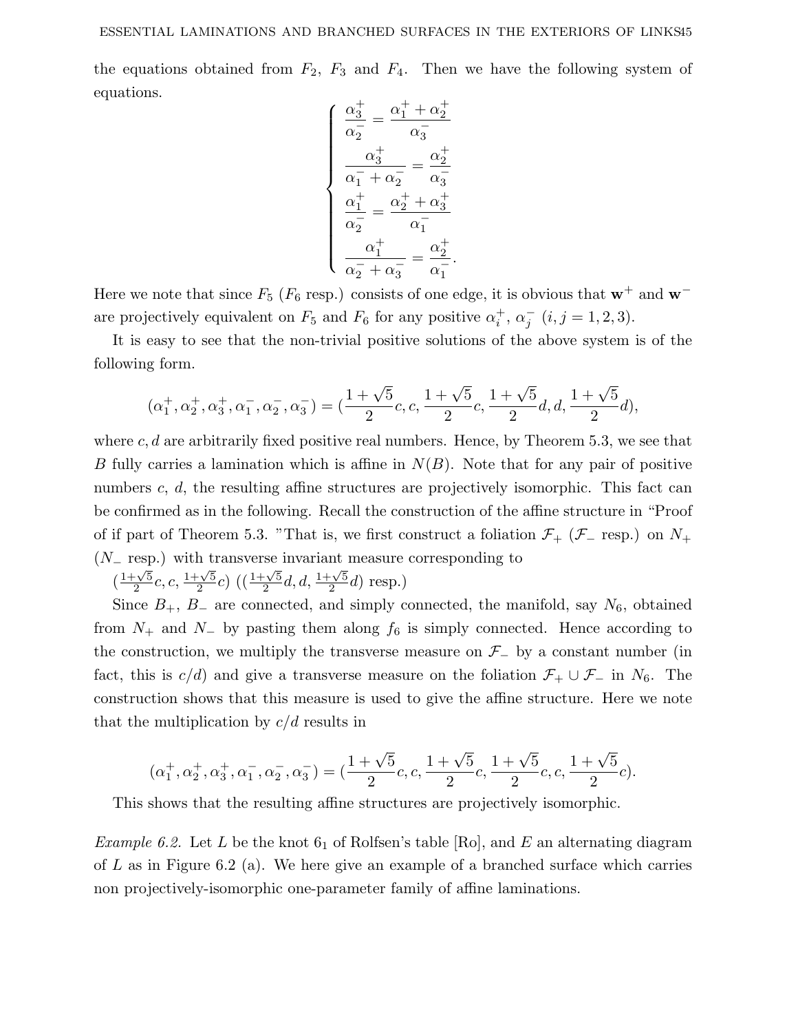the equations obtained from $F_2$, $F_3$ and $F_4$. Then we have the following system of equations.

$$
\begin{cases}
\dfrac{\alpha_3^+}{\alpha_2^-} = \dfrac{\alpha_1^+ + \alpha_2^+}{\alpha_3^-} \\[2mm]
\dfrac{\alpha_3^+}{\alpha_1^- + \alpha_2^-} = \dfrac{\alpha_2^+}{\alpha_3^-} \\[2mm]
\dfrac{\alpha_1^+}{\alpha_2^-} = \dfrac{\alpha_2^+ + \alpha_3^+}{\alpha_1^-} \\[2mm]
\dfrac{\alpha_1^+}{\alpha_2^- + \alpha_3^-} = \dfrac{\alpha_2^+}{\alpha_1^-}.
\end{cases}
$$

Here we note that since $F_5$ ($F_6$ resp.) consists of one edge, it is obvious that $\mathbf{w}^+$ and $\mathbf{w}^-$ are projectively equivalent on $F_5$ and $F_6$ for any positive $\alpha_i^+$, $\alpha_j^-$ $(i, j = 1, 2, 3)$.

It is easy to see that the non-trivial positive solutions of the above system is of the following form.

$$
(\alpha_1^+, \alpha_2^+, \alpha_3^+, \alpha_1^-, \alpha_2^-, \alpha_3^-) = (\frac{1+\sqrt{5}}{2}c, c, \frac{1+\sqrt{5}}{2}c, \frac{1+\sqrt{5}}{2}d, d, \frac{1+\sqrt{5}}{2}d),
$$

where $c, d$ are arbitrarily fixed positive real numbers. Hence, by Theorem 5.3, we see that $B$ fully carries a lamination which is affine in $N(B)$. Note that for any pair of positive numbers $c$, $d$, the resulting affine structures are projectively isomorphic. This fact can be confirmed as in the following. Recall the construction of the affine structure in "Proof of if part of Theorem 5.3. "That is, we first construct a foliation $\mathcal{F}_+$ ($\mathcal{F}_-$ resp.) on $N_+$ ($N_-$ resp.) with transverse invariant measure corresponding to $(\frac{1+\sqrt{5}}{2}c, c, \frac{1+\sqrt{5}}{2}c)$ $((\frac{1+\sqrt{5}}{2}d, d, \frac{1+\sqrt{5}}{2}d)$ resp.)

Since $B_+$, $B_-$ are connected, and simply connected, the manifold, say $N_6$, obtained from $N_+$ and $N_-$ by pasting them along $f_6$ is simply connected. Hence according to the construction, we multiply the transverse measure on $\mathcal{F}_-$ by a constant number (in fact, this is $c/d$) and give a transverse measure on the foliation $\mathcal{F}_+ \cup \mathcal{F}_-$ in $N_6$. The construction shows that this measure is used to give the affine structure. Here we note that the multiplication by $c/d$ results in

$$
(\alpha_1^+, \alpha_2^+, \alpha_3^+, \alpha_1^-, \alpha_2^-, \alpha_3^-) = (\frac{1+\sqrt{5}}{2}c, c, \frac{1+\sqrt{5}}{2}c, \frac{1+\sqrt{5}}{2}c, c, \frac{1+\sqrt{5}}{2}c).
$$

This shows that the resulting affine structures are projectively isomorphic.

*Example 6.2.* Let $L$ be the knot $6_1$ of Rolfsen's table [Ro], and $E$ an alternating diagram of $L$ as in Figure 6.2 (a). We here give an example of a branched surface which carries non projectively-isomorphic one-parameter family of affine laminations.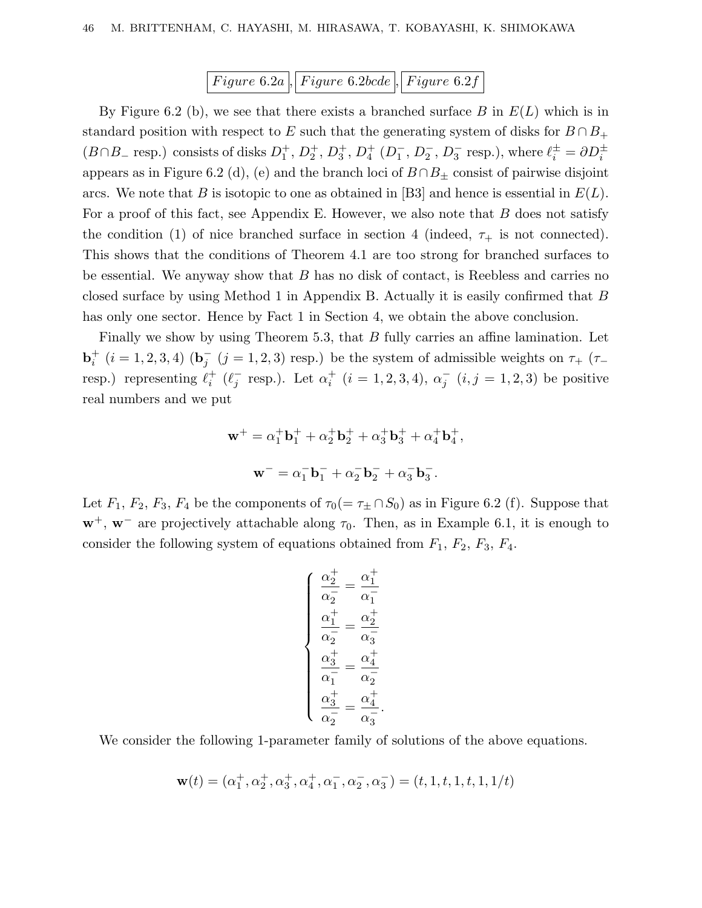$\boxed{Figure\ 6.2a}$, $\boxed{Figure\ 6.2bcde}$, $\boxed{Figure\ 6.2f}$

By Figure 6.2 (b), we see that there exists a branched surface $B$ in $E(L)$ which is in standard position with respect to $E$ such that the generating system of disks for $B \cap B_+$ ($B \cap B_-$ resp.) consists of disks $D_1^+$, $D_2^+$, $D_3^+$, $D_4^+$ ($D_1^-$, $D_2^-$, $D_3^-$ resp.), where $\ell_i^\pm = \partial D_i^\pm$ appears as in Figure 6.2 (d), (e) and the branch loci of $B \cap B_\pm$ consist of pairwise disjoint arcs. We note that $B$ is isotopic to one as obtained in [B3] and hence is essential in $E(L)$. For a proof of this fact, see Appendix E. However, we also note that $B$ does not satisfy the condition (1) of nice branched surface in section 4 (indeed, $\tau_+$ is not connected). This shows that the conditions of Theorem 4.1 are too strong for branched surfaces to be essential. We anyway show that $B$ has no disk of contact, is Reebless and carries no closed surface by using Method 1 in Appendix B. Actually it is easily confirmed that $B$ has only one sector. Hence by Fact 1 in Section 4, we obtain the above conclusion.

Finally we show by using Theorem 5.3, that $B$ fully carries an affine lamination. Let $\mathbf{b}_i^+$ $(i = 1, 2, 3, 4)$ ($\mathbf{b}_j^-$ $(j = 1, 2, 3)$ resp.) be the system of admissible weights on $\tau_+$ ($\tau_-$ resp.) representing $\ell_i^+$ ($\ell_j^-$ resp.). Let $\alpha_i^+$ $(i = 1, 2, 3, 4)$, $\alpha_j^-$ $(i, j = 1, 2, 3)$ be positive real numbers and we put

$$\mathbf{w}^+ = \alpha_1^+\mathbf{b}_1^+ + \alpha_2^+\mathbf{b}_2^+ + \alpha_3^+\mathbf{b}_3^+ + \alpha_4^+\mathbf{b}_4^+,$$

$$\mathbf{w}^- = \alpha_1^-\mathbf{b}_1^- + \alpha_2^-\mathbf{b}_2^- + \alpha_3^-\mathbf{b}_3^-.$$

Let $F_1$, $F_2$, $F_3$, $F_4$ be the components of $\tau_0 (= \tau_\pm \cap S_0)$ as in Figure 6.2 (f). Suppose that $\mathbf{w}^+$, $\mathbf{w}^-$ are projectively attachable along $\tau_0$. Then, as in Example 6.1, it is enough to consider the following system of equations obtained from $F_1$, $F_2$, $F_3$, $F_4$.

$$\begin{cases} \dfrac{\alpha_2^+}{\alpha_2^-} = \dfrac{\alpha_1^+}{\alpha_1^-} \\ \dfrac{\alpha_1^+}{\alpha_2^-} = \dfrac{\alpha_2^+}{\alpha_3^-} \\ \dfrac{\alpha_3^+}{\alpha_1^-} = \dfrac{\alpha_4^+}{\alpha_2^-} \\ \dfrac{\alpha_3^+}{\alpha_2^-} = \dfrac{\alpha_4^+}{\alpha_3^-}. \end{cases}$$

We consider the following 1-parameter family of solutions of the above equations.

$$\mathbf{w}(t) = (\alpha_1^+, \alpha_2^+, \alpha_3^+, \alpha_4^+, \alpha_1^-, \alpha_2^-, \alpha_3^-) = (t, 1, t, 1, t, 1, 1/t)$$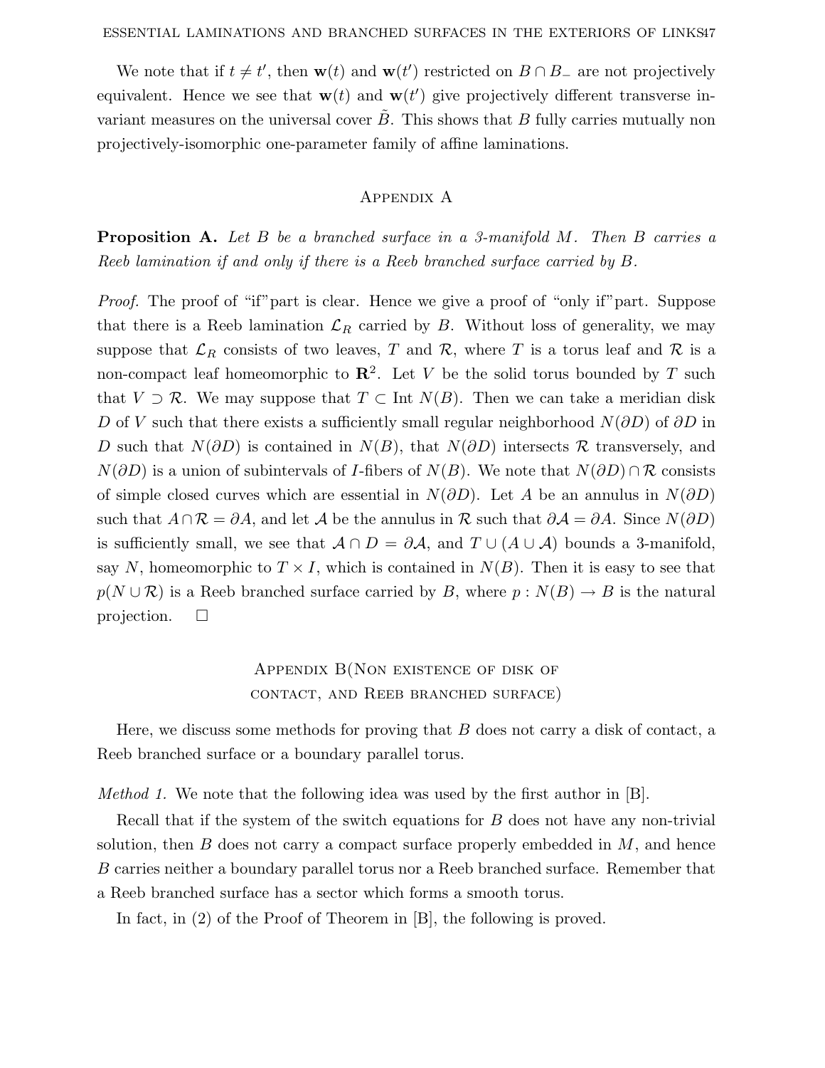We note that if $t \neq t'$, then $\mathbf{w}(t)$ and $\mathbf{w}(t')$ restricted on $B \cap B_-$ are not projectively equivalent. Hence we see that $\mathbf{w}(t)$ and $\mathbf{w}(t')$ give projectively different transverse invariant measures on the universal cover $\tilde{B}$. This shows that $B$ fully carries mutually non projectively-isomorphic one-parameter family of affine laminations.

## Appendix A

**Proposition A.** *Let $B$ be a branched surface in a 3-manifold $M$. Then $B$ carries a Reeb lamination if and only if there is a Reeb branched surface carried by $B$.*

*Proof.* The proof of "if"part is clear. Hence we give a proof of "only if"part. Suppose that there is a Reeb lamination $\mathcal{L}_R$ carried by $B$. Without loss of generality, we may suppose that $\mathcal{L}_R$ consists of two leaves, $T$ and $\mathcal{R}$, where $T$ is a torus leaf and $\mathcal{R}$ is a non-compact leaf homeomorphic to $\mathbf{R}^2$. Let $V$ be the solid torus bounded by $T$ such that $V \supset \mathcal{R}$. We may suppose that $T \subset \text{Int } N(B)$. Then we can take a meridian disk $D$ of $V$ such that there exists a sufficiently small regular neighborhood $N(\partial D)$ of $\partial D$ in $D$ such that $N(\partial D)$ is contained in $N(B)$, that $N(\partial D)$ intersects $\mathcal{R}$ transversely, and $N(\partial D)$ is a union of subintervals of $I$-fibers of $N(B)$. We note that $N(\partial D) \cap \mathcal{R}$ consists of simple closed curves which are essential in $N(\partial D)$. Let $A$ be an annulus in $N(\partial D)$ such that $A \cap \mathcal{R} = \partial A$, and let $\mathcal{A}$ be the annulus in $\mathcal{R}$ such that $\partial \mathcal{A} = \partial A$. Since $N(\partial D)$ is sufficiently small, we see that $\mathcal{A} \cap D = \partial \mathcal{A}$, and $T \cup (A \cup \mathcal{A})$ bounds a 3-manifold, say $N$, homeomorphic to $T \times I$, which is contained in $N(B)$. Then it is easy to see that $p(N \cup \mathcal{R})$ is a Reeb branched surface carried by $B$, where $p : N(B) \to B$ is the natural projection. $\square$

## Appendix B(Non existence of disk of contact, and Reeb branched surface)

Here, we discuss some methods for proving that $B$ does not carry a disk of contact, a Reeb branched surface or a boundary parallel torus.

*Method 1.* We note that the following idea was used by the first author in [B].

Recall that if the system of the switch equations for $B$ does not have any non-trivial solution, then $B$ does not carry a compact surface properly embedded in $M$, and hence $B$ carries neither a boundary parallel torus nor a Reeb branched surface. Remember that a Reeb branched surface has a sector which forms a smooth torus.

In fact, in (2) of the Proof of Theorem in [B], the following is proved.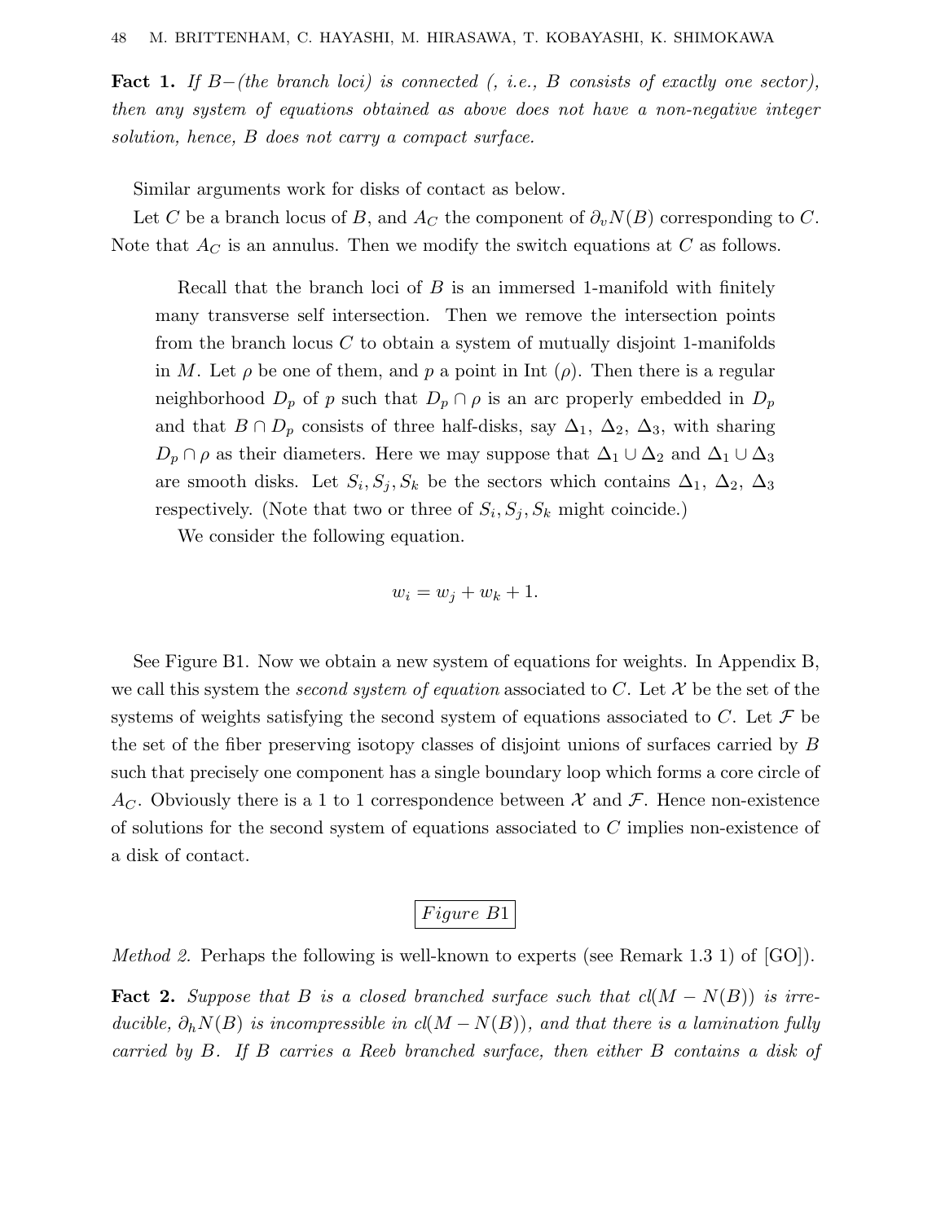**Fact 1.** *If $B-$(the branch loci) is connected (, i.e., $B$ consists of exactly one sector), then any system of equations obtained as above does not have a non-negative integer solution, hence, $B$ does not carry a compact surface.*

Similar arguments work for disks of contact as below.

Let $C$ be a branch locus of $B$, and $A_C$ the component of $\partial_v N(B)$ corresponding to $C$. Note that $A_C$ is an annulus. Then we modify the switch equations at $C$ as follows.

> Recall that the branch loci of $B$ is an immersed 1-manifold with finitely many transverse self intersection. Then we remove the intersection points from the branch locus $C$ to obtain a system of mutually disjoint 1-manifolds in $M$. Let $\rho$ be one of them, and $p$ a point in Int $(\rho)$. Then there is a regular neighborhood $D_p$ of $p$ such that $D_p \cap \rho$ is an arc properly embedded in $D_p$ and that $B \cap D_p$ consists of three half-disks, say $\Delta_1$, $\Delta_2$, $\Delta_3$, with sharing $D_p \cap \rho$ as their diameters. Here we may suppose that $\Delta_1 \cup \Delta_2$ and $\Delta_1 \cup \Delta_3$ are smooth disks. Let $S_i, S_j, S_k$ be the sectors which contains $\Delta_1$, $\Delta_2$, $\Delta_3$ respectively. (Note that two or three of $S_i, S_j, S_k$ might coincide.)
>
> We consider the following equation.
>
> $$w_i = w_j + w_k + 1.$$

See Figure B1. Now we obtain a new system of equations for weights. In Appendix B, we call this system the *second system of equation* associated to $C$. Let $\mathcal{X}$ be the set of the systems of weights satisfying the second system of equations associated to $C$. Let $\mathcal{F}$ be the set of the fiber preserving isotopy classes of disjoint unions of surfaces carried by $B$ such that precisely one component has a single boundary loop which forms a core circle of $A_C$. Obviously there is a 1 to 1 correspondence between $\mathcal{X}$ and $\mathcal{F}$. Hence non-existence of solutions for the second system of equations associated to $C$ implies non-existence of a disk of contact.

*Figure B1*

*Method 2.* Perhaps the following is well-known to experts (see Remark 1.3 1) of [GO]).

**Fact 2.** *Suppose that $B$ is a closed branched surface such that $cl(M - N(B))$ is irreducible, $\partial_h N(B)$ is incompressible in $cl(M - N(B))$, and that there is a lamination fully carried by $B$. If $B$ carries a Reeb branched surface, then either $B$ contains a disk of*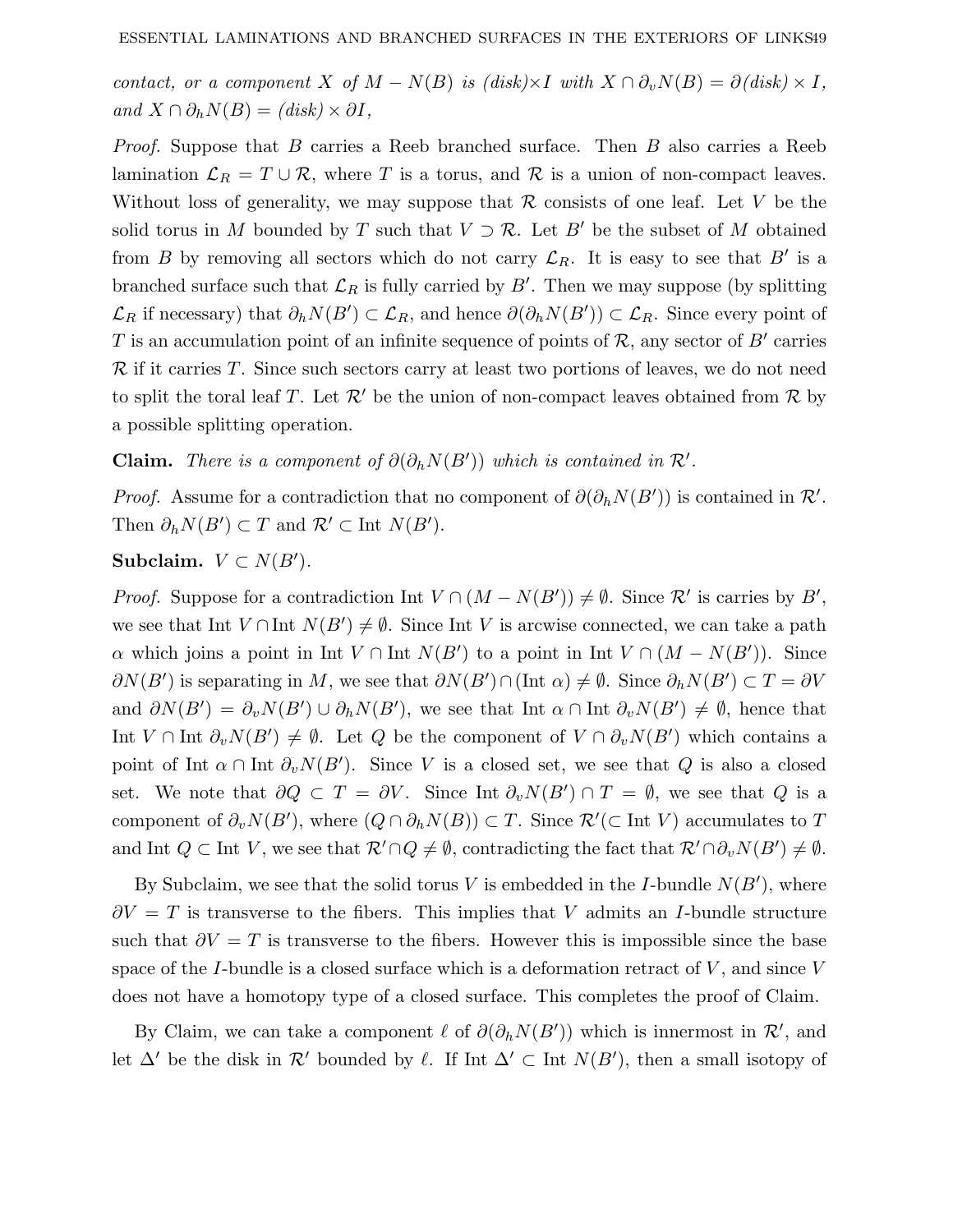*contact, or a component $X$ of $M - N(B)$ is (disk)$\times I$ with $X \cap \partial_v N(B) = \partial$(disk) $\times I$, and $X \cap \partial_h N(B) =$ (disk) $\times \partial I$,*

*Proof.* Suppose that $B$ carries a Reeb branched surface. Then $B$ also carries a Reeb lamination $\mathcal{L}_R = T \cup \mathcal{R}$, where $T$ is a torus, and $\mathcal{R}$ is a union of non-compact leaves. Without loss of generality, we may suppose that $\mathcal{R}$ consists of one leaf. Let $V$ be the solid torus in $M$ bounded by $T$ such that $V \supset \mathcal{R}$. Let $B'$ be the subset of $M$ obtained from $B$ by removing all sectors which do not carry $\mathcal{L}_R$. It is easy to see that $B'$ is a branched surface such that $\mathcal{L}_R$ is fully carried by $B'$. Then we may suppose (by splitting $\mathcal{L}_R$ if necessary) that $\partial_h N(B') \subset \mathcal{L}_R$, and hence $\partial(\partial_h N(B')) \subset \mathcal{L}_R$. Since every point of $T$ is an accumulation point of an infinite sequence of points of $\mathcal{R}$, any sector of $B'$ carries $\mathcal{R}$ if it carries $T$. Since such sectors carry at least two portions of leaves, we do not need to split the toral leaf $T$. Let $\mathcal{R}'$ be the union of non-compact leaves obtained from $\mathcal{R}$ by a possible splitting operation.

**Claim.** *There is a component of $\partial(\partial_h N(B'))$ which is contained in $\mathcal{R}'$.*

*Proof.* Assume for a contradiction that no component of $\partial(\partial_h N(B'))$ is contained in $\mathcal{R}'$. Then $\partial_h N(B') \subset T$ and $\mathcal{R}' \subset \text{Int } N(B')$.

**Subclaim.** $V \subset N(B')$.

*Proof.* Suppose for a contradiction $\text{Int } V \cap (M - N(B')) \neq \emptyset$. Since $\mathcal{R}'$ is carries by $B'$, we see that $\text{Int } V \cap \text{Int } N(B') \neq \emptyset$. Since $\text{Int } V$ is arcwise connected, we can take a path $\alpha$ which joins a point in $\text{Int } V \cap \text{Int } N(B')$ to a point in $\text{Int } V \cap (M - N(B'))$. Since $\partial N(B')$ is separating in $M$, we see that $\partial N(B') \cap (\text{Int } \alpha) \neq \emptyset$. Since $\partial_h N(B') \subset T = \partial V$ and $\partial N(B') = \partial_v N(B') \cup \partial_h N(B')$, we see that $\text{Int } \alpha \cap \text{Int } \partial_v N(B') \neq \emptyset$, hence that $\text{Int } V \cap \text{Int } \partial_v N(B') \neq \emptyset$. Let $Q$ be the component of $V \cap \partial_v N(B')$ which contains a point of $\text{Int } \alpha \cap \text{Int } \partial_v N(B')$. Since $V$ is a closed set, we see that $Q$ is also a closed set. We note that $\partial Q \subset T = \partial V$. Since $\text{Int } \partial_v N(B') \cap T = \emptyset$, we see that $Q$ is a component of $\partial_v N(B')$, where $(Q \cap \partial_h N(B)) \subset T$. Since $\mathcal{R}' (\subset \text{Int } V)$ accumulates to $T$ and $\text{Int } Q \subset \text{Int } V$, we see that $\mathcal{R}' \cap Q \neq \emptyset$, contradicting the fact that $\mathcal{R}' \cap \partial_v N(B') \neq \emptyset$.

By Subclaim, we see that the solid torus $V$ is embedded in the $I$-bundle $N(B')$, where $\partial V = T$ is transverse to the fibers. This implies that $V$ admits an $I$-bundle structure such that $\partial V = T$ is transverse to the fibers. However this is impossible since the base space of the $I$-bundle is a closed surface which is a deformation retract of $V$, and since $V$ does not have a homotopy type of a closed surface. This completes the proof of Claim.

By Claim, we can take a component $\ell$ of $\partial(\partial_h N(B'))$ which is innermost in $\mathcal{R}'$, and let $\Delta'$ be the disk in $\mathcal{R}'$ bounded by $\ell$. If $\text{Int } \Delta' \subset \text{Int } N(B')$, then a small isotopy of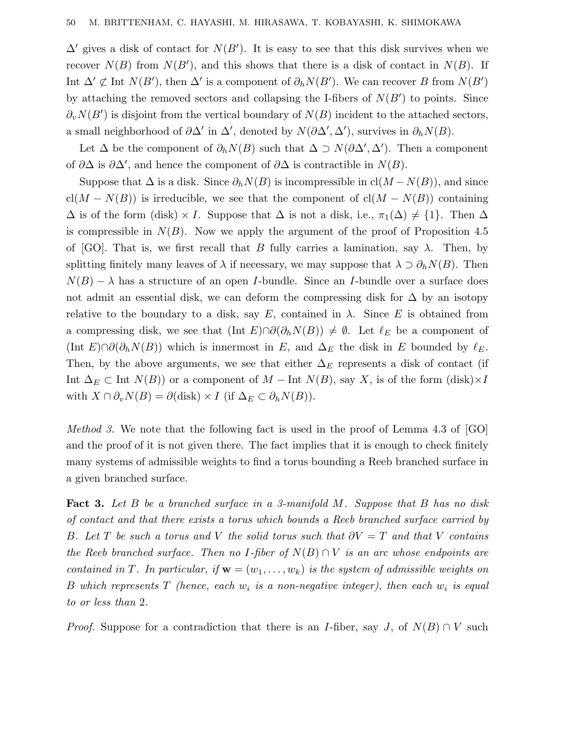$\Delta'$ gives a disk of contact for $N(B')$. It is easy to see that this disk survives when we recover $N(B)$ from $N(B')$, and this shows that there is a disk of contact in $N(B)$. If $\text{Int}\ \Delta' \not\subset \text{Int}\ N(B')$, then $\Delta'$ is a component of $\partial_h N(B')$. We can recover $B$ from $N(B')$ by attaching the removed sectors and collapsing the I-fibers of $N(B')$ to points. Since $\partial_v N(B')$ is disjoint from the vertical boundary of $N(B)$ incident to the attached sectors, a small neighborhood of $\partial\Delta'$ in $\Delta'$, denoted by $N(\partial\Delta', \Delta')$, survives in $\partial_h N(B)$.

Let $\Delta$ be the component of $\partial_h N(B)$ such that $\Delta \supset N(\partial\Delta', \Delta')$. Then a component of $\partial\Delta$ is $\partial\Delta'$, and hence the component of $\partial\Delta$ is contractible in $N(B)$.

Suppose that $\Delta$ is a disk. Since $\partial_h N(B)$ is incompressible in $\text{cl}(M - N(B))$, and since $\text{cl}(M - N(B))$ is irreducible, we see that the component of $\text{cl}(M - N(B))$ containing $\Delta$ is of the form $(\text{disk}) \times I$. Suppose that $\Delta$ is not a disk, i.e., $\pi_1(\Delta) \neq \{1\}$. Then $\Delta$ is compressible in $N(B)$. Now we apply the argument of the proof of Proposition 4.5 of [GO]. That is, we first recall that $B$ fully carries a lamination, say $\lambda$. Then, by splitting finitely many leaves of $\lambda$ if necessary, we may suppose that $\lambda \supset \partial_h N(B)$. Then $N(B) - \lambda$ has a structure of an open $I$-bundle. Since an $I$-bundle over a surface does not admit an essential disk, we can deform the compressing disk for $\Delta$ by an isotopy relative to the boundary to a disk, say $E$, contained in $\lambda$. Since $E$ is obtained from a compressing disk, we see that $(\text{Int}\ E) \cap \partial(\partial_h N(B)) \neq \emptyset$. Let $\ell_E$ be a component of $(\text{Int}\ E) \cap \partial(\partial_h N(B))$ which is innermost in $E$, and $\Delta_E$ the disk in $E$ bounded by $\ell_E$. Then, by the above arguments, we see that either $\Delta_E$ represents a disk of contact (if $\text{Int}\ \Delta_E \subset \text{Int}\ N(B)$) or a component of $M - \text{Int}\ N(B)$, say $X$, is of the form $(\text{disk}) \times I$ with $X \cap \partial_v N(B) = \partial(\text{disk}) \times I$ (if $\Delta_E \subset \partial_h N(B)$).

*Method 3.* We note that the following fact is used in the proof of Lemma 4.3 of [GO] and the proof of it is not given there. The fact implies that it is enough to check finitely many systems of admissible weights to find a torus bounding a Reeb branched surface in a given branched surface.

**Fact 3.** *Let $B$ be a branched surface in a 3-manifold $M$. Suppose that $B$ has no disk of contact and that there exists a torus which bounds a Reeb branched surface carried by $B$. Let $T$ be such a torus and $V$ the solid torus such that $\partial V = T$ and that $V$ contains the Reeb branched surface. Then no $I$-fiber of $N(B) \cap V$ is an arc whose endpoints are contained in $T$. In particular, if $\mathbf{w} = (w_1, \ldots, w_k)$ is the system of admissible weights on $B$ which represents $T$ (hence, each $w_i$ is a non-negative integer), then each $w_i$ is equal to or less than* 2.

*Proof.* Suppose for a contradiction that there is an $I$-fiber, say $J$, of $N(B) \cap V$ such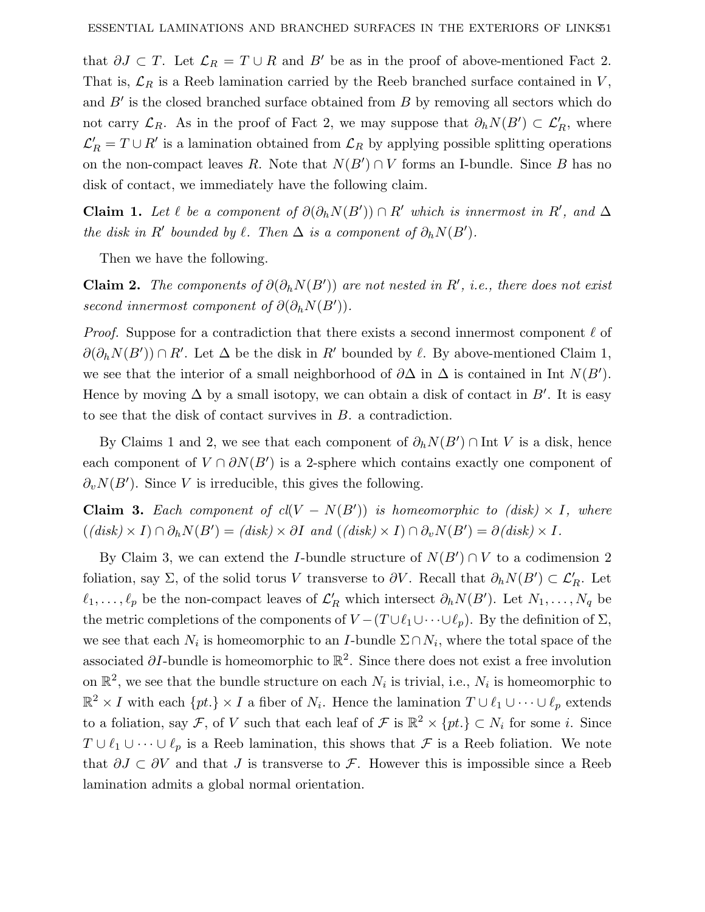that $\partial J \subset T$. Let $\mathcal{L}_R = T \cup R$ and $B'$ be as in the proof of above-mentioned Fact 2. That is, $\mathcal{L}_R$ is a Reeb lamination carried by the Reeb branched surface contained in $V$, and $B'$ is the closed branched surface obtained from $B$ by removing all sectors which do not carry $\mathcal{L}_R$. As in the proof of Fact 2, we may suppose that $\partial_h N(B') \subset \mathcal{L}'_R$, where $\mathcal{L}'_R = T \cup R'$ is a lamination obtained from $\mathcal{L}_R$ by applying possible splitting operations on the non-compact leaves $R$. Note that $N(B') \cap V$ forms an I-bundle. Since $B$ has no disk of contact, we immediately have the following claim.

**Claim 1.** *Let $\ell$ be a component of $\partial(\partial_h N(B')) \cap R'$ which is innermost in $R'$, and $\Delta$ the disk in $R'$ bounded by $\ell$. Then $\Delta$ is a component of $\partial_h N(B')$.*

Then we have the following.

**Claim 2.** *The components of $\partial(\partial_h N(B'))$ are not nested in $R'$, i.e., there does not exist second innermost component of $\partial(\partial_h N(B'))$.*

*Proof.* Suppose for a contradiction that there exists a second innermost component $\ell$ of $\partial(\partial_h N(B')) \cap R'$. Let $\Delta$ be the disk in $R'$ bounded by $\ell$. By above-mentioned Claim 1, we see that the interior of a small neighborhood of $\partial\Delta$ in $\Delta$ is contained in Int $N(B')$. Hence by moving $\Delta$ by a small isotopy, we can obtain a disk of contact in $B'$. It is easy to see that the disk of contact survives in $B$. a contradiction.

By Claims 1 and 2, we see that each component of $\partial_h N(B') \cap \text{Int}\, V$ is a disk, hence each component of $V \cap \partial N(B')$ is a 2-sphere which contains exactly one component of $\partial_v N(B')$. Since $V$ is irreducible, this gives the following.

**Claim 3.** *Each component of $cl(V - N(B'))$ is homeomorphic to (disk) $\times I$, where ((disk) $\times I) \cap \partial_h N(B') =$ (disk) $\times \partial I$ and ((disk) $\times I) \cap \partial_v N(B') = \partial$(disk) $\times I$.*

By Claim 3, we can extend the $I$-bundle structure of $N(B') \cap V$ to a codimension 2 foliation, say $\Sigma$, of the solid torus $V$ transverse to $\partial V$. Recall that $\partial_h N(B') \subset \mathcal{L}'_R$. Let $\ell_1, \ldots, \ell_p$ be the non-compact leaves of $\mathcal{L}'_R$ which intersect $\partial_h N(B')$. Let $N_1, \ldots, N_q$ be the metric completions of the components of $V - (T \cup \ell_1 \cup \cdots \cup \ell_p)$. By the definition of $\Sigma$, we see that each $N_i$ is homeomorphic to an $I$-bundle $\Sigma \cap N_i$, where the total space of the associated $\partial I$-bundle is homeomorphic to $\mathbb{R}^2$. Since there does not exist a free involution on $\mathbb{R}^2$, we see that the bundle structure on each $N_i$ is trivial, i.e., $N_i$ is homeomorphic to $\mathbb{R}^2 \times I$ with each $\{pt.\} \times I$ a fiber of $N_i$. Hence the lamination $T \cup \ell_1 \cup \cdots \cup \ell_p$ extends to a foliation, say $\mathcal{F}$, of $V$ such that each leaf of $\mathcal{F}$ is $\mathbb{R}^2 \times \{pt.\} \subset N_i$ for some $i$. Since $T \cup \ell_1 \cup \cdots \cup \ell_p$ is a Reeb lamination, this shows that $\mathcal{F}$ is a Reeb foliation. We note that $\partial J \subset \partial V$ and that $J$ is transverse to $\mathcal{F}$. However this is impossible since a Reeb lamination admits a global normal orientation.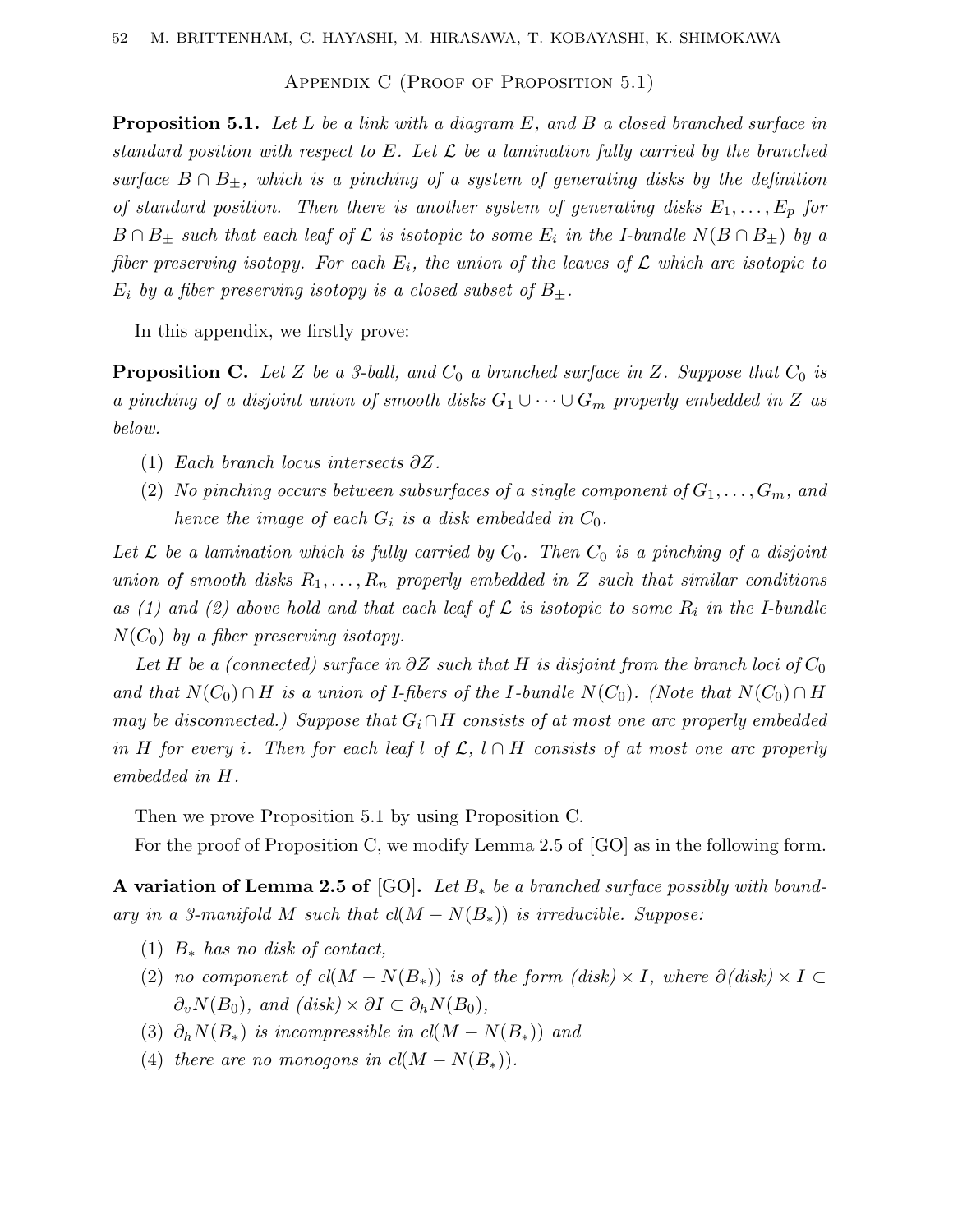## Appendix C (Proof of Proposition 5.1)

**Proposition 5.1.** *Let $L$ be a link with a diagram $E$, and $B$ a closed branched surface in standard position with respect to $E$. Let $\mathcal{L}$ be a lamination fully carried by the branched surface $B \cap B_{\pm}$, which is a pinching of a system of generating disks by the definition of standard position. Then there is another system of generating disks $E_1, \dots, E_p$ for $B \cap B_{\pm}$ such that each leaf of $\mathcal{L}$ is isotopic to some $E_i$ in the I-bundle $N(B \cap B_{\pm})$ by a fiber preserving isotopy. For each $E_i$, the union of the leaves of $\mathcal{L}$ which are isotopic to $E_i$ by a fiber preserving isotopy is a closed subset of $B_{\pm}$.*

In this appendix, we firstly prove:

**Proposition C.** *Let $Z$ be a 3-ball, and $C_0$ a branched surface in $Z$. Suppose that $C_0$ is a pinching of a disjoint union of smooth disks $G_1 \cup \cdots \cup G_m$ properly embedded in $Z$ as below.*

1. *Each branch locus intersects $\partial Z$.*
2. *No pinching occurs between subsurfaces of a single component of $G_1, \dots, G_m$, and hence the image of each $G_i$ is a disk embedded in $C_0$.*

*Let $\mathcal{L}$ be a lamination which is fully carried by $C_0$. Then $C_0$ is a pinching of a disjoint union of smooth disks $R_1, \dots, R_n$ properly embedded in $Z$ such that similar conditions as (1) and (2) above hold and that each leaf of $\mathcal{L}$ is isotopic to some $R_i$ in the I-bundle $N(C_0)$ by a fiber preserving isotopy.*

*Let $H$ be a (connected) surface in $\partial Z$ such that $H$ is disjoint from the branch loci of $C_0$ and that $N(C_0) \cap H$ is a union of I-fibers of the $I$-bundle $N(C_0)$. (Note that $N(C_0) \cap H$ may be disconnected.) Suppose that $G_i \cap H$ consists of at most one arc properly embedded in $H$ for every $i$. Then for each leaf $l$ of $\mathcal{L}$, $l \cap H$ consists of at most one arc properly embedded in $H$.*

Then we prove Proposition 5.1 by using Proposition C.

For the proof of Proposition C, we modify Lemma 2.5 of [GO] as in the following form.

**A variation of Lemma 2.5 of [GO].** *Let $B_*$ be a branched surface possibly with boundary in a 3-manifold $M$ such that $cl(M - N(B_*))$ is irreducible. Suppose:*

1. *$B_*$ has no disk of contact,*
2. *no component of $cl(M - N(B_*))$ is of the form $(disk) \times I$, where $\partial(disk) \times I \subset \partial_v N(B_0)$, and $(disk) \times \partial I \subset \partial_h N(B_0)$,*
3. *$\partial_h N(B_*)$ is incompressible in $cl(M - N(B_*))$ and*
4. *there are no monogons in $cl(M - N(B_*))$.*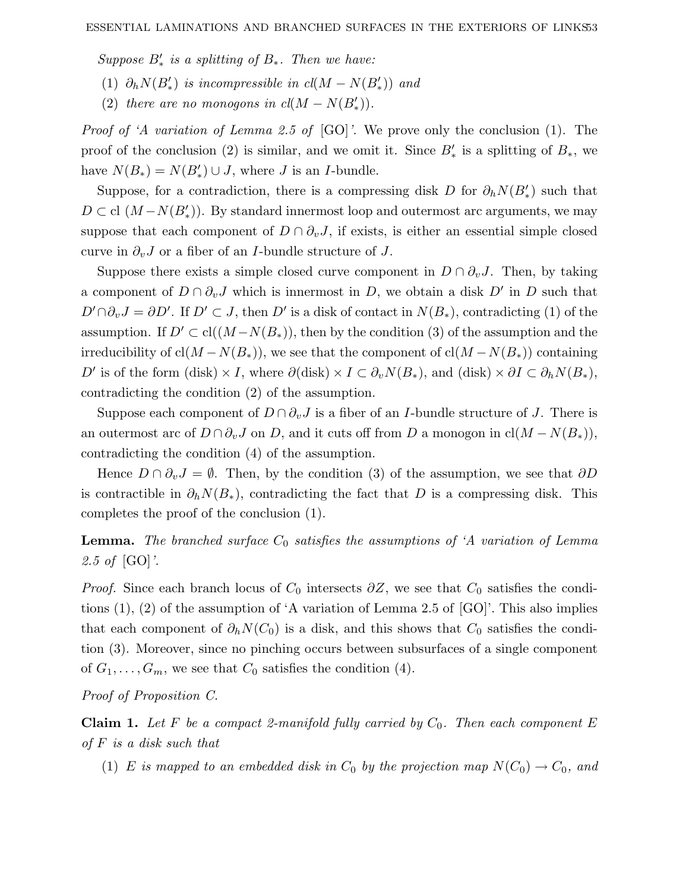*Suppose $B'_*$ is a splitting of $B_*$. Then we have:*

1. *$\partial_h N(B'_*)$ is incompressible in cl$(M - N(B'_*))$ and*
2. *there are no monogons in cl$(M - N(B'_*))$.*

*Proof of 'A variation of Lemma 2.5 of* [GO]*'.* We prove only the conclusion (1). The proof of the conclusion (2) is similar, and we omit it. Since $B'_*$ is a splitting of $B_*$, we have $N(B_*) = N(B'_*) \cup J$, where $J$ is an $I$-bundle.

Suppose, for a contradiction, there is a compressing disk $D$ for $\partial_h N(B'_*)$ such that $D \subset \text{cl}\ (M - N(B'_*))$. By standard innermost loop and outermost arc arguments, we may suppose that each component of $D \cap \partial_v J$, if exists, is either an essential simple closed curve in $\partial_v J$ or a fiber of an $I$-bundle structure of $J$.

Suppose there exists a simple closed curve component in $D \cap \partial_v J$. Then, by taking a component of $D \cap \partial_v J$ which is innermost in $D$, we obtain a disk $D'$ in $D$ such that $D' \cap \partial_v J = \partial D'$. If $D' \subset J$, then $D'$ is a disk of contact in $N(B_*)$, contradicting (1) of the assumption. If $D' \subset \text{cl}((M - N(B_*))$, then by the condition (3) of the assumption and the irreducibility of $\text{cl}(M - N(B_*))$, we see that the component of $\text{cl}(M - N(B_*))$ containing $D'$ is of the form (disk) $\times I$, where $\partial(\text{disk}) \times I \subset \partial_v N(B_*)$, and (disk) $\times \partial I \subset \partial_h N(B_*)$, contradicting the condition (2) of the assumption.

Suppose each component of $D \cap \partial_v J$ is a fiber of an $I$-bundle structure of $J$. There is an outermost arc of $D \cap \partial_v J$ on $D$, and it cuts off from $D$ a monogon in $\text{cl}(M - N(B_*))$, contradicting the condition (4) of the assumption.

Hence $D \cap \partial_v J = \emptyset$. Then, by the condition (3) of the assumption, we see that $\partial D$ is contractible in $\partial_h N(B_*)$, contradicting the fact that $D$ is a compressing disk. This completes the proof of the conclusion (1).

**Lemma.** *The branched surface $C_0$ satisfies the assumptions of 'A variation of Lemma 2.5 of* [GO]*'.*

*Proof.* Since each branch locus of $C_0$ intersects $\partial Z$, we see that $C_0$ satisfies the conditions (1), (2) of the assumption of 'A variation of Lemma 2.5 of [GO]'. This also implies that each component of $\partial_h N(C_0)$ is a disk, and this shows that $C_0$ satisfies the condition (3). Moreover, since no pinching occurs between subsurfaces of a single component of $G_1, \ldots, G_m$, we see that $C_0$ satisfies the condition (4).

*Proof of Proposition C.*

**Claim 1.** *Let $F$ be a compact 2-manifold fully carried by $C_0$. Then each component $E$ of $F$ is a disk such that*

1. *$E$ is mapped to an embedded disk in $C_0$ by the projection map $N(C_0) \to C_0$, and*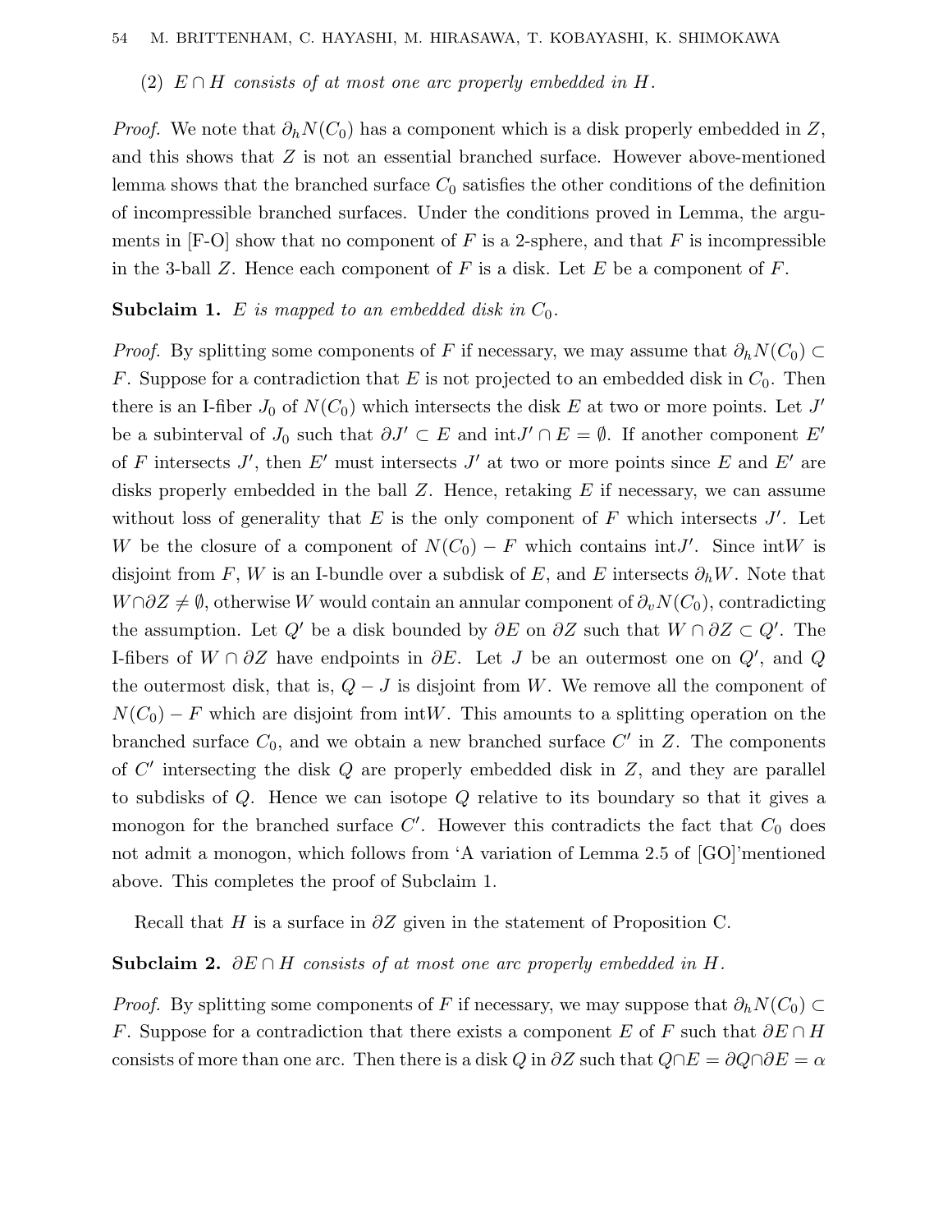(2) *$E \cap H$ consists of at most one arc properly embedded in $H$.*

*Proof.* We note that $\partial_h N(C_0)$ has a component which is a disk properly embedded in $Z$, and this shows that $Z$ is not an essential branched surface. However above-mentioned lemma shows that the branched surface $C_0$ satisfies the other conditions of the definition of incompressible branched surfaces. Under the conditions proved in Lemma, the arguments in [F-O] show that no component of $F$ is a 2-sphere, and that $F$ is incompressible in the 3-ball $Z$. Hence each component of $F$ is a disk. Let $E$ be a component of $F$.

**Subclaim 1.** *$E$ is mapped to an embedded disk in $C_0$.*

*Proof.* By splitting some components of $F$ if necessary, we may assume that $\partial_h N(C_0) \subset F$. Suppose for a contradiction that $E$ is not projected to an embedded disk in $C_0$. Then there is an I-fiber $J_0$ of $N(C_0)$ which intersects the disk $E$ at two or more points. Let $J'$ be a subinterval of $J_0$ such that $\partial J' \subset E$ and $\text{int} J' \cap E = \emptyset$. If another component $E'$ of $F$ intersects $J'$, then $E'$ must intersects $J'$ at two or more points since $E$ and $E'$ are disks properly embedded in the ball $Z$. Hence, retaking $E$ if necessary, we can assume without loss of generality that $E$ is the only component of $F$ which intersects $J'$. Let $W$ be the closure of a component of $N(C_0) - F$ which contains $\text{int} J'$. Since $\text{int} W$ is disjoint from $F$, $W$ is an I-bundle over a subdisk of $E$, and $E$ intersects $\partial_h W$. Note that $W \cap \partial Z \neq \emptyset$, otherwise $W$ would contain an annular component of $\partial_v N(C_0)$, contradicting the assumption. Let $Q'$ be a disk bounded by $\partial E$ on $\partial Z$ such that $W \cap \partial Z \subset Q'$. The I-fibers of $W \cap \partial Z$ have endpoints in $\partial E$. Let $J$ be an outermost one on $Q'$, and $Q$ the outermost disk, that is, $Q - J$ is disjoint from $W$. We remove all the component of $N(C_0) - F$ which are disjoint from $\text{int} W$. This amounts to a splitting operation on the branched surface $C_0$, and we obtain a new branched surface $C'$ in $Z$. The components of $C'$ intersecting the disk $Q$ are properly embedded disk in $Z$, and they are parallel to subdisks of $Q$. Hence we can isotope $Q$ relative to its boundary so that it gives a monogon for the branched surface $C'$. However this contradicts the fact that $C_0$ does not admit a monogon, which follows from 'A variation of Lemma 2.5 of [GO]'mentioned above. This completes the proof of Subclaim 1.

Recall that $H$ is a surface in $\partial Z$ given in the statement of Proposition C.

**Subclaim 2.** *$\partial E \cap H$ consists of at most one arc properly embedded in $H$.*

*Proof.* By splitting some components of $F$ if necessary, we may suppose that $\partial_h N(C_0) \subset F$. Suppose for a contradiction that there exists a component $E$ of $F$ such that $\partial E \cap H$ consists of more than one arc. Then there is a disk $Q$ in $\partial Z$ such that $Q \cap E = \partial Q \cap \partial E = \alpha$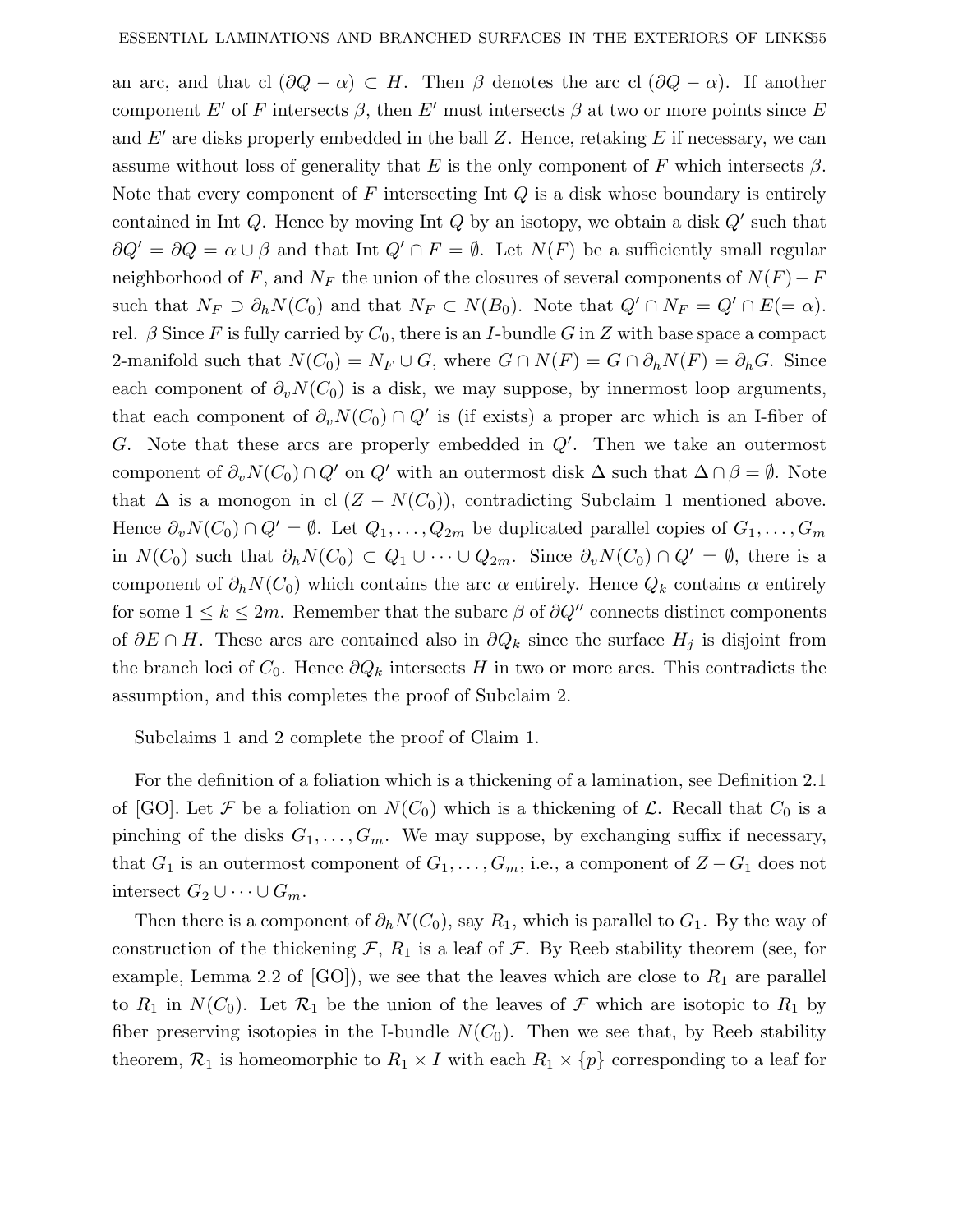an arc, and that cl $(\partial Q - \alpha) \subset H$. Then $\beta$ denotes the arc cl $(\partial Q - \alpha)$. If another component $E'$ of $F$ intersects $\beta$, then $E'$ must intersects $\beta$ at two or more points since $E$ and $E'$ are disks properly embedded in the ball $Z$. Hence, retaking $E$ if necessary, we can assume without loss of generality that $E$ is the only component of $F$ which intersects $\beta$. Note that every component of $F$ intersecting Int $Q$ is a disk whose boundary is entirely contained in Int $Q$. Hence by moving Int $Q$ by an isotopy, we obtain a disk $Q'$ such that $\partial Q' = \partial Q = \alpha \cup \beta$ and that Int $Q' \cap F = \emptyset$. Let $N(F)$ be a sufficiently small regular neighborhood of $F$, and $N_F$ the union of the closures of several components of $N(F) - F$ such that $N_F \supset \partial_h N(C_0)$ and that $N_F \subset N(B_0)$. Note that $Q' \cap N_F = Q' \cap E (= \alpha)$. rel. $\beta$ Since $F$ is fully carried by $C_0$, there is an $I$-bundle $G$ in $Z$ with base space a compact 2-manifold such that $N(C_0) = N_F \cup G$, where $G \cap N(F) = G \cap \partial_h N(F) = \partial_h G$. Since each component of $\partial_v N(C_0)$ is a disk, we may suppose, by innermost loop arguments, that each component of $\partial_v N(C_0) \cap Q'$ is (if exists) a proper arc which is an I-fiber of $G$. Note that these arcs are properly embedded in $Q'$. Then we take an outermost component of $\partial_v N(C_0) \cap Q'$ on $Q'$ with an outermost disk $\Delta$ such that $\Delta \cap \beta = \emptyset$. Note that $\Delta$ is a monogon in cl $(Z - N(C_0))$, contradicting Subclaim 1 mentioned above. Hence $\partial_v N(C_0) \cap Q' = \emptyset$. Let $Q_1, \ldots, Q_{2m}$ be duplicated parallel copies of $G_1, \ldots, G_m$ in $N(C_0)$ such that $\partial_h N(C_0) \subset Q_1 \cup \cdots \cup Q_{2m}$. Since $\partial_v N(C_0) \cap Q' = \emptyset$, there is a component of $\partial_h N(C_0)$ which contains the arc $\alpha$ entirely. Hence $Q_k$ contains $\alpha$ entirely for some $1 \leq k \leq 2m$. Remember that the subarc $\beta$ of $\partial Q''$ connects distinct components of $\partial E \cap H$. These arcs are contained also in $\partial Q_k$ since the surface $H_j$ is disjoint from the branch loci of $C_0$. Hence $\partial Q_k$ intersects $H$ in two or more arcs. This contradicts the assumption, and this completes the proof of Subclaim 2.

Subclaims 1 and 2 complete the proof of Claim 1.

For the definition of a foliation which is a thickening of a lamination, see Definition 2.1 of [GO]. Let $\mathcal{F}$ be a foliation on $N(C_0)$ which is a thickening of $\mathcal{L}$. Recall that $C_0$ is a pinching of the disks $G_1, \ldots, G_m$. We may suppose, by exchanging suffix if necessary, that $G_1$ is an outermost component of $G_1, \ldots, G_m$, i.e., a component of $Z - G_1$ does not intersect $G_2 \cup \cdots \cup G_m$.

Then there is a component of $\partial_h N(C_0)$, say $R_1$, which is parallel to $G_1$. By the way of construction of the thickening $\mathcal{F}$, $R_1$ is a leaf of $\mathcal{F}$. By Reeb stability theorem (see, for example, Lemma 2.2 of [GO]), we see that the leaves which are close to $R_1$ are parallel to $R_1$ in $N(C_0)$. Let $\mathcal{R}_1$ be the union of the leaves of $\mathcal{F}$ which are isotopic to $R_1$ by fiber preserving isotopies in the I-bundle $N(C_0)$. Then we see that, by Reeb stability theorem, $\mathcal{R}_1$ is homeomorphic to $R_1 \times I$ with each $R_1 \times \{p\}$ corresponding to a leaf for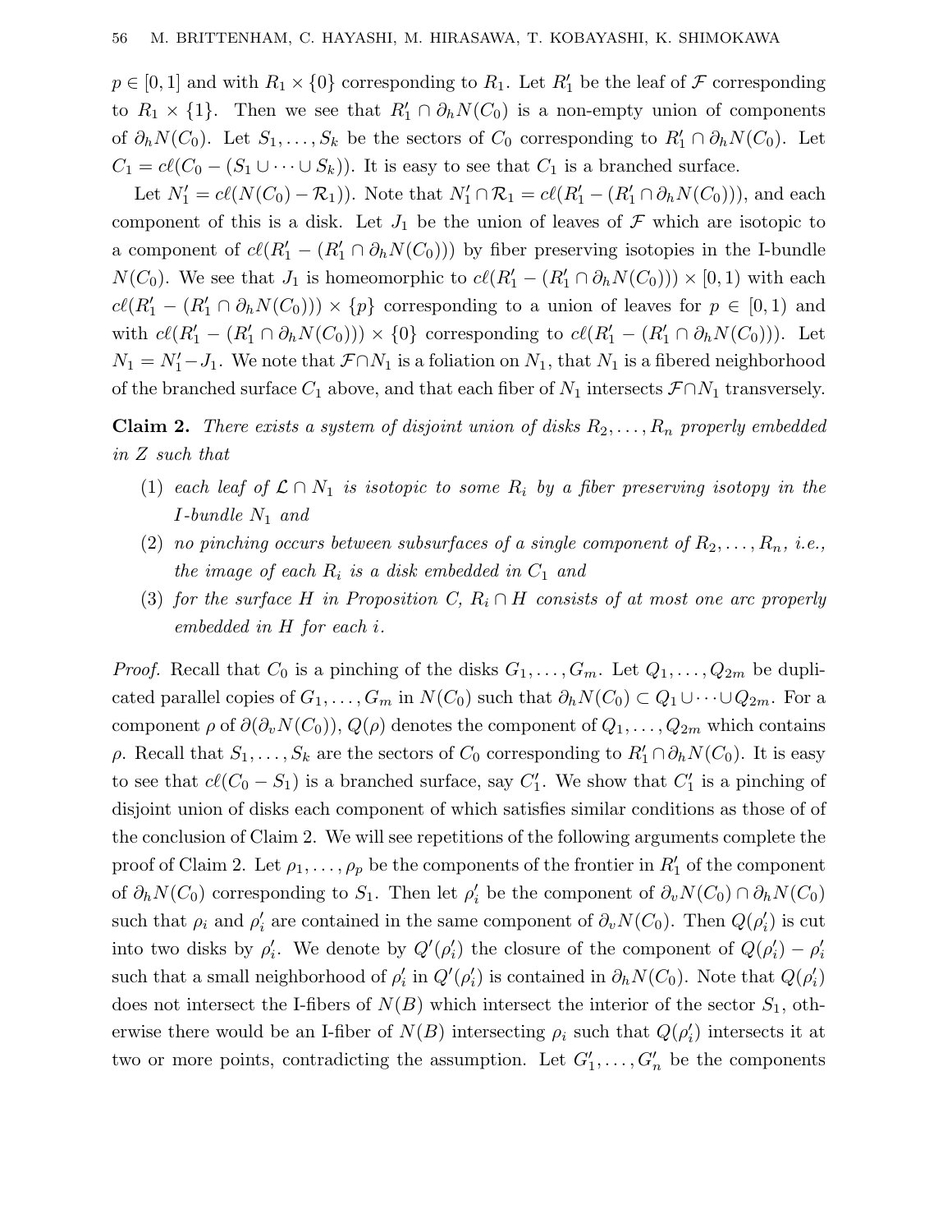$p \in [0,1]$ and with $R_1 \times \{0\}$ corresponding to $R_1$. Let $R_1'$ be the leaf of $\mathcal{F}$ corresponding to $R_1 \times \{1\}$. Then we see that $R_1' \cap \partial_h N(C_0)$ is a non-empty union of components of $\partial_h N(C_0)$. Let $S_1, \ldots, S_k$ be the sectors of $C_0$ corresponding to $R_1' \cap \partial_h N(C_0)$. Let $C_1 = c\ell(C_0 - (S_1 \cup \cdots \cup S_k))$. It is easy to see that $C_1$ is a branched surface.

Let $N_1' = c\ell(N(C_0) - \mathcal{R}_1))$. Note that $N_1' \cap \mathcal{R}_1 = c\ell(R_1' - (R_1' \cap \partial_h N(C_0)))$, and each component of this is a disk. Let $J_1$ be the union of leaves of $\mathcal{F}$ which are isotopic to a component of $c\ell(R_1' - (R_1' \cap \partial_h N(C_0)))$ by fiber preserving isotopies in the I-bundle $N(C_0)$. We see that $J_1$ is homeomorphic to $c\ell(R_1' - (R_1' \cap \partial_h N(C_0))) \times [0,1)$ with each $c\ell(R_1' - (R_1' \cap \partial_h N(C_0))) \times \{p\}$ corresponding to a union of leaves for $p \in [0,1)$ and with $c\ell(R_1' - (R_1' \cap \partial_h N(C_0))) \times \{0\}$ corresponding to $c\ell(R_1' - (R_1' \cap \partial_h N(C_0)))$. Let $N_1 = N_1' - J_1$. We note that $\mathcal{F} \cap N_1$ is a foliation on $N_1$, that $N_1$ is a fibered neighborhood of the branched surface $C_1$ above, and that each fiber of $N_1$ intersects $\mathcal{F} \cap N_1$ transversely.

**Claim 2.** *There exists a system of disjoint union of disks $R_2, \ldots, R_n$ properly embedded in $Z$ such that*

1. *each leaf of $\mathcal{L} \cap N_1$ is isotopic to some $R_i$ by a fiber preserving isotopy in the I-bundle $N_1$ and*
2. *no pinching occurs between subsurfaces of a single component of $R_2, \ldots, R_n$, i.e., the image of each $R_i$ is a disk embedded in $C_1$ and*
3. *for the surface $H$ in Proposition C, $R_i \cap H$ consists of at most one arc properly embedded in $H$ for each $i$.*

*Proof.* Recall that $C_0$ is a pinching of the disks $G_1, \ldots, G_m$. Let $Q_1, \ldots, Q_{2m}$ be duplicated parallel copies of $G_1, \ldots, G_m$ in $N(C_0)$ such that $\partial_h N(C_0) \subset Q_1 \cup \cdots \cup Q_{2m}$. For a component $\rho$ of $\partial(\partial_v N(C_0))$, $Q(\rho)$ denotes the component of $Q_1, \ldots, Q_{2m}$ which contains $\rho$. Recall that $S_1, \ldots, S_k$ are the sectors of $C_0$ corresponding to $R_1' \cap \partial_h N(C_0)$. It is easy to see that $c\ell(C_0 - S_1)$ is a branched surface, say $C_1'$. We show that $C_1'$ is a pinching of disjoint union of disks each component of which satisfies similar conditions as those of of the conclusion of Claim 2. We will see repetitions of the following arguments complete the proof of Claim 2. Let $\rho_1, \ldots, \rho_p$ be the components of the frontier in $R_1'$ of the component of $\partial_h N(C_0)$ corresponding to $S_1$. Then let $\rho_i'$ be the component of $\partial_v N(C_0) \cap \partial_h N(C_0)$ such that $\rho_i$ and $\rho_i'$ are contained in the same component of $\partial_v N(C_0)$. Then $Q(\rho_i')$ is cut into two disks by $\rho_i'$. We denote by $Q'(\rho_i')$ the closure of the component of $Q(\rho_i') - \rho_i'$ such that a small neighborhood of $\rho_i'$ in $Q'(\rho_i')$ is contained in $\partial_h N(C_0)$. Note that $Q(\rho_i')$ does not intersect the I-fibers of $N(B)$ which intersect the interior of the sector $S_1$, otherwise there would be an I-fiber of $N(B)$ intersecting $\rho_i$ such that $Q(\rho_i')$ intersects it at two or more points, contradicting the assumption. Let $G_1', \ldots, G_n'$ be the components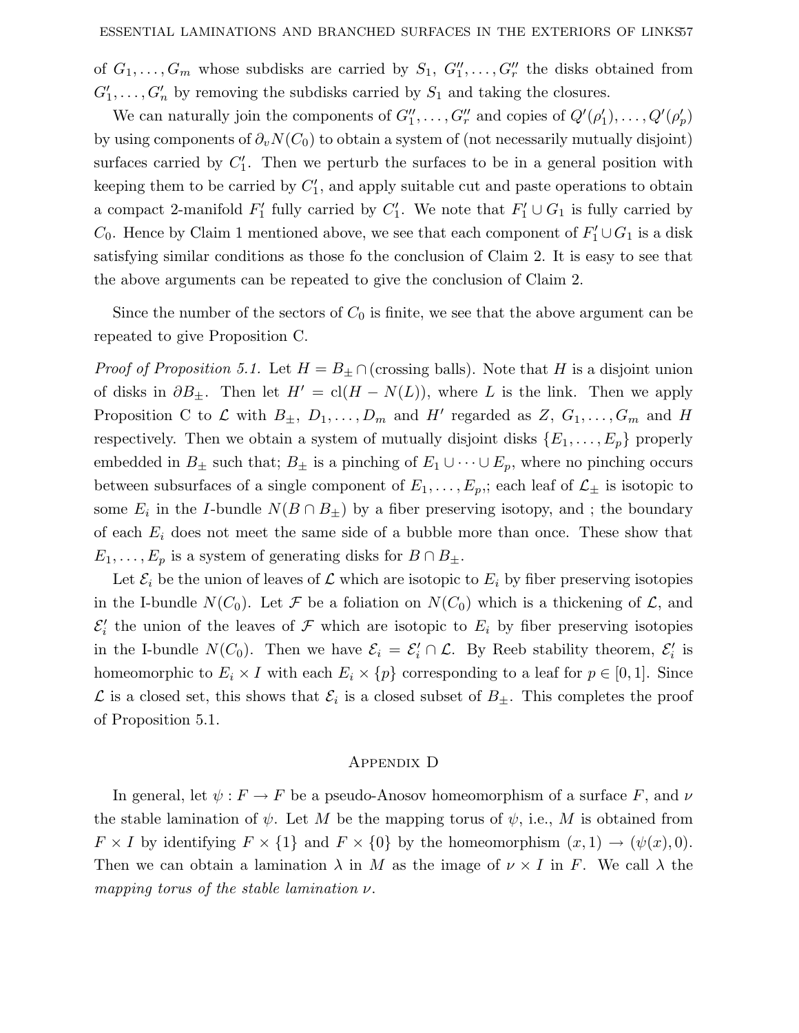of $G_1, \ldots, G_m$ whose subdisks are carried by $S_1$, $G''_1, \ldots, G''_r$ the disks obtained from $G'_1, \ldots, G'_n$ by removing the subdisks carried by $S_1$ and taking the closures.

We can naturally join the components of $G''_1, \ldots, G''_r$ and copies of $Q'(\rho'_1), \ldots, Q'(\rho'_p)$ by using components of $\partial_v N(C_0)$ to obtain a system of (not necessarily mutually disjoint) surfaces carried by $C'_1$. Then we perturb the surfaces to be in a general position with keeping them to be carried by $C'_1$, and apply suitable cut and paste operations to obtain a compact 2-manifold $F'_1$ fully carried by $C'_1$. We note that $F'_1 \cup G_1$ is fully carried by $C_0$. Hence by Claim 1 mentioned above, we see that each component of $F'_1 \cup G_1$ is a disk satisfying similar conditions as those fo the conclusion of Claim 2. It is easy to see that the above arguments can be repeated to give the conclusion of Claim 2.

Since the number of the sectors of $C_0$ is finite, we see that the above argument can be repeated to give Proposition C.

*Proof of Proposition 5.1.* Let $H = B_\pm \cap$ (crossing balls). Note that $H$ is a disjoint union of disks in $\partial B_\pm$. Then let $H' = \mathrm{cl}(H - N(L))$, where $L$ is the link. Then we apply Proposition C to $\mathcal{L}$ with $B_\pm$, $D_1, \ldots, D_m$ and $H'$ regarded as $Z$, $G_1, \ldots, G_m$ and $H$ respectively. Then we obtain a system of mutually disjoint disks $\{E_1, \ldots, E_p\}$ properly embedded in $B_\pm$ such that; $B_\pm$ is a pinching of $E_1 \cup \cdots \cup E_p$, where no pinching occurs between subsurfaces of a single component of $E_1, \ldots, E_p$,; each leaf of $\mathcal{L}_\pm$ is isotopic to some $E_i$ in the $I$-bundle $N(B \cap B_\pm)$ by a fiber preserving isotopy, and ; the boundary of each $E_i$ does not meet the same side of a bubble more than once. These show that $E_1, \ldots, E_p$ is a system of generating disks for $B \cap B_\pm$.

Let $\mathcal{E}_i$ be the union of leaves of $\mathcal{L}$ which are isotopic to $E_i$ by fiber preserving isotopies in the I-bundle $N(C_0)$. Let $\mathcal{F}$ be a foliation on $N(C_0)$ which is a thickening of $\mathcal{L}$, and $\mathcal{E}'_i$ the union of the leaves of $\mathcal{F}$ which are isotopic to $E_i$ by fiber preserving isotopies in the I-bundle $N(C_0)$. Then we have $\mathcal{E}_i = \mathcal{E}'_i \cap \mathcal{L}$. By Reeb stability theorem, $\mathcal{E}'_i$ is homeomorphic to $E_i \times I$ with each $E_i \times \{p\}$ corresponding to a leaf for $p \in [0, 1]$. Since $\mathcal{L}$ is a closed set, this shows that $\mathcal{E}_i$ is a closed subset of $B_\pm$. This completes the proof of Proposition 5.1.

## Appendix D

In general, let $\psi : F \to F$ be a pseudo-Anosov homeomorphism of a surface $F$, and $\nu$ the stable lamination of $\psi$. Let $M$ be the mapping torus of $\psi$, i.e., $M$ is obtained from $F \times I$ by identifying $F \times \{1\}$ and $F \times \{0\}$ by the homeomorphism $(x, 1) \to (\psi(x), 0)$. Then we can obtain a lamination $\lambda$ in $M$ as the image of $\nu \times I$ in $F$. We call $\lambda$ the *mapping torus of the stable lamination* $\nu$.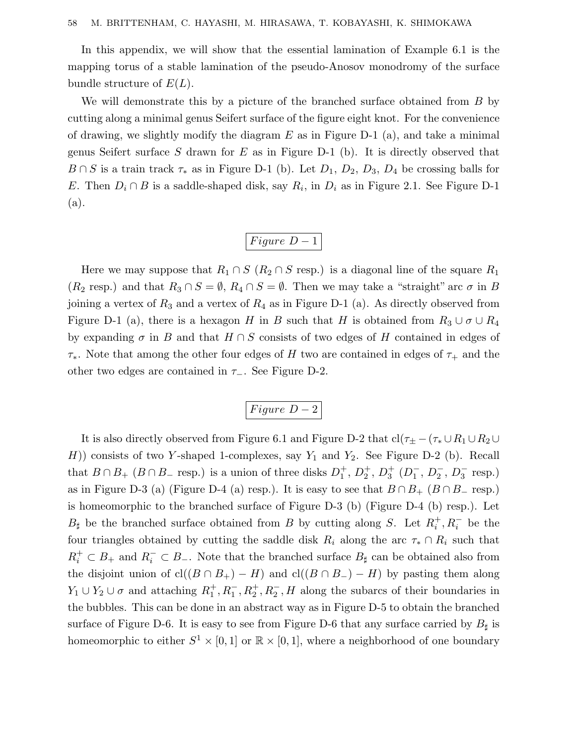In this appendix, we will show that the essential lamination of Example 6.1 is the mapping torus of a stable lamination of the pseudo-Anosov monodromy of the surface bundle structure of $E(L)$.

We will demonstrate this by a picture of the branched surface obtained from $B$ by cutting along a minimal genus Seifert surface of the figure eight knot. For the convenience of drawing, we slightly modify the diagram $E$ as in Figure D-1 (a), and take a minimal genus Seifert surface $S$ drawn for $E$ as in Figure D-1 (b). It is directly observed that $B \cap S$ is a train track $\tau_*$ as in Figure D-1 (b). Let $D_1$, $D_2$, $D_3$, $D_4$ be crossing balls for $E$. Then $D_i \cap B$ is a saddle-shaped disk, say $R_i$, in $D_i$ as in Figure 2.1. See Figure D-1 (a).

*Figure D − 1*

Here we may suppose that $R_1 \cap S$ ($R_2 \cap S$ resp.) is a diagonal line of the square $R_1$ ($R_2$ resp.) and that $R_3 \cap S = \emptyset$, $R_4 \cap S = \emptyset$. Then we may take a "straight" arc $\sigma$ in $B$ joining a vertex of $R_3$ and a vertex of $R_4$ as in Figure D-1 (a). As directly observed from Figure D-1 (a), there is a hexagon $H$ in $B$ such that $H$ is obtained from $R_3 \cup \sigma \cup R_4$ by expanding $\sigma$ in $B$ and that $H \cap S$ consists of two edges of $H$ contained in edges of $\tau_*$. Note that among the other four edges of $H$ two are contained in edges of $\tau_+$ and the other two edges are contained in $\tau_-$. See Figure D-2.

*Figure D − 2*

It is also directly observed from Figure 6.1 and Figure D-2 that $\mathrm{cl}(\tau_\pm - (\tau_* \cup R_1 \cup R_2 \cup H))$ consists of two $Y$-shaped 1-complexes, say $Y_1$ and $Y_2$. See Figure D-2 (b). Recall that $B \cap B_+$ ($B \cap B_-$ resp.) is a union of three disks $D_1^+$, $D_2^+$, $D_3^+$ ($D_1^-$, $D_2^-$, $D_3^-$ resp.) as in Figure D-3 (a) (Figure D-4 (a) resp.). It is easy to see that $B \cap B_+$ ($B \cap B_-$ resp.) is homeomorphic to the branched surface of Figure D-3 (b) (Figure D-4 (b) resp.). Let $B_\sharp$ be the branched surface obtained from $B$ by cutting along $S$. Let $R_i^+, R_i^-$ be the four triangles obtained by cutting the saddle disk $R_i$ along the arc $\tau_* \cap R_i$ such that $R_i^+ \subset B_+$ and $R_i^- \subset B_-$. Note that the branched surface $B_\sharp$ can be obtained also from the disjoint union of $\mathrm{cl}((B \cap B_+) - H)$ and $\mathrm{cl}((B \cap B_-) - H)$ by pasting them along $Y_1 \cup Y_2 \cup \sigma$ and attaching $R_1^+, R_1^-, R_2^+, R_2^-, H$ along the subarcs of their boundaries in the bubbles. This can be done in an abstract way as in Figure D-5 to obtain the branched surface of Figure D-6. It is easy to see from Figure D-6 that any surface carried by $B_\sharp$ is homeomorphic to either $S^1 \times [0, 1]$ or $\mathbb{R} \times [0, 1]$, where a neighborhood of one boundary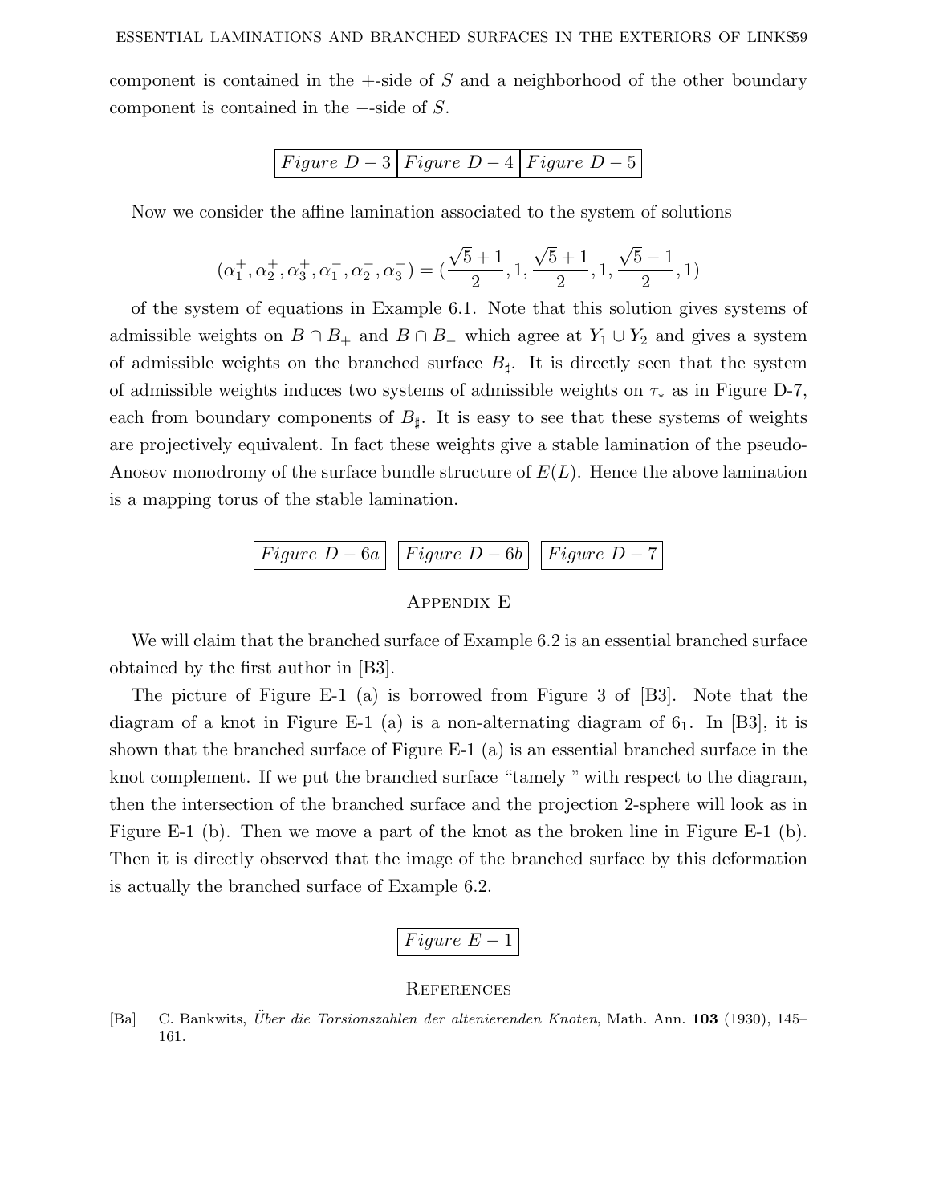component is contained in the $+$-side of $S$ and a neighborhood of the other boundary component is contained in the $-$-side of $S$.

| *Figure D − 3* | *Figure D − 4* | *Figure D − 5* |
|---|---|---|

Now we consider the affine lamination associated to the system of solutions

$$(\alpha_1^+, \alpha_2^+, \alpha_3^+, \alpha_1^-, \alpha_2^-, \alpha_3^-) = (\frac{\sqrt{5}+1}{2}, 1, \frac{\sqrt{5}+1}{2}, 1, \frac{\sqrt{5}-1}{2}, 1)$$

of the system of equations in Example 6.1. Note that this solution gives systems of admissible weights on $B \cap B_+$ and $B \cap B_-$ which agree at $Y_1 \cup Y_2$ and gives a system of admissible weights on the branched surface $B_\sharp$. It is directly seen that the system of admissible weights induces two systems of admissible weights on $\tau_*$ as in Figure D-7, each from boundary components of $B_\sharp$. It is easy to see that these systems of weights are projectively equivalent. In fact these weights give a stable lamination of the pseudo-Anosov monodromy of the surface bundle structure of $E(L)$. Hence the above lamination is a mapping torus of the stable lamination.

| *Figure D − 6a* | *Figure D − 6b* | *Figure D − 7* |
|---|---|---|

## Appendix E

We will claim that the branched surface of Example 6.2 is an essential branched surface obtained by the first author in [B3].

The picture of Figure E-1 (a) is borrowed from Figure 3 of [B3]. Note that the diagram of a knot in Figure E-1 (a) is a non-alternating diagram of $6_1$. In [B3], it is shown that the branched surface of Figure E-1 (a) is an essential branched surface in the knot complement. If we put the branched surface "tamely " with respect to the diagram, then the intersection of the branched surface and the projection 2-sphere will look as in Figure E-1 (b). Then we move a part of the knot as the broken line in Figure E-1 (b). Then it is directly observed that the image of the branched surface by this deformation is actually the branched surface of Example 6.2.

| *Figure E − 1* |
|---|

## References

[Ba] C. Bankwits, *Über die Torsionszahlen der altenierenden Knoten*, Math. Ann. **103** (1930), 145–161.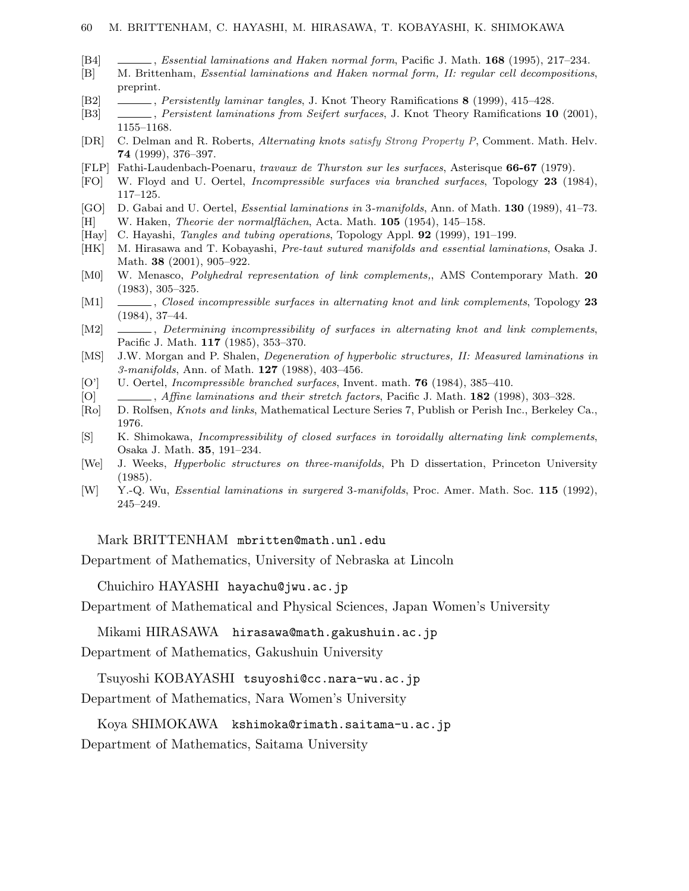- [B4] ______, *Essential laminations and Haken normal form*, Pacific J. Math. **168** (1995), 217–234.
- [B] M. Brittenham, *Essential laminations and Haken normal form, II: regular cell decompositions*, preprint.
- [B2] ______, *Persistently laminar tangles*, J. Knot Theory Ramifications **8** (1999), 415–428.
- [B3] ______, *Persistent laminations from Seifert surfaces*, J. Knot Theory Ramifications **10** (2001), 1155–1168.
- [DR] C. Delman and R. Roberts, *Alternating knots satisfy Strong Property P*, Comment. Math. Helv. **74** (1999), 376–397.
- [FLP] Fathi-Laudenbach-Poenaru, *travaux de Thurston sur les surfaces*, Asterisque **66-67** (1979).
- [FO] W. Floyd and U. Oertel, *Incompressible surfaces via branched surfaces*, Topology **23** (1984), 117–125.
- [GO] D. Gabai and U. Oertel, *Essential laminations in 3-manifolds*, Ann. of Math. **130** (1989), 41–73.
- [H] W. Haken, *Theorie der normalflächen*, Acta. Math. **105** (1954), 145–158.
- [Hay] C. Hayashi, *Tangles and tubing operations*, Topology Appl. **92** (1999), 191–199.
- [HK] M. Hirasawa and T. Kobayashi, *Pre-taut sutured manifolds and essential laminations*, Osaka J. Math. **38** (2001), 905–922.
- [M0] W. Menasco, *Polyhedral representation of link complements,*, AMS Contemporary Math. **20** (1983), 305–325.
- [M1] ______, *Closed incompressible surfaces in alternating knot and link complements*, Topology **23** (1984), 37–44.
- [M2] ______, *Determining incompressibility of surfaces in alternating knot and link complements*, Pacific J. Math. **117** (1985), 353–370.
- [MS] J.W. Morgan and P. Shalen, *Degeneration of hyperbolic structures, II: Measured laminations in 3-manifolds*, Ann. of Math. **127** (1988), 403–456.
- [O'] U. Oertel, *Incompressible branched surfaces*, Invent. math. **76** (1984), 385–410.
- [O] ______, *Affine laminations and their stretch factors*, Pacific J. Math. **182** (1998), 303–328.
- [Ro] D. Rolfsen, *Knots and links*, Mathematical Lecture Series 7, Publish or Perish Inc., Berkeley Ca., 1976.
- [S] K. Shimokawa, *Incompressibility of closed surfaces in toroidally alternating link complements*, Osaka J. Math. **35**, 191–234.
- [We] J. Weeks, *Hyperbolic structures on three-manifolds*, Ph D dissertation, Princeton University (1985).
- [W] Y.-Q. Wu, *Essential laminations in surgered 3-manifolds*, Proc. Amer. Math. Soc. **115** (1992), 245–249.

Mark BRITTENHAM `mbritten@math.unl.edu`

Department of Mathematics, University of Nebraska at Lincoln

Chuichiro HAYASHI `hayachu@jwu.ac.jp`

Department of Mathematical and Physical Sciences, Japan Women's University

Mikami HIRASAWA `hirasawa@math.gakushuin.ac.jp`

Department of Mathematics, Gakushuin University

Tsuyoshi KOBAYASHI `tsuyoshi@cc.nara-wu.ac.jp`

Department of Mathematics, Nara Women's University

Koya SHIMOKAWA `kshimoka@rimath.saitama-u.ac.jp`

Department of Mathematics, Saitama University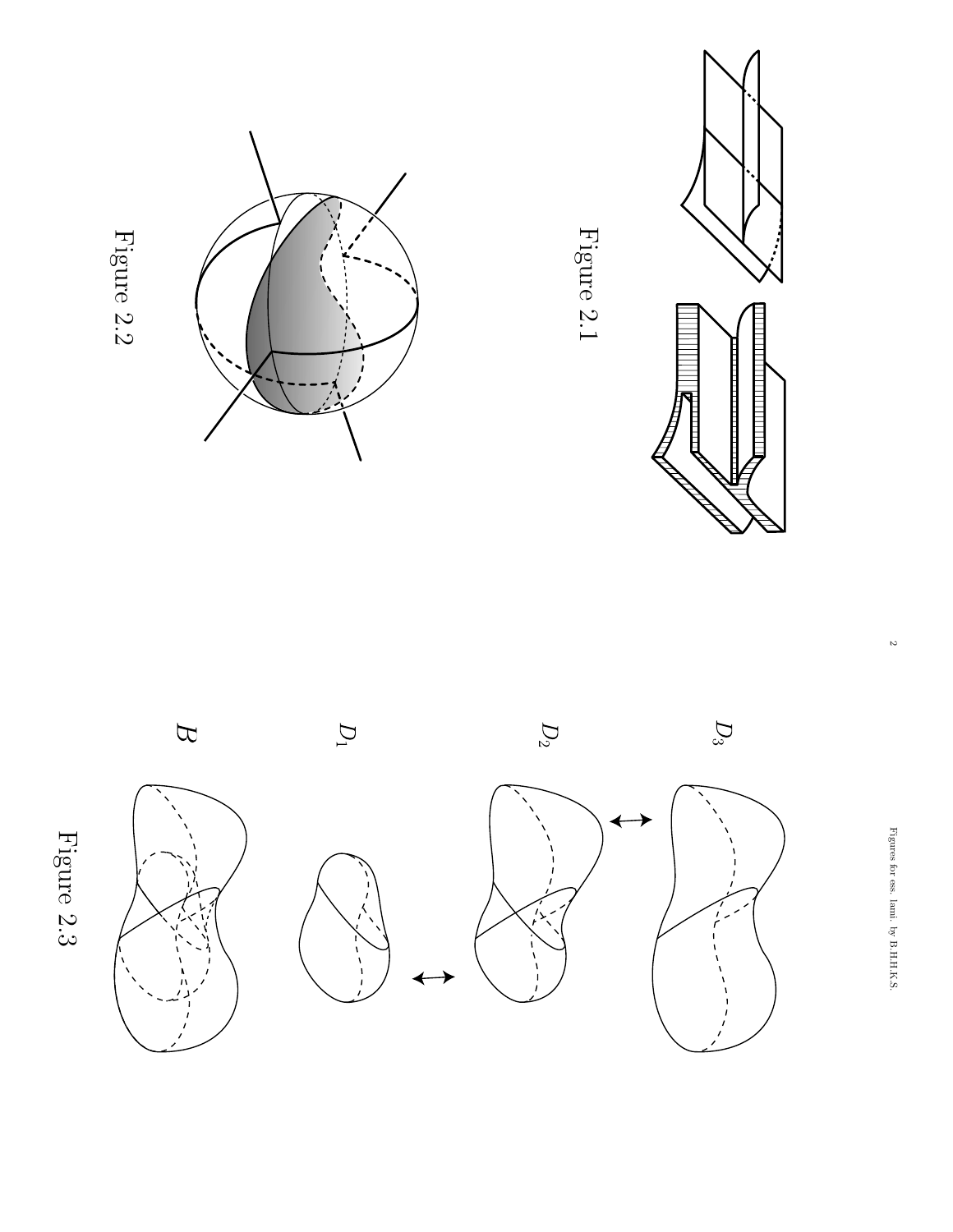Figure 2.1

Figure 2.2

$D_3$

$D_2$

$D_1$

$B$

Figure 2.3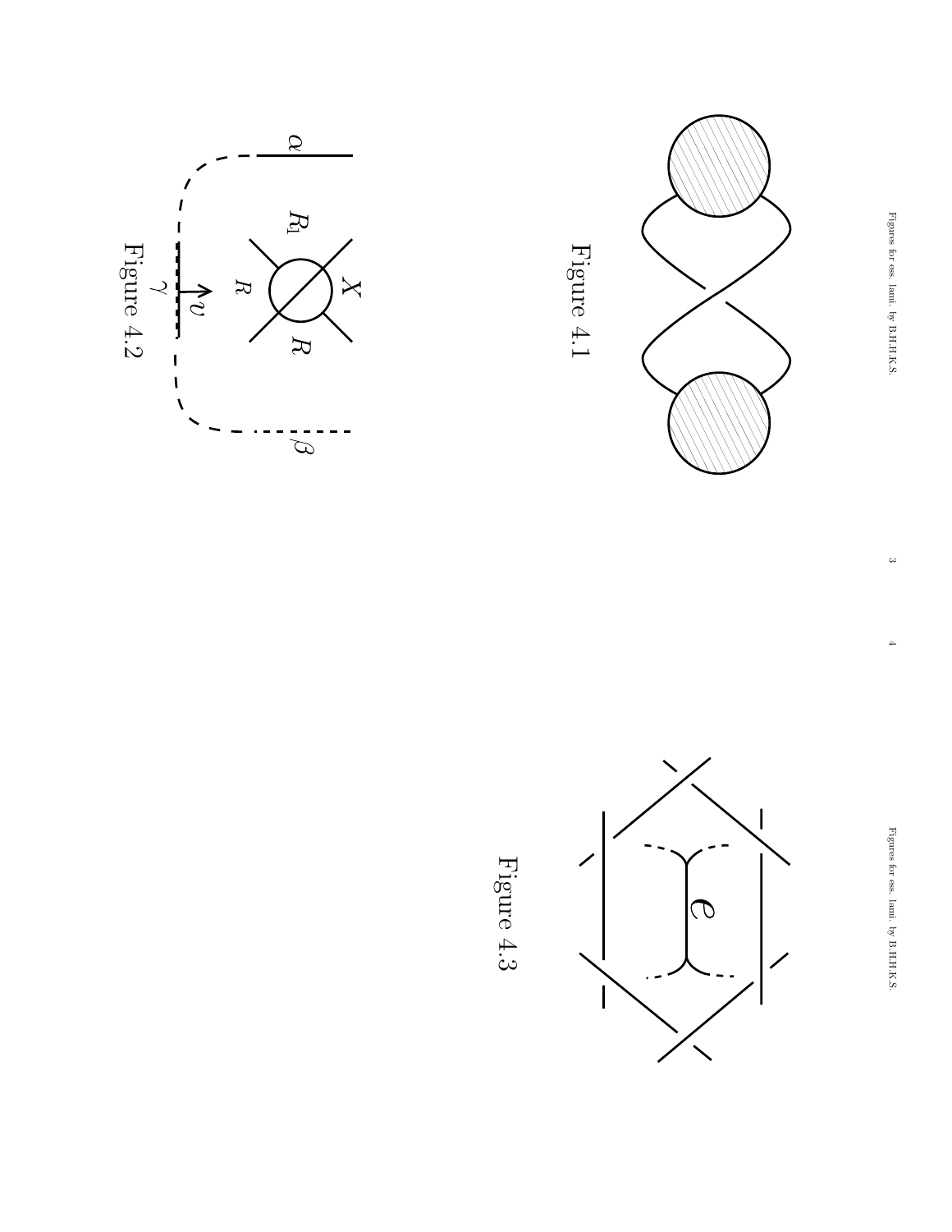Figure 4.1

Figure 4.2

Figure 4.3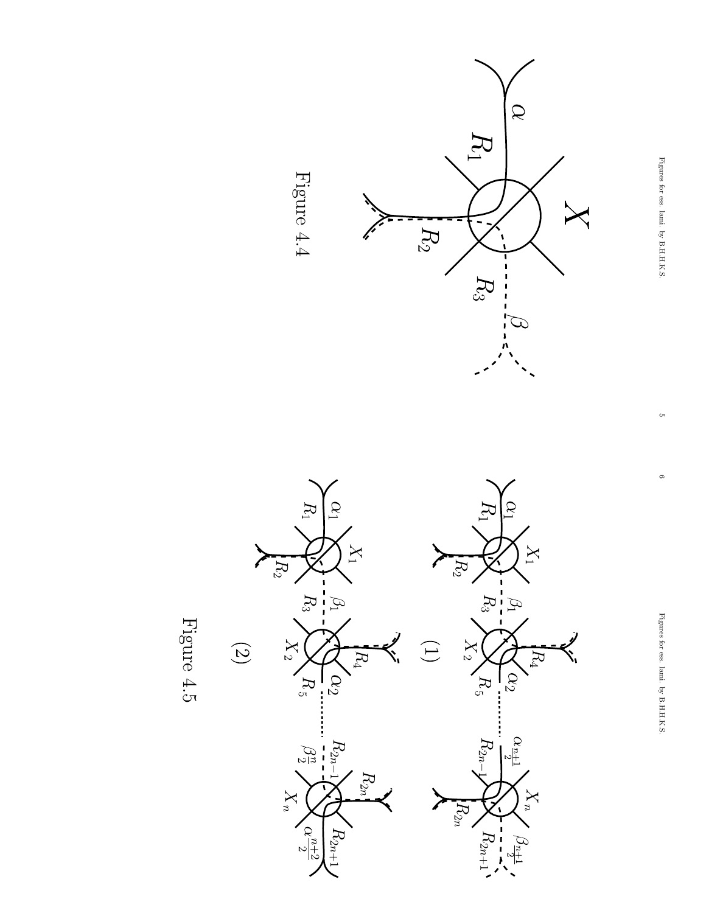Figure 4.4

(1)

(2)

Figure 4.5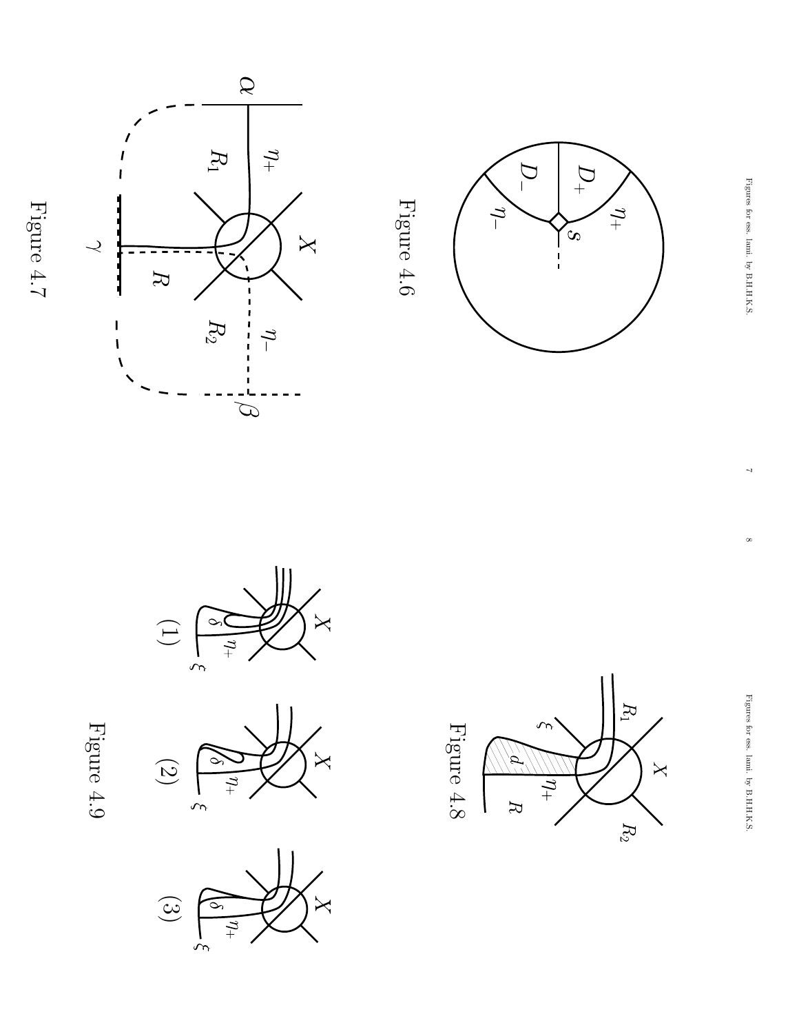Figure 4.6

Figure 4.7

Figure 4.8

Figure 4.9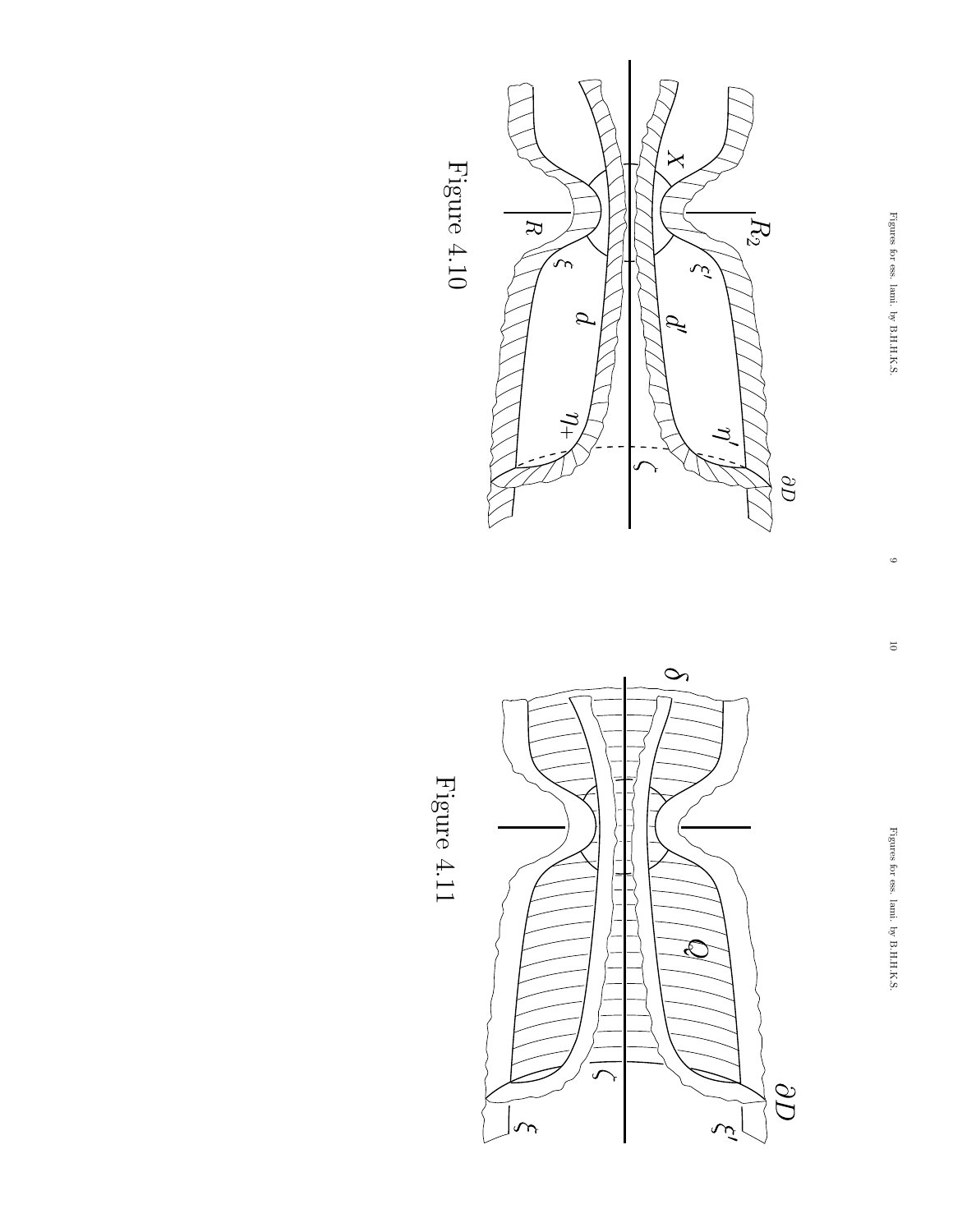Figure 4.10

Figure 4.11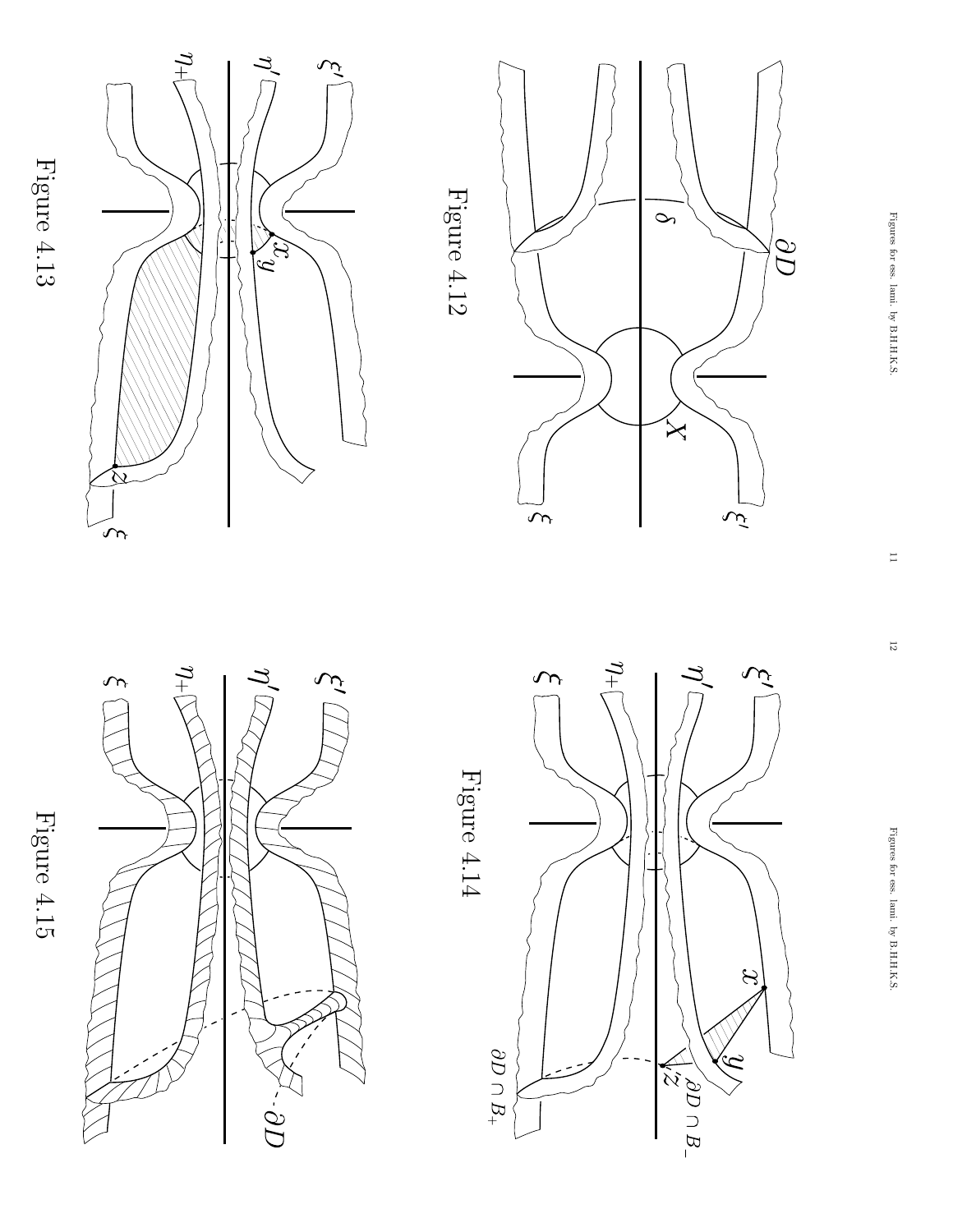Figure 4.12

Figure 4.13

Figure 4.14

Figure 4.15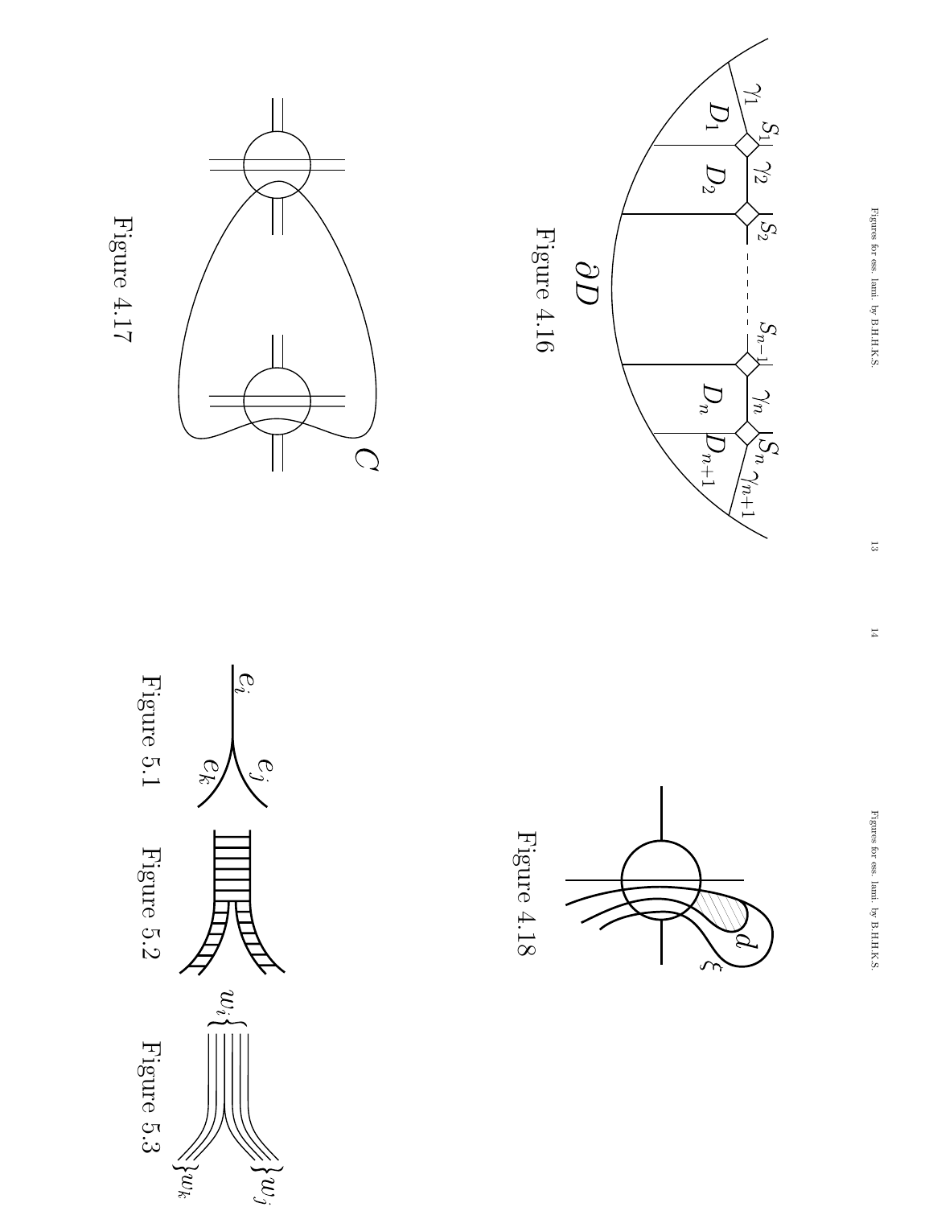Figure 4.16

Figure 4.17

Figure 4.18

Figure 5.1

Figure 5.2

Figure 5.3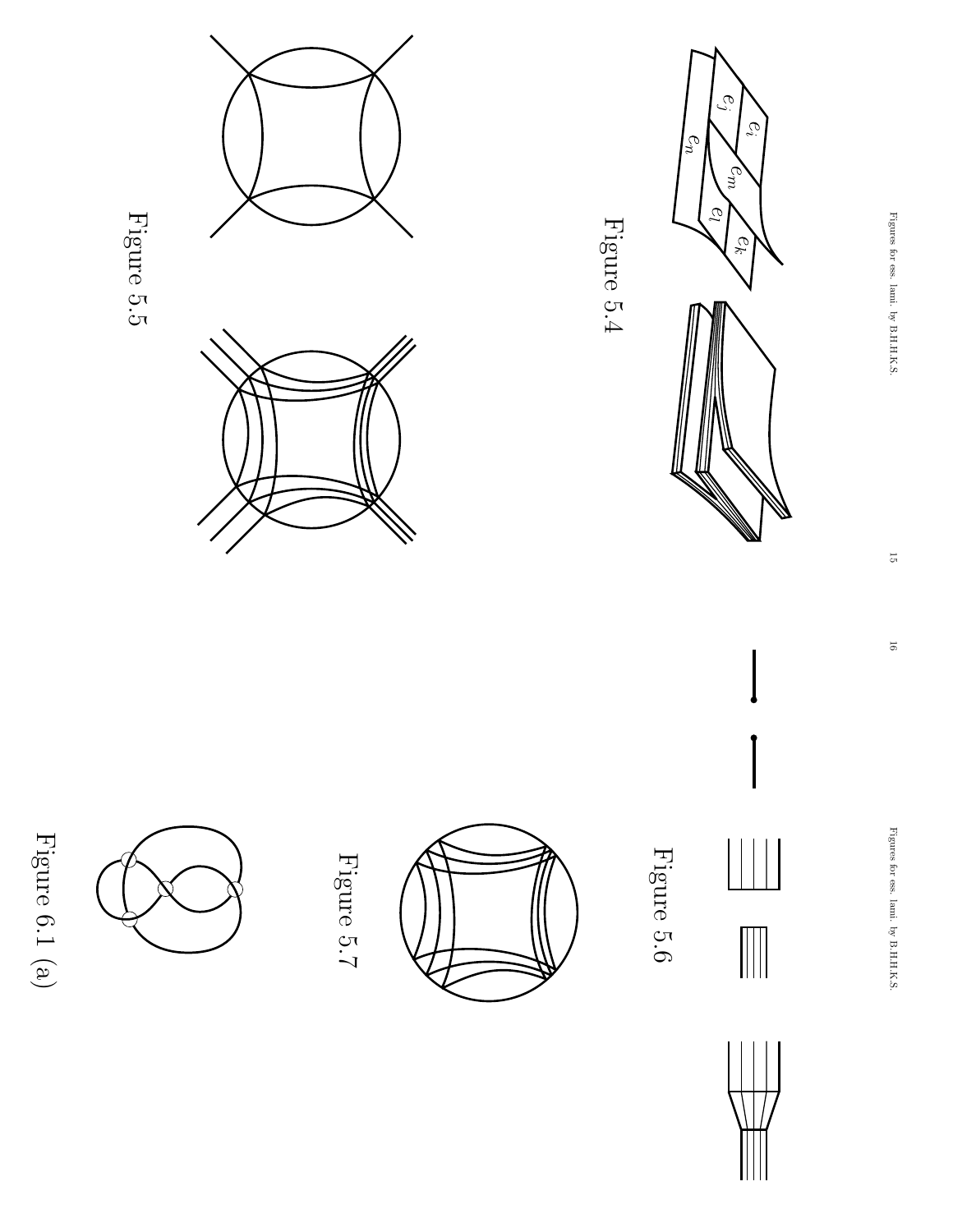Figure 5.4

Figure 5.5

Figure 5.6

Figure 5.7

Figure 6.1 (a)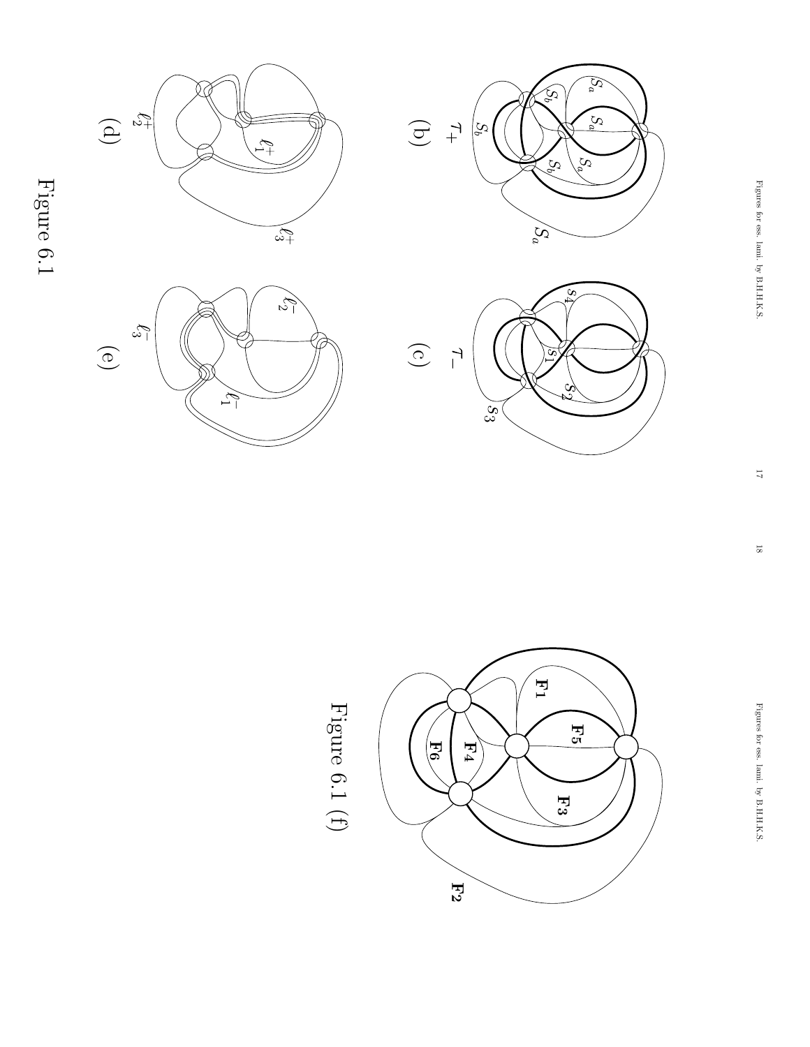Figure 6.1

Figure 6.1 (f)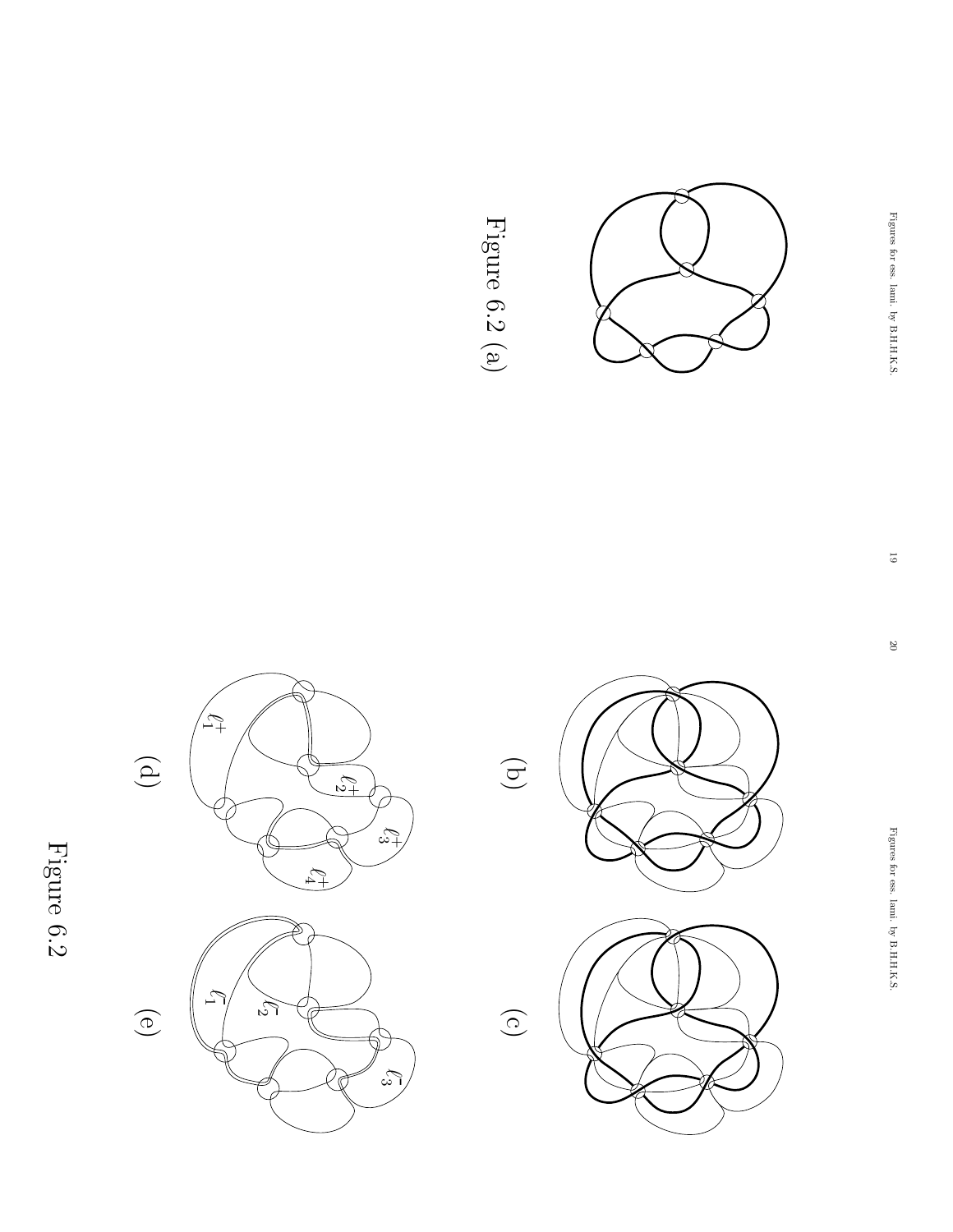Figure 6.2 (a)

(b)

(c)

(d)

$\ell_1^+$ $\ell_2^+$ $\ell_3^+$ $\ell_4^+$

(e)

$\ell_1^-$ $\ell_2^-$ $\ell_3^-$

Figure 6.2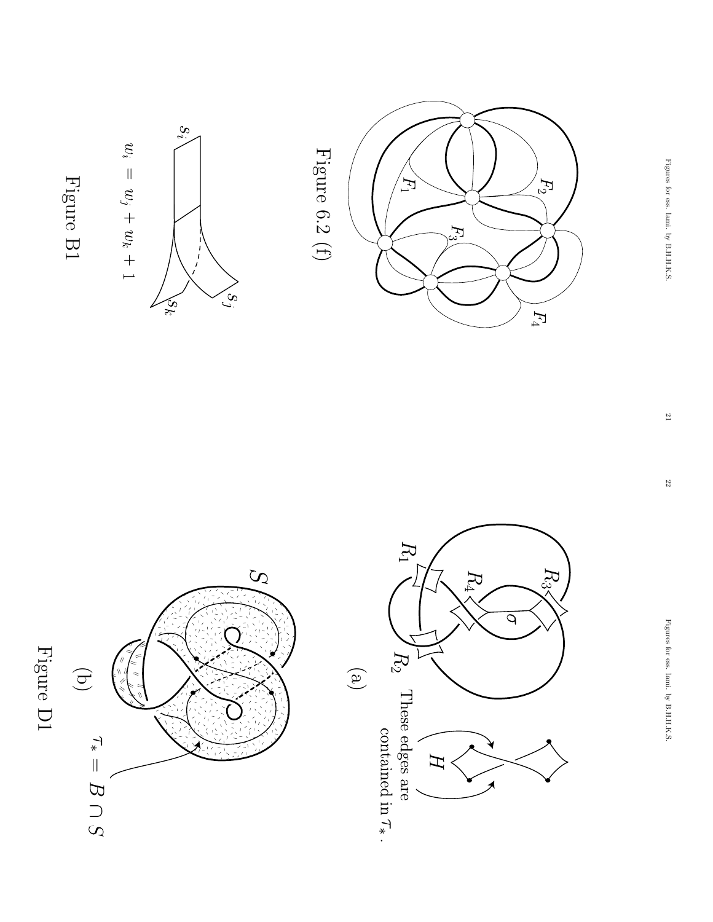Figure 6.2 (f)

$w_i = w_j + w_k + 1$

Figure B1

These edges are contained in $\tau_*$.

(a)

$\tau_* = B \cap S$

(b)

Figure D1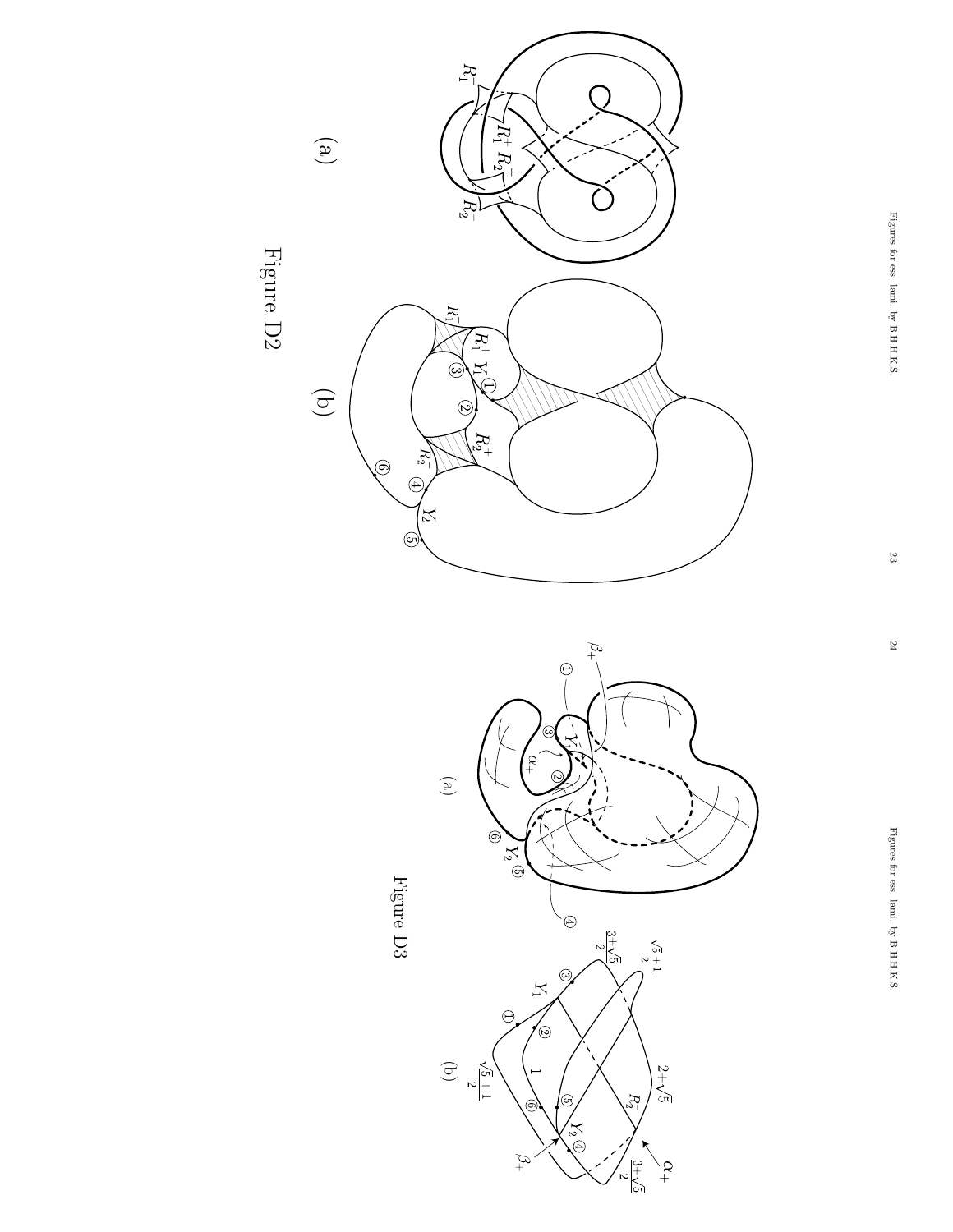Figure D2

Figure D3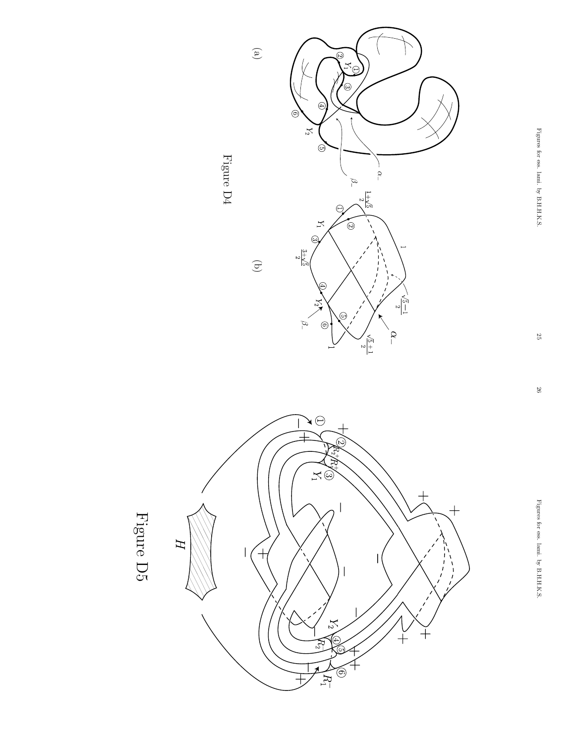(a)

(b)

Figure D4

Figure D5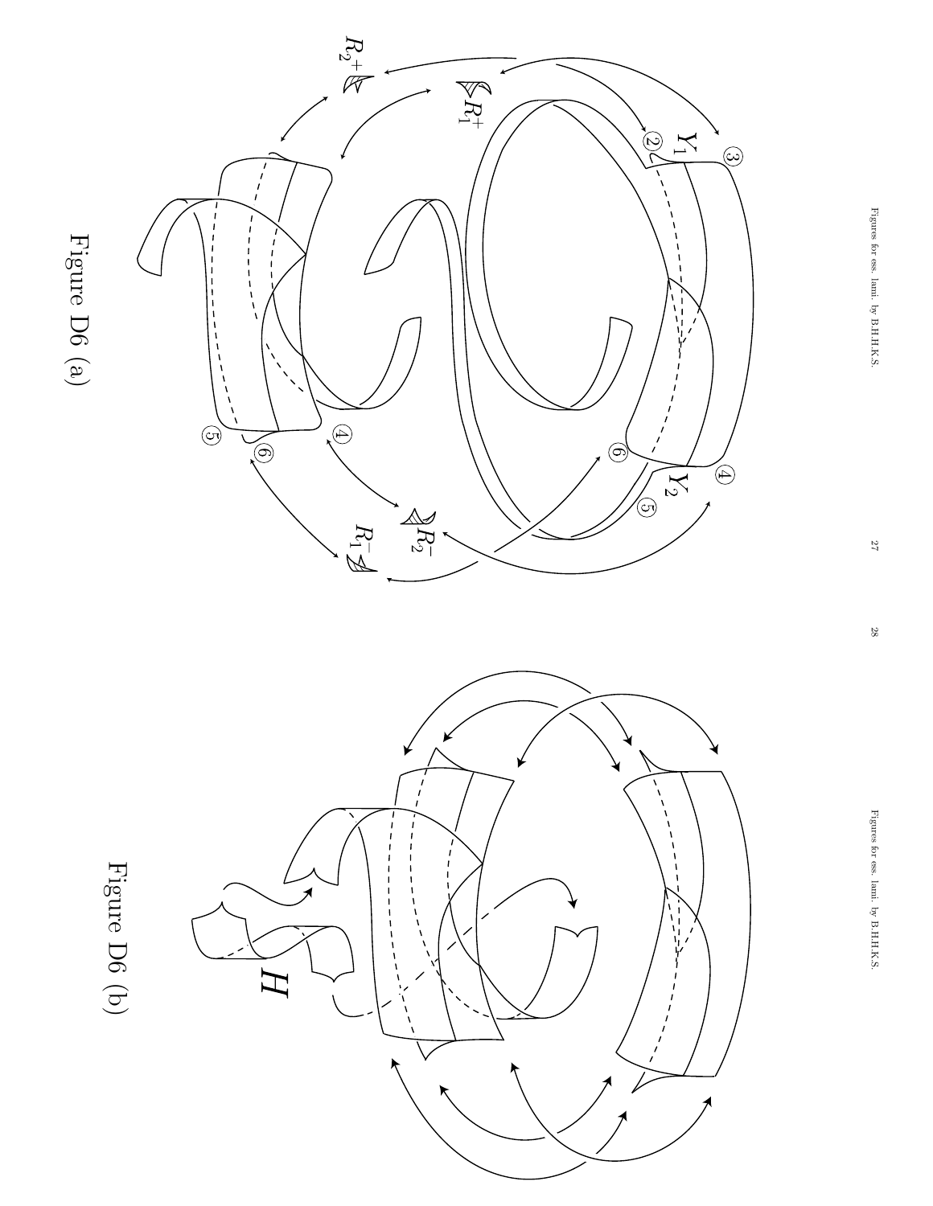Figure D6 (a)

Figure D6 (b)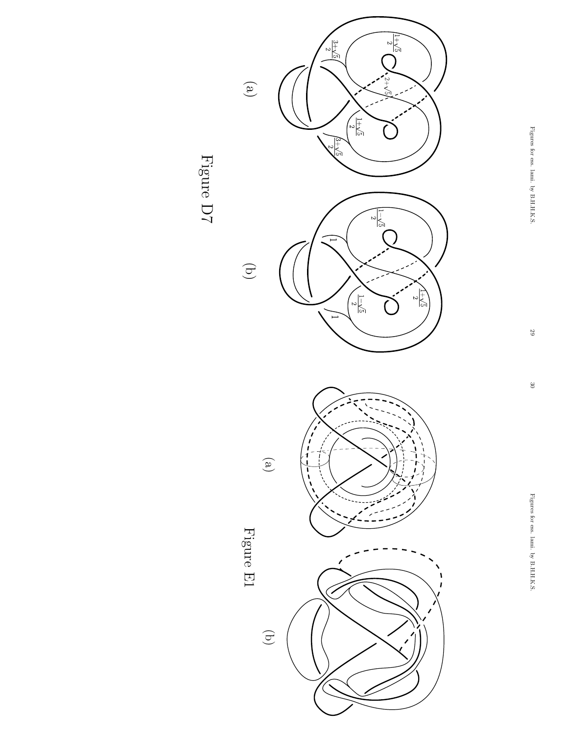$\frac{1+\sqrt{5}}{2}$

$\frac{3+\sqrt{5}}{2}$

$2+\sqrt{5}$

$\frac{1+\sqrt{5}}{2}$

$\frac{3+\sqrt{5}}{2}$

(a.)

$\frac{1-\sqrt{5}}{2}$

1

$\frac{1+\sqrt{5}}{2}$

$\frac{1-\sqrt{5}}{2}$

1

(b)

Figure D7

(a)

(b)

Figure E1